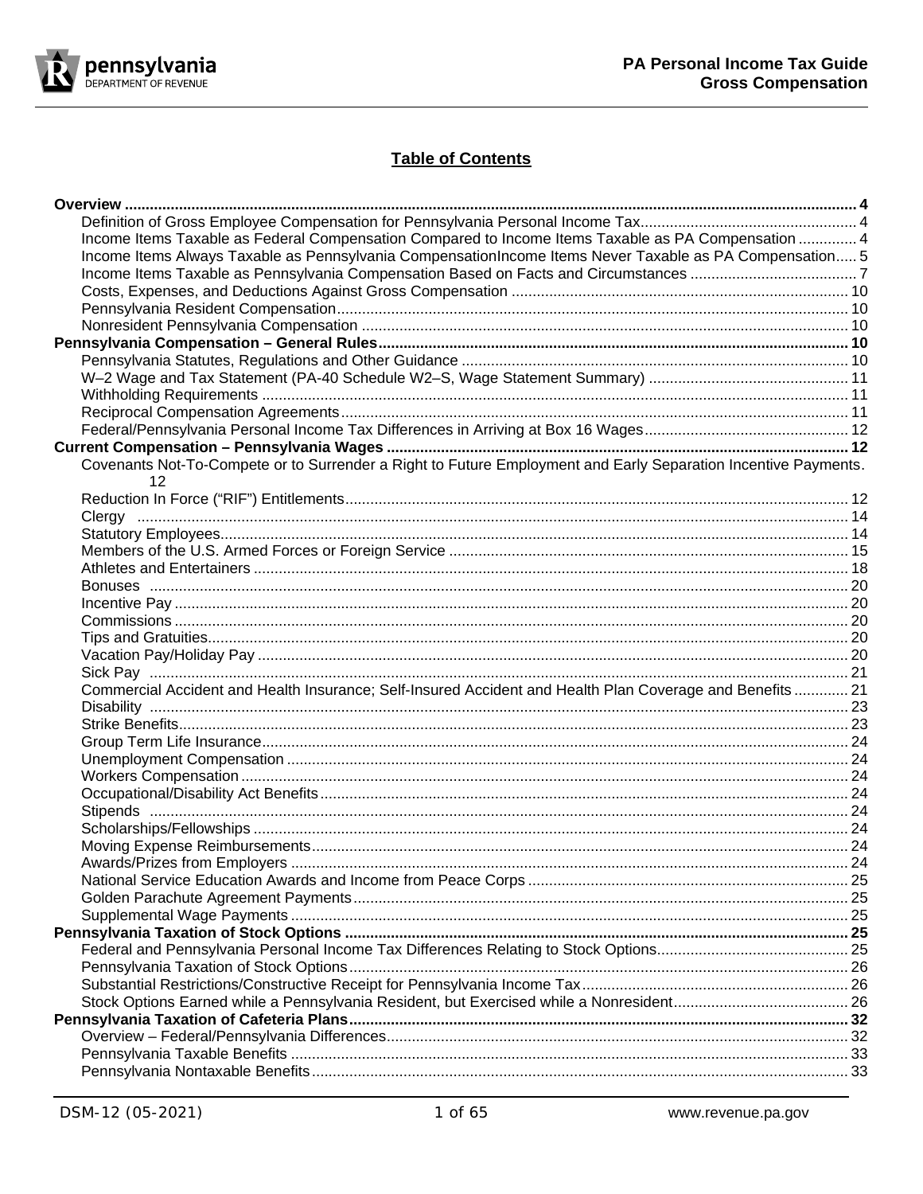# Table of Contents

**Overview** .......... 4

- Definition of Gross Employee Compensation for Pennsylvania Personal Income Tax .......... 4
- Income Items Taxable as Federal Compensation Compared to Income Items Taxable as PA Compensation .......... 4
- Income Items Always Taxable as Pennsylvania CompensationIncome Items Never Taxable as PA Compensation .......... 5
- Income Items Taxable as Pennsylvania Compensation Based on Facts and Circumstances .......... 7
- Costs, Expenses, and Deductions Against Gross Compensation .......... 10
- Pennsylvania Resident Compensation .......... 10
- Nonresident Pennsylvania Compensation .......... 10

**Pennsylvania Compensation – General Rules** .......... 10

- Pennsylvania Statutes, Regulations and Other Guidance .......... 10
- W–2 Wage and Tax Statement (PA-40 Schedule W2–S, Wage Statement Summary) .......... 11
- Withholding Requirements .......... 11
- Reciprocal Compensation Agreements .......... 11
- Federal/Pennsylvania Personal Income Tax Differences in Arriving at Box 16 Wages .......... 12

**Current Compensation – Pennsylvania Wages** .......... 12

- Covenants Not-To-Compete or to Surrender a Right to Future Employment and Early Separation Incentive Payments. 12
- Reduction In Force ("RIF") Entitlements .......... 12
- Clergy .......... 14
- Statutory Employees .......... 14
- Members of the U.S. Armed Forces or Foreign Service .......... 15
- Athletes and Entertainers .......... 18
- Bonuses .......... 20
- Incentive Pay .......... 20
- Commissions .......... 20
- Tips and Gratuities .......... 20
- Vacation Pay/Holiday Pay .......... 20
- Sick Pay .......... 21
- Commercial Accident and Health Insurance; Self-Insured Accident and Health Plan Coverage and Benefits .......... 21
- Disability .......... 23
- Strike Benefits .......... 23
- Group Term Life Insurance .......... 24
- Unemployment Compensation .......... 24
- Workers Compensation .......... 24
- Occupational/Disability Act Benefits .......... 24
- Stipends .......... 24
- Scholarships/Fellowships .......... 24
- Moving Expense Reimbursements .......... 24
- Awards/Prizes from Employers .......... 24
- National Service Education Awards and Income from Peace Corps .......... 25
- Golden Parachute Agreement Payments .......... 25
- Supplemental Wage Payments .......... 25

**Pennsylvania Taxation of Stock Options** .......... 25

- Federal and Pennsylvania Personal Income Tax Differences Relating to Stock Options .......... 25
- Pennsylvania Taxation of Stock Options .......... 26
- Substantial Restrictions/Constructive Receipt for Pennsylvania Income Tax .......... 26
- Stock Options Earned while a Pennsylvania Resident, but Exercised while a Nonresident .......... 26

**Pennsylvania Taxation of Cafeteria Plans** .......... 32

- Overview – Federal/Pennsylvania Differences .......... 32
- Pennsylvania Taxable Benefits .......... 33
- Pennsylvania Nontaxable Benefits .......... 33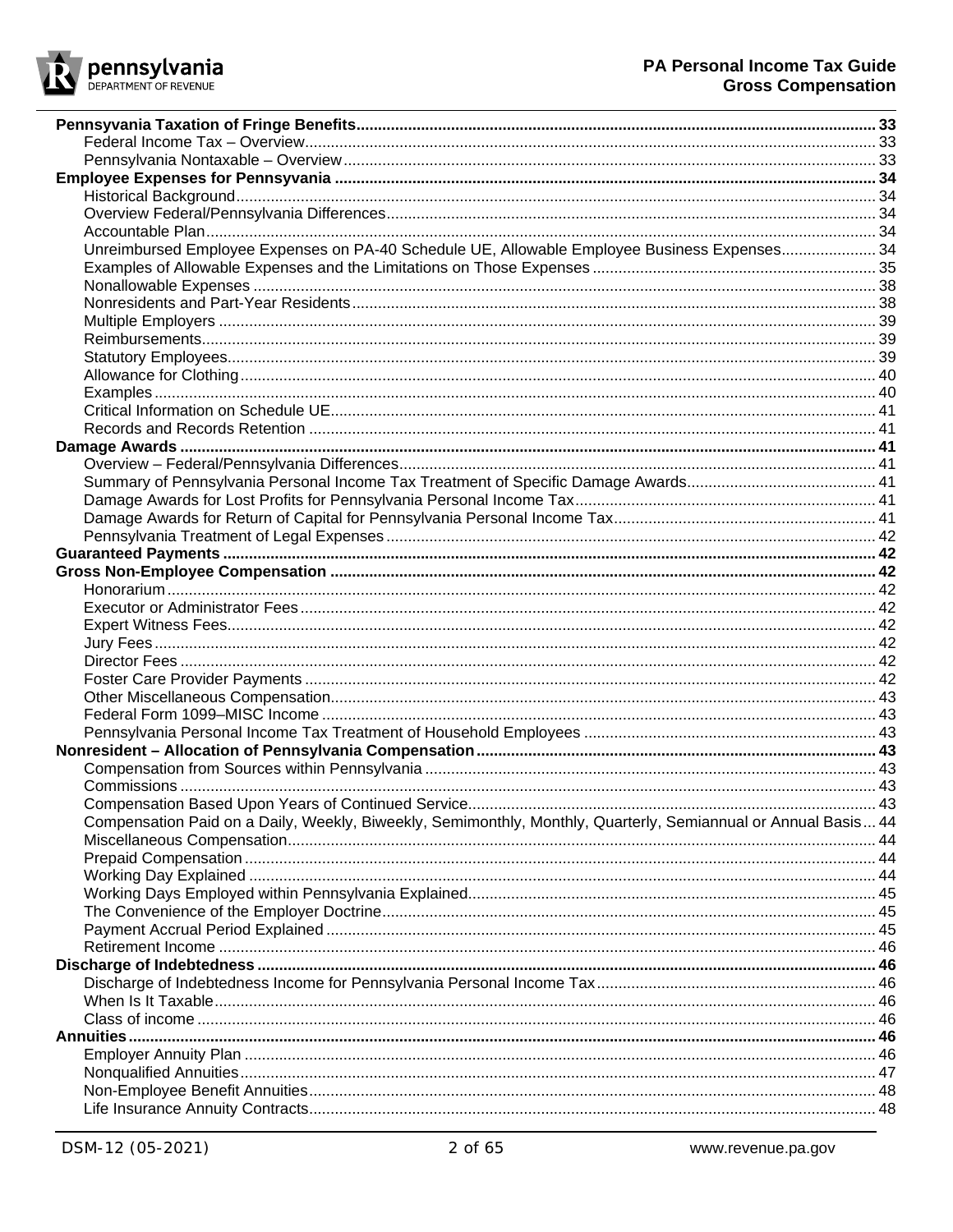**Pennsyvania Taxation of Fringe Benefits** ........ 33
- Federal Income Tax – Overview ........ 33
- Pennsylvania Nontaxable – Overview ........ 33

**Employee Expenses for Pennsyvania** ........ 34
- Historical Background ........ 34
- Overview Federal/Pennsylvania Differences ........ 34
- Accountable Plan ........ 34
- Unreimbursed Employee Expenses on PA-40 Schedule UE, Allowable Employee Business Expenses ........ 34
- Examples of Allowable Expenses and the Limitations on Those Expenses ........ 35
- Nonallowable Expenses ........ 38
- Nonresidents and Part-Year Residents ........ 38
- Multiple Employers ........ 39
- Reimbursements ........ 39
- Statutory Employees ........ 39
- Allowance for Clothing ........ 40
- Examples ........ 40
- Critical Information on Schedule UE ........ 41
- Records and Records Retention ........ 41

**Damage Awards** ........ 41
- Overview – Federal/Pennsylvania Differences ........ 41
- Summary of Pennsylvania Personal Income Tax Treatment of Specific Damage Awards ........ 41
- Damage Awards for Lost Profits for Pennsylvania Personal Income Tax ........ 41
- Damage Awards for Return of Capital for Pennsylvania Personal Income Tax ........ 41
- Pennsylvania Treatment of Legal Expenses ........ 42

**Guaranteed Payments** ........ 42

**Gross Non-Employee Compensation** ........ 42
- Honorarium ........ 42
- Executor or Administrator Fees ........ 42
- Expert Witness Fees ........ 42
- Jury Fees ........ 42
- Director Fees ........ 42
- Foster Care Provider Payments ........ 42
- Other Miscellaneous Compensation ........ 43
- Federal Form 1099–MISC Income ........ 43
- Pennsylvania Personal Income Tax Treatment of Household Employees ........ 43

**Nonresident – Allocation of Pennsylvania Compensation** ........ 43
- Compensation from Sources within Pennsylvania ........ 43
- Commissions ........ 43
- Compensation Based Upon Years of Continued Service ........ 43
- Compensation Paid on a Daily, Weekly, Biweekly, Semimonthly, Monthly, Quarterly, Semiannual or Annual Basis ........ 44
- Miscellaneous Compensation ........ 44
- Prepaid Compensation ........ 44
- Working Day Explained ........ 44
- Working Days Employed within Pennsylvania Explained ........ 45
- The Convenience of the Employer Doctrine ........ 45
- Payment Accrual Period Explained ........ 45
- Retirement Income ........ 46

**Discharge of Indebtedness** ........ 46
- Discharge of Indebtedness Income for Pennsylvania Personal Income Tax ........ 46
- When Is It Taxable ........ 46
- Class of income ........ 46

**Annuities** ........ 46
- Employer Annuity Plan ........ 46
- Nonqualified Annuities ........ 47
- Non-Employee Benefit Annuities ........ 48
- Life Insurance Annuity Contracts ........ 48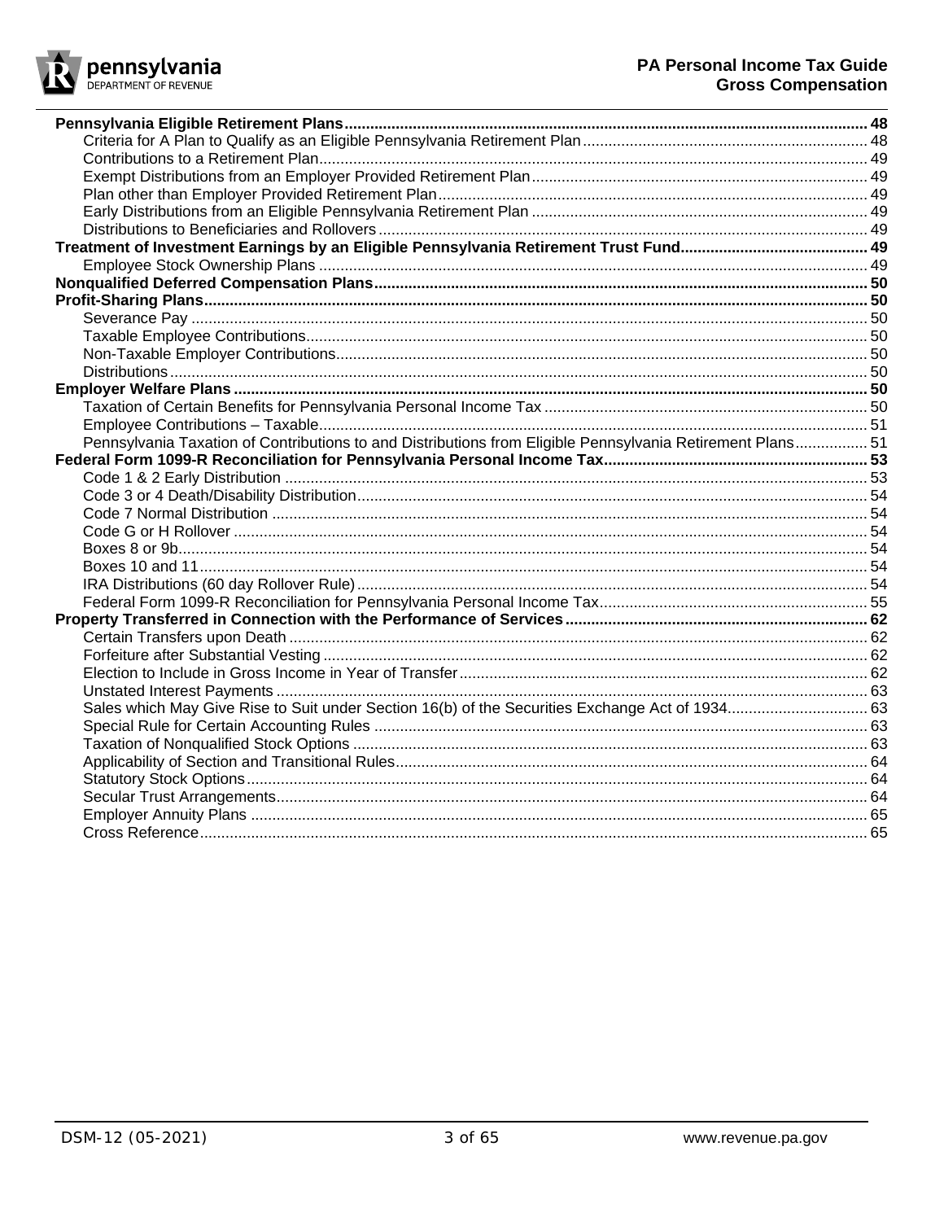**Pennsylvania Eligible Retirement Plans** ........ 48
- Criteria for A Plan to Qualify as an Eligible Pennsylvania Retirement Plan ........ 48
- Contributions to a Retirement Plan ........ 49
- Exempt Distributions from an Employer Provided Retirement Plan ........ 49
- Plan other than Employer Provided Retirement Plan ........ 49
- Early Distributions from an Eligible Pennsylvania Retirement Plan ........ 49
- Distributions to Beneficiaries and Rollovers ........ 49

**Treatment of Investment Earnings by an Eligible Pennsylvania Retirement Trust Fund** ........ 49
- Employee Stock Ownership Plans ........ 49

**Nonqualified Deferred Compensation Plans** ........ 50

**Profit-Sharing Plans** ........ 50
- Severance Pay ........ 50
- Taxable Employee Contributions ........ 50
- Non-Taxable Employer Contributions ........ 50
- Distributions ........ 50

**Employer Welfare Plans** ........ 50
- Taxation of Certain Benefits for Pennsylvania Personal Income Tax ........ 50
- Employee Contributions – Taxable ........ 51
- Pennsylvania Taxation of Contributions to and Distributions from Eligible Pennsylvania Retirement Plans ........ 51

**Federal Form 1099-R Reconciliation for Pennsylvania Personal Income Tax** ........ 53
- Code 1 & 2 Early Distribution ........ 53
- Code 3 or 4 Death/Disability Distribution ........ 54
- Code 7 Normal Distribution ........ 54
- Code G or H Rollover ........ 54
- Boxes 8 or 9b ........ 54
- Boxes 10 and 11 ........ 54
- IRA Distributions (60 day Rollover Rule) ........ 54
- Federal Form 1099-R Reconciliation for Pennsylvania Personal Income Tax ........ 55

**Property Transferred in Connection with the Performance of Services** ........ 62
- Certain Transfers upon Death ........ 62
- Forfeiture after Substantial Vesting ........ 62
- Election to Include in Gross Income in Year of Transfer ........ 62
- Unstated Interest Payments ........ 63
- Sales which May Give Rise to Suit under Section 16(b) of the Securities Exchange Act of 1934 ........ 63
- Special Rule for Certain Accounting Rules ........ 63
- Taxation of Nonqualified Stock Options ........ 63
- Applicability of Section and Transitional Rules ........ 64
- Statutory Stock Options ........ 64
- Secular Trust Arrangements ........ 64
- Employer Annuity Plans ........ 65
- Cross Reference ........ 65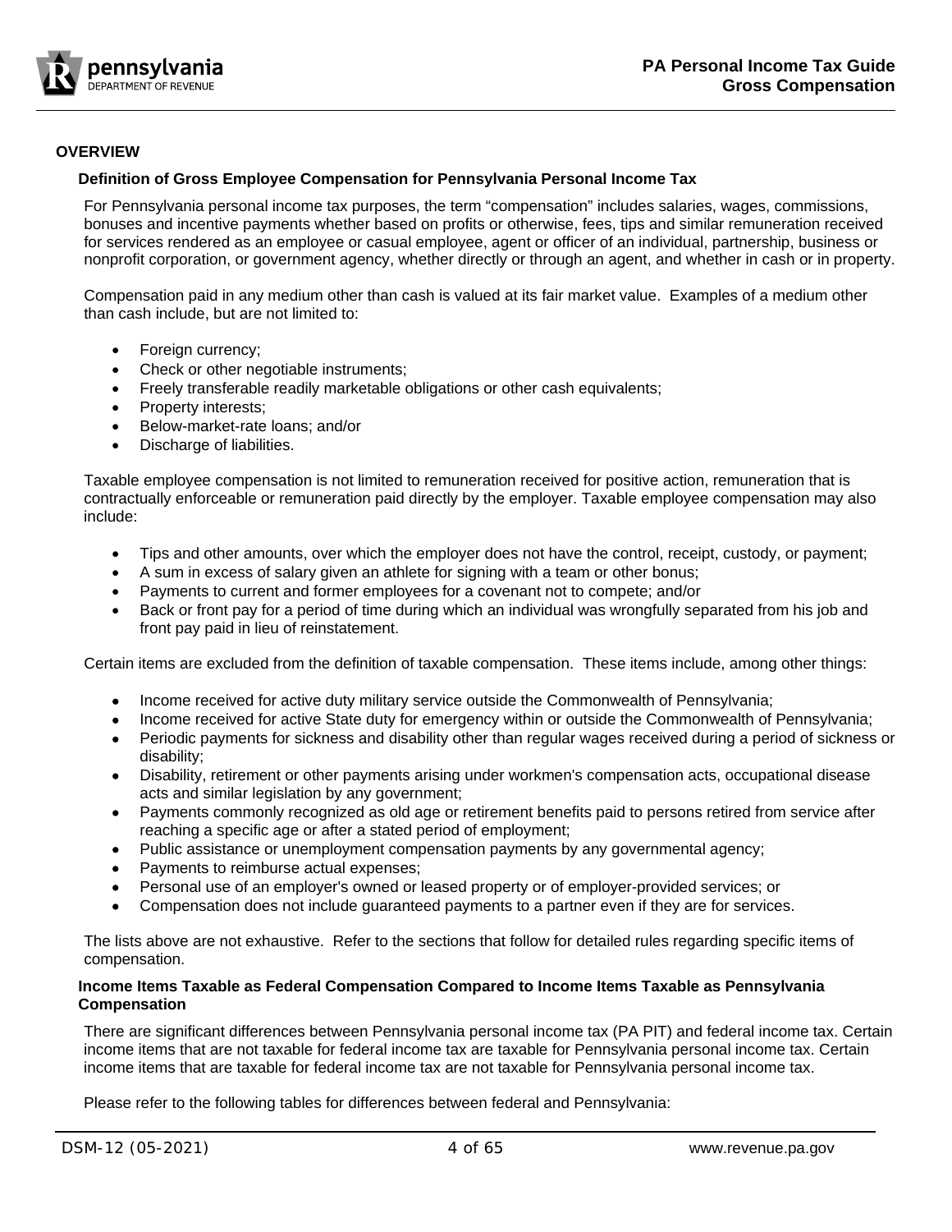## OVERVIEW

### Definition of Gross Employee Compensation for Pennsylvania Personal Income Tax

For Pennsylvania personal income tax purposes, the term "compensation" includes salaries, wages, commissions, bonuses and incentive payments whether based on profits or otherwise, fees, tips and similar remuneration received for services rendered as an employee or casual employee, agent or officer of an individual, partnership, business or nonprofit corporation, or government agency, whether directly or through an agent, and whether in cash or in property.

Compensation paid in any medium other than cash is valued at its fair market value. Examples of a medium other than cash include, but are not limited to:

- Foreign currency;
- Check or other negotiable instruments;
- Freely transferable readily marketable obligations or other cash equivalents;
- Property interests;
- Below-market-rate loans; and/or
- Discharge of liabilities.

Taxable employee compensation is not limited to remuneration received for positive action, remuneration that is contractually enforceable or remuneration paid directly by the employer. Taxable employee compensation may also include:

- Tips and other amounts, over which the employer does not have the control, receipt, custody, or payment;
- A sum in excess of salary given an athlete for signing with a team or other bonus;
- Payments to current and former employees for a covenant not to compete; and/or
- Back or front pay for a period of time during which an individual was wrongfully separated from his job and front pay paid in lieu of reinstatement.

Certain items are excluded from the definition of taxable compensation. These items include, among other things:

- Income received for active duty military service outside the Commonwealth of Pennsylvania;
- Income received for active State duty for emergency within or outside the Commonwealth of Pennsylvania;
- Periodic payments for sickness and disability other than regular wages received during a period of sickness or disability;
- Disability, retirement or other payments arising under workmen's compensation acts, occupational disease acts and similar legislation by any government;
- Payments commonly recognized as old age or retirement benefits paid to persons retired from service after reaching a specific age or after a stated period of employment;
- Public assistance or unemployment compensation payments by any governmental agency;
- Payments to reimburse actual expenses;
- Personal use of an employer's owned or leased property or of employer-provided services; or
- Compensation does not include guaranteed payments to a partner even if they are for services.

The lists above are not exhaustive. Refer to the sections that follow for detailed rules regarding specific items of compensation.

### Income Items Taxable as Federal Compensation Compared to Income Items Taxable as Pennsylvania Compensation

There are significant differences between Pennsylvania personal income tax (PA PIT) and federal income tax. Certain income items that are not taxable for federal income tax are taxable for Pennsylvania personal income tax. Certain income items that are taxable for federal income tax are not taxable for Pennsylvania personal income tax.

Please refer to the following tables for differences between federal and Pennsylvania: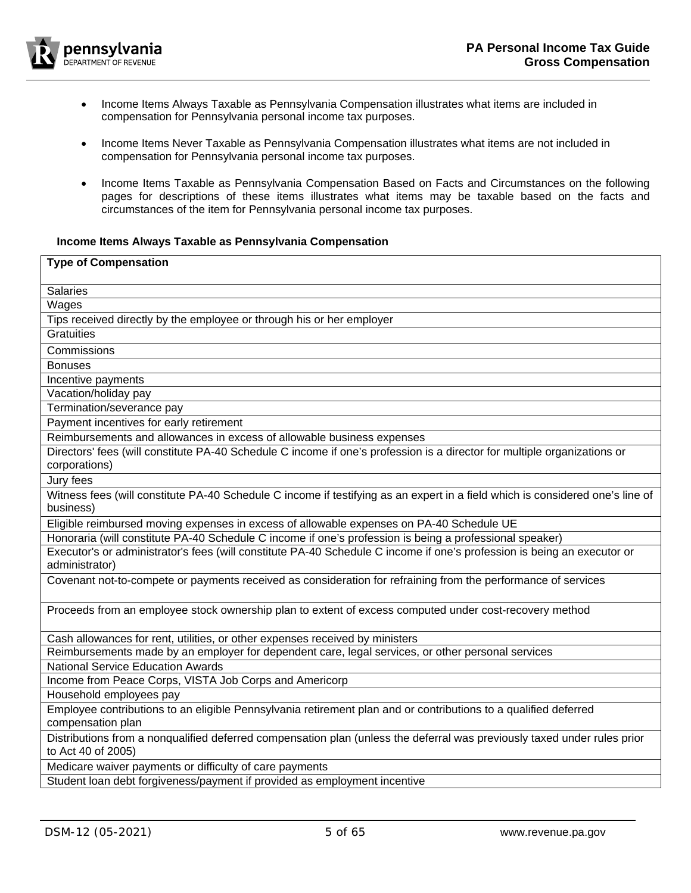- Income Items Always Taxable as Pennsylvania Compensation illustrates what items are included in compensation for Pennsylvania personal income tax purposes.
- Income Items Never Taxable as Pennsylvania Compensation illustrates what items are not included in compensation for Pennsylvania personal income tax purposes.
- Income Items Taxable as Pennsylvania Compensation Based on Facts and Circumstances on the following pages for descriptions of these items illustrates what items may be taxable based on the facts and circumstances of the item for Pennsylvania personal income tax purposes.

**Income Items Always Taxable as Pennsylvania Compensation**

| Type of Compensation |
|---|
| Salaries |
| Wages |
| Tips received directly by the employee or through his or her employer |
| Gratuities |
| Commissions |
| Bonuses |
| Incentive payments |
| Vacation/holiday pay |
| Termination/severance pay |
| Payment incentives for early retirement |
| Reimbursements and allowances in excess of allowable business expenses |
| Directors' fees (will constitute PA-40 Schedule C income if one's profession is a director for multiple organizations or corporations) |
| Jury fees |
| Witness fees (will constitute PA-40 Schedule C income if testifying as an expert in a field which is considered one's line of business) |
| Eligible reimbursed moving expenses in excess of allowable expenses on PA-40 Schedule UE |
| Honoraria (will constitute PA-40 Schedule C income if one's profession is being a professional speaker) |
| Executor's or administrator's fees (will constitute PA-40 Schedule C income if one's profession is being an executor or administrator) |
| Covenant not-to-compete or payments received as consideration for refraining from the performance of services |
| Proceeds from an employee stock ownership plan to extent of excess computed under cost-recovery method |
| Cash allowances for rent, utilities, or other expenses received by ministers |
| Reimbursements made by an employer for dependent care, legal services, or other personal services |
| National Service Education Awards |
| Income from Peace Corps, VISTA Job Corps and Americorp |
| Household employees pay |
| Employee contributions to an eligible Pennsylvania retirement plan and or contributions to a qualified deferred compensation plan |
| Distributions from a nonqualified deferred compensation plan (unless the deferral was previously taxed under rules prior to Act 40 of 2005) |
| Medicare waiver payments or difficulty of care payments |
| Student loan debt forgiveness/payment if provided as employment incentive |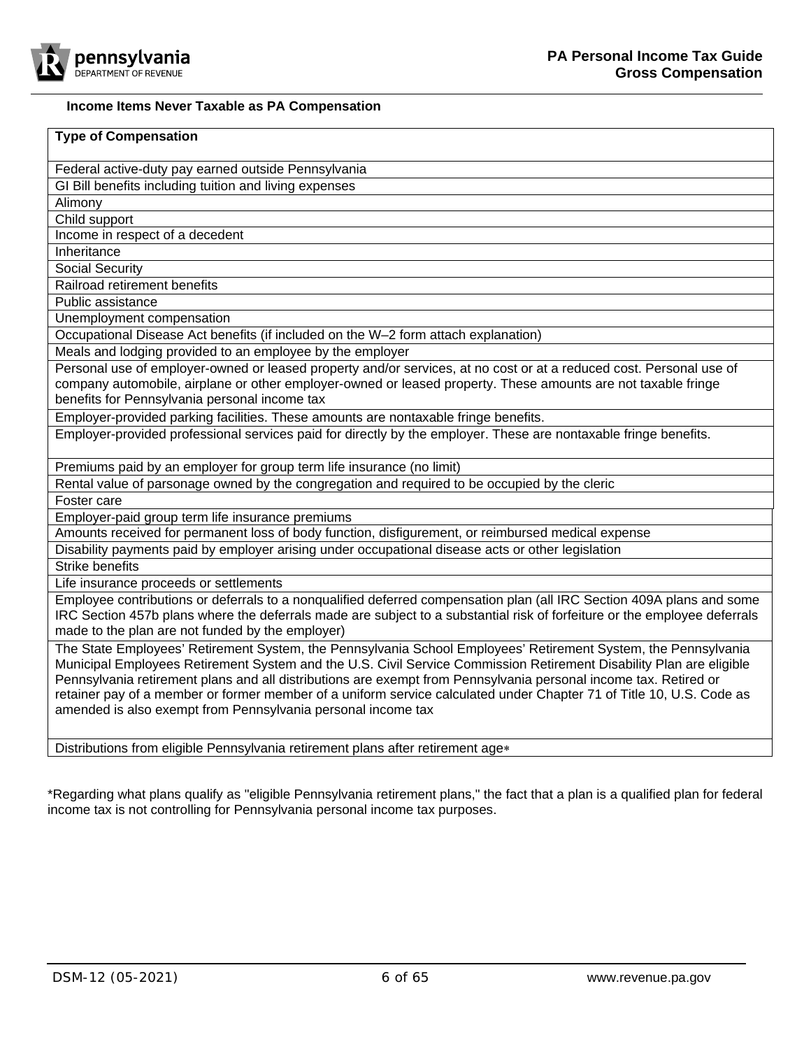### Income Items Never Taxable as PA Compensation

| Type of Compensation |
| --- |
| Federal active-duty pay earned outside Pennsylvania |
| GI Bill benefits including tuition and living expenses |
| Alimony |
| Child support |
| Income in respect of a decedent |
| Inheritance |
| Social Security |
| Railroad retirement benefits |
| Public assistance |
| Unemployment compensation |
| Occupational Disease Act benefits (if included on the W–2 form attach explanation) |
| Meals and lodging provided to an employee by the employer |
| Personal use of employer-owned or leased property and/or services, at no cost or at a reduced cost. Personal use of company automobile, airplane or other employer-owned or leased property. These amounts are not taxable fringe benefits for Pennsylvania personal income tax |
| Employer-provided parking facilities. These amounts are nontaxable fringe benefits. |
| Employer-provided professional services paid for directly by the employer. These are nontaxable fringe benefits. |
| Premiums paid by an employer for group term life insurance (no limit) |
| Rental value of parsonage owned by the congregation and required to be occupied by the cleric |
| Foster care |
| Employer-paid group term life insurance premiums |
| Amounts received for permanent loss of body function, disfigurement, or reimbursed medical expense |
| Disability payments paid by employer arising under occupational disease acts or other legislation |
| Strike benefits |
| Life insurance proceeds or settlements |
| Employee contributions or deferrals to a nonqualified deferred compensation plan (all IRC Section 409A plans and some IRC Section 457b plans where the deferrals made are subject to a substantial risk of forfeiture or the employee deferrals made to the plan are not funded by the employer) |
| The State Employees' Retirement System, the Pennsylvania School Employees' Retirement System, the Pennsylvania Municipal Employees Retirement System and the U.S. Civil Service Commission Retirement Disability Plan are eligible Pennsylvania retirement plans and all distributions are exempt from Pennsylvania personal income tax. Retired or retainer pay of a member or former member of a uniform service calculated under Chapter 71 of Title 10, U.S. Code as amended is also exempt from Pennsylvania personal income tax |
| Distributions from eligible Pennsylvania retirement plans after retirement age* |

*Regarding what plans qualify as "eligible Pennsylvania retirement plans," the fact that a plan is a qualified plan for federal income tax is not controlling for Pennsylvania personal income tax purposes.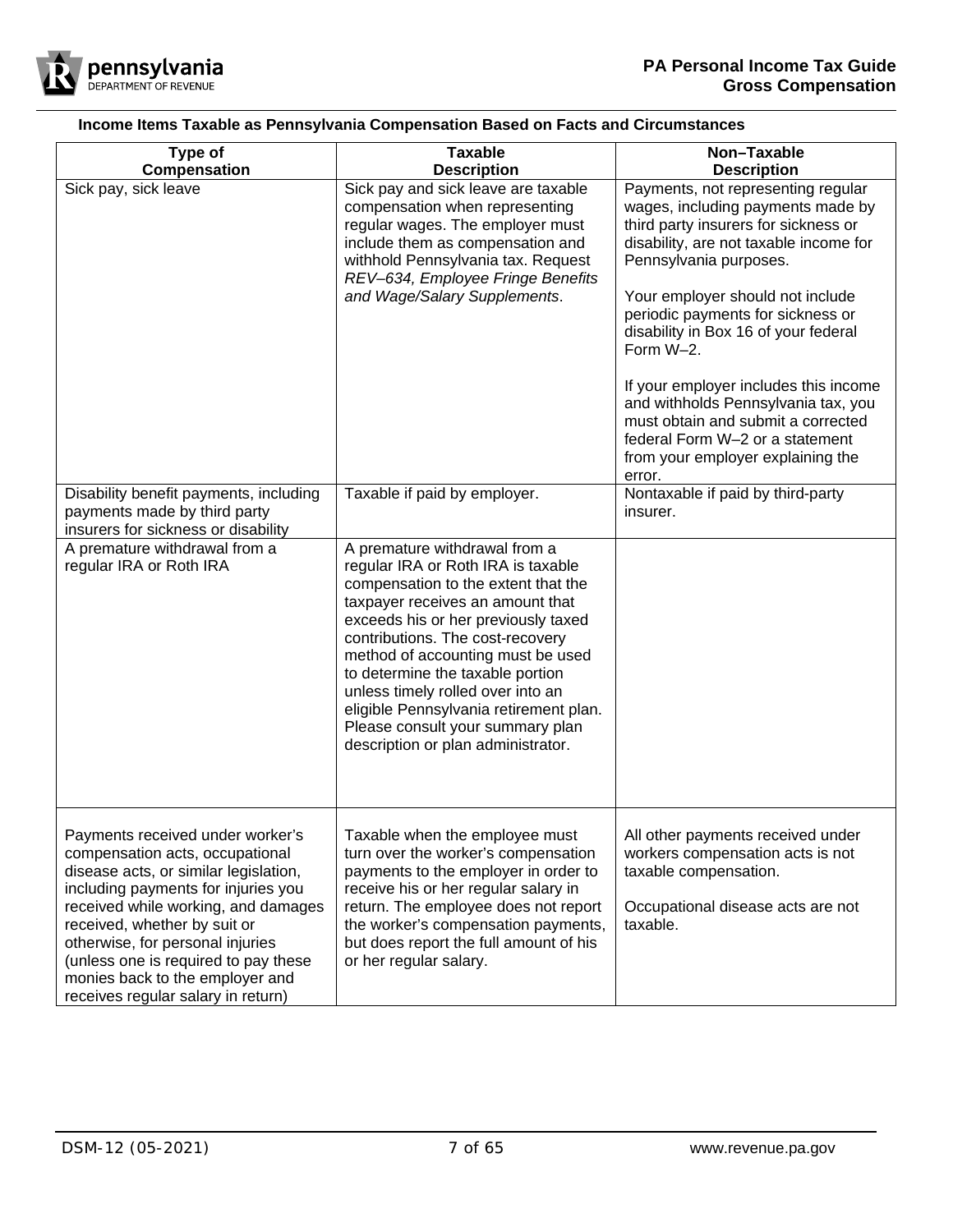**Income Items Taxable as Pennsylvania Compensation Based on Facts and Circumstances**

| Type of Compensation | Taxable Description | Non–Taxable Description |
|---|---|---|
| Sick pay, sick leave | Sick pay and sick leave are taxable compensation when representing regular wages. The employer must include them as compensation and withhold Pennsylvania tax. Request *REV–634, Employee Fringe Benefits and Wage/Salary Supplements*. | Payments, not representing regular wages, including payments made by third party insurers for sickness or disability, are not taxable income for Pennsylvania purposes.<br><br>Your employer should not include periodic payments for sickness or disability in Box 16 of your federal Form W–2.<br><br>If your employer includes this income and withholds Pennsylvania tax, you must obtain and submit a corrected federal Form W–2 or a statement from your employer explaining the error. |
| Disability benefit payments, including payments made by third party insurers for sickness or disability | Taxable if paid by employer. | Nontaxable if paid by third-party insurer. |
| A premature withdrawal from a regular IRA or Roth IRA | A premature withdrawal from a regular IRA or Roth IRA is taxable compensation to the extent that the taxpayer receives an amount that exceeds his or her previously taxed contributions. The cost-recovery method of accounting must be used to determine the taxable portion unless timely rolled over into an eligible Pennsylvania retirement plan. Please consult your summary plan description or plan administrator. | |
| Payments received under worker's compensation acts, occupational disease acts, or similar legislation, including payments for injuries you received while working, and damages received, whether by suit or otherwise, for personal injuries (unless one is required to pay these monies back to the employer and receives regular salary in return) | Taxable when the employee must turn over the worker's compensation payments to the employer in order to receive his or her regular salary in return. The employee does not report the worker's compensation payments, but does report the full amount of his or her regular salary. | All other payments received under workers compensation acts is not taxable compensation.<br><br>Occupational disease acts are not taxable. |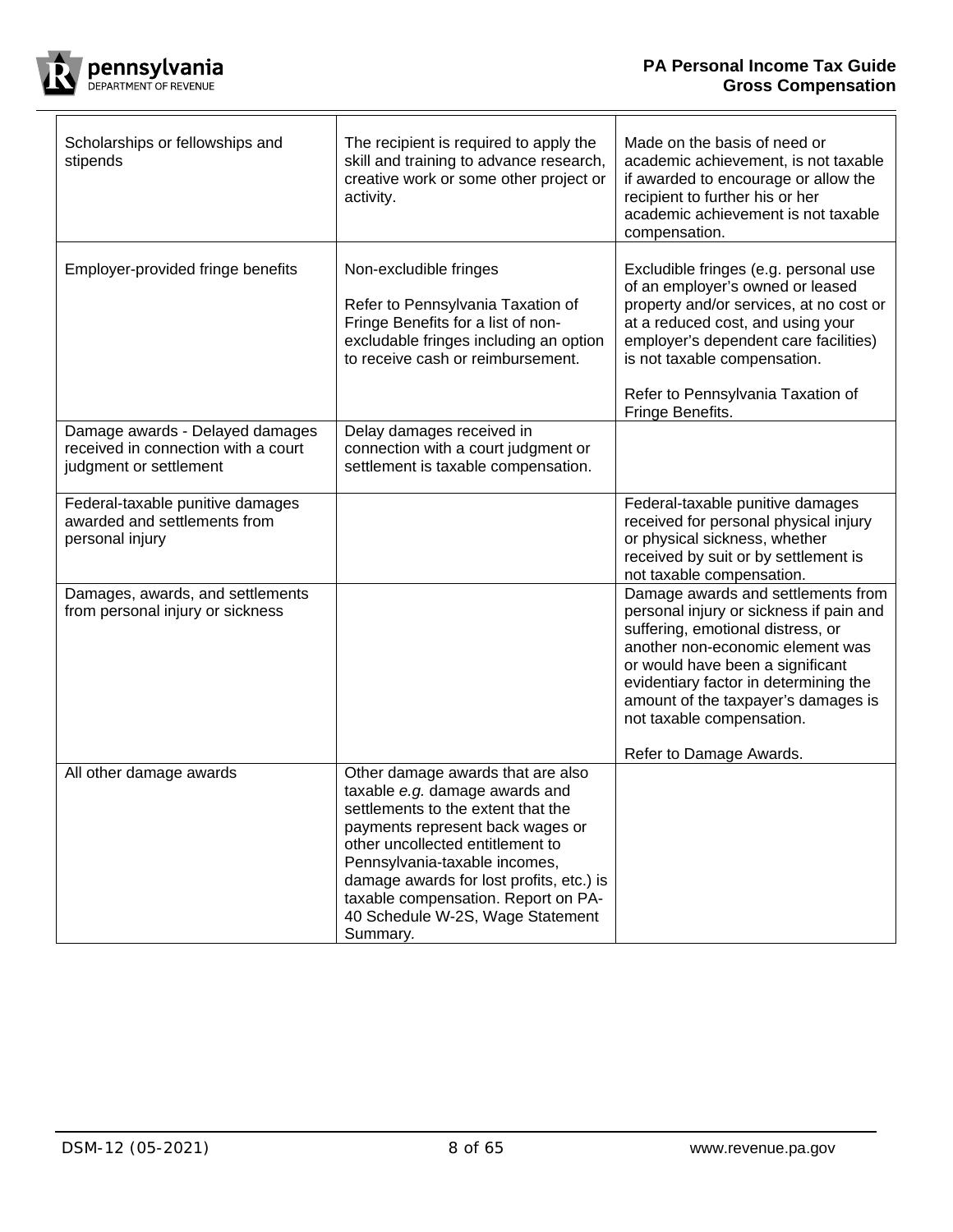| | | |
|---|---|---|
| Scholarships or fellowships and stipends | The recipient is required to apply the skill and training to advance research, creative work or some other project or activity. | Made on the basis of need or academic achievement, is not taxable if awarded to encourage or allow the recipient to further his or her academic achievement is not taxable compensation. |
| Employer-provided fringe benefits | Non-excludible fringes<br><br>Refer to Pennsylvania Taxation of Fringe Benefits for a list of non-excludable fringes including an option to receive cash or reimbursement. | Excludible fringes (e.g. personal use of an employer's owned or leased property and/or services, at no cost or at a reduced cost, and using your employer's dependent care facilities) is not taxable compensation.<br><br>Refer to Pennsylvania Taxation of Fringe Benefits. |
| Damage awards - Delayed damages received in connection with a court judgment or settlement | Delay damages received in connection with a court judgment or settlement is taxable compensation. | |
| Federal-taxable punitive damages awarded and settlements from personal injury | | Federal-taxable punitive damages received for personal physical injury or physical sickness, whether received by suit or by settlement is not taxable compensation. |
| Damages, awards, and settlements from personal injury or sickness | | Damage awards and settlements from personal injury or sickness if pain and suffering, emotional distress, or another non-economic element was or would have been a significant evidentiary factor in determining the amount of the taxpayer's damages is not taxable compensation.<br><br>Refer to Damage Awards. |
| All other damage awards | Other damage awards that are also taxable *e.g.* damage awards and settlements to the extent that the payments represent back wages or other uncollected entitlement to Pennsylvania-taxable incomes, damage awards for lost profits, etc.) is taxable compensation. Report on PA-40 Schedule W-2S, Wage Statement Summary. | |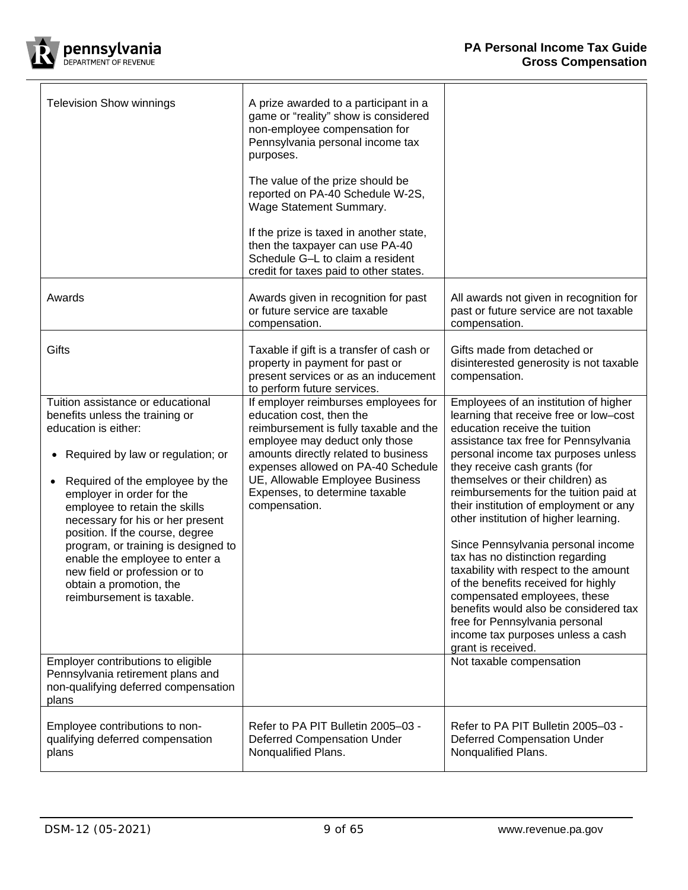| | | |
|---|---|---|
| Television Show winnings | A prize awarded to a participant in a game or "reality" show is considered non-employee compensation for Pennsylvania personal income tax purposes.<br><br>The value of the prize should be reported on PA-40 Schedule W-2S, Wage Statement Summary.<br><br>If the prize is taxed in another state, then the taxpayer can use PA-40 Schedule G–L to claim a resident credit for taxes paid to other states. | |
| Awards | Awards given in recognition for past or future service are taxable compensation. | All awards not given in recognition for past or future service are not taxable compensation. |
| Gifts | Taxable if gift is a transfer of cash or property in payment for past or present services or as an inducement to perform future services. | Gifts made from detached or disinterested generosity is not taxable compensation. |
| Tuition assistance or educational benefits unless the training or education is either:<br><br>• Required by law or regulation; or<br><br>• Required of the employee by the employer in order for the employee to retain the skills necessary for his or her present position. If the course, degree program, or training is designed to enable the employee to enter a new field or profession or to obtain a promotion, the reimbursement is taxable. | If employer reimburses employees for education cost, then the reimbursement is fully taxable and the employee may deduct only those amounts directly related to business expenses allowed on PA-40 Schedule UE, Allowable Employee Business Expenses, to determine taxable compensation. | Employees of an institution of higher learning that receive free or low–cost education receive the tuition assistance tax free for Pennsylvania personal income tax purposes unless they receive cash grants (for themselves or their children) as reimbursements for the tuition paid at their institution of employment or any other institution of higher learning.<br><br>Since Pennsylvania personal income tax has no distinction regarding taxability with respect to the amount of the benefits received for highly compensated employees, these benefits would also be considered tax free for Pennsylvania personal income tax purposes unless a cash grant is received. |
| Employer contributions to eligible Pennsylvania retirement plans and non-qualifying deferred compensation plans | | Not taxable compensation |
| Employee contributions to non-qualifying deferred compensation plans | Refer to PA PIT Bulletin 2005–03 - Deferred Compensation Under Nonqualified Plans. | Refer to PA PIT Bulletin 2005–03 - Deferred Compensation Under Nonqualified Plans. |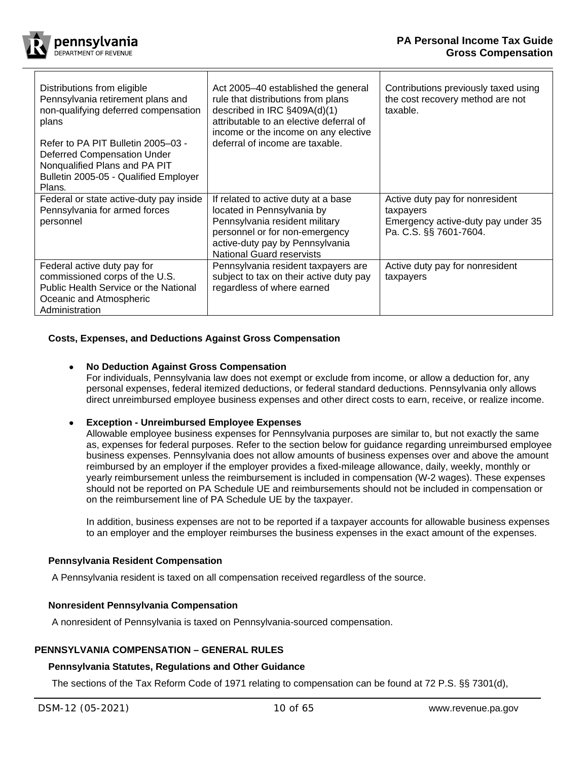| | | |
|---|---|---|
| Distributions from eligible Pennsylvania retirement plans and non-qualifying deferred compensation plans<br><br>Refer to PA PIT Bulletin 2005–03 - Deferred Compensation Under Nonqualified Plans and PA PIT Bulletin 2005-05 - Qualified Employer Plans. | Act 2005–40 established the general rule that distributions from plans described in IRC §409A(d)(1) attributable to an elective deferral of income or the income on any elective deferral of income are taxable. | Contributions previously taxed using the cost recovery method are not taxable. |
| Federal or state active-duty pay inside Pennsylvania for armed forces personnel | If related to active duty at a base located in Pennsylvania by Pennsylvania resident military personnel or for non-emergency active-duty pay by Pennsylvania National Guard reservists | Active duty pay for nonresident taxpayers<br>Emergency active-duty pay under 35 Pa. C.S. §§ 7601-7604. |
| Federal active duty pay for commissioned corps of the U.S. Public Health Service or the National Oceanic and Atmospheric Administration | Pennsylvania resident taxpayers are subject to tax on their active duty pay regardless of where earned | Active duty pay for nonresident taxpayers |

### Costs, Expenses, and Deductions Against Gross Compensation

- **No Deduction Against Gross Compensation**
  For individuals, Pennsylvania law does not exempt or exclude from income, or allow a deduction for, any personal expenses, federal itemized deductions, or federal standard deductions. Pennsylvania only allows direct unreimbursed employee business expenses and other direct costs to earn, receive, or realize income.

- **Exception - Unreimbursed Employee Expenses**
  Allowable employee business expenses for Pennsylvania purposes are similar to, but not exactly the same as, expenses for federal purposes. Refer to the section below for guidance regarding unreimbursed employee business expenses. Pennsylvania does not allow amounts of business expenses over and above the amount reimbursed by an employer if the employer provides a fixed-mileage allowance, daily, weekly, monthly or yearly reimbursement unless the reimbursement is included in compensation (W-2 wages). These expenses should not be reported on PA Schedule UE and reimbursements should not be included in compensation or on the reimbursement line of PA Schedule UE by the taxpayer.

  In addition, business expenses are not to be reported if a taxpayer accounts for allowable business expenses to an employer and the employer reimburses the business expenses in the exact amount of the expenses.

### Pennsylvania Resident Compensation

A Pennsylvania resident is taxed on all compensation received regardless of the source.

### Nonresident Pennsylvania Compensation

A nonresident of Pennsylvania is taxed on Pennsylvania-sourced compensation.

## PENNSYLVANIA COMPENSATION – GENERAL RULES

### Pennsylvania Statutes, Regulations and Other Guidance

The sections of the Tax Reform Code of 1971 relating to compensation can be found at 72 P.S. §§ 7301(d),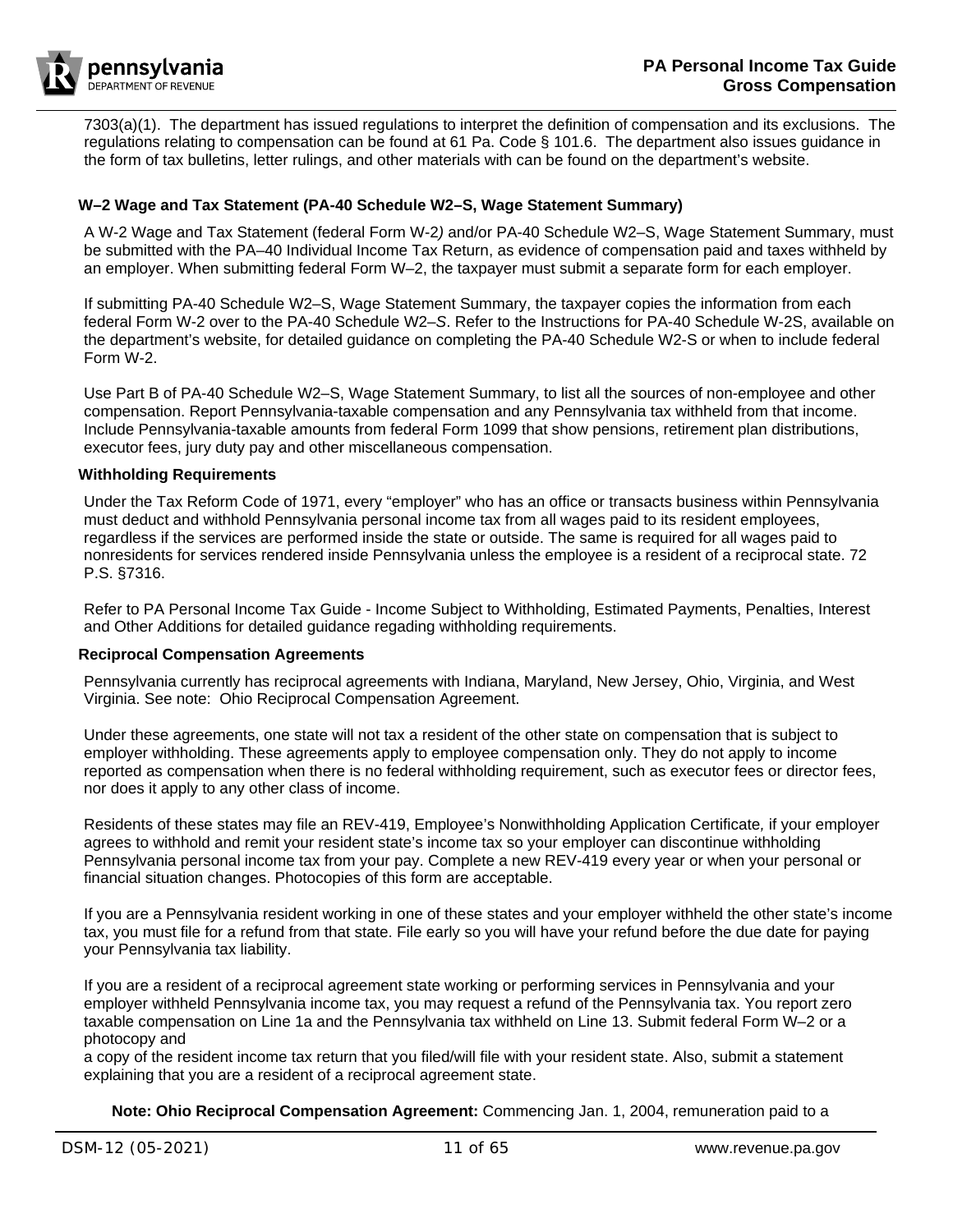7303(a)(1). The department has issued regulations to interpret the definition of compensation and its exclusions. The regulations relating to compensation can be found at 61 Pa. Code § 101.6. The department also issues guidance in the form of tax bulletins, letter rulings, and other materials with can be found on the department's website.

### W–2 Wage and Tax Statement (PA-40 Schedule W2–S, Wage Statement Summary)

A W-2 Wage and Tax Statement (federal Form W-2) and/or PA-40 Schedule W2–S, Wage Statement Summary, must be submitted with the PA–40 Individual Income Tax Return, as evidence of compensation paid and taxes withheld by an employer. When submitting federal Form W–2, the taxpayer must submit a separate form for each employer.

If submitting PA-40 Schedule W2–S, Wage Statement Summary, the taxpayer copies the information from each federal Form W-2 over to the PA-40 Schedule W2–*S*. Refer to the Instructions for PA-40 Schedule W-2S, available on the department's website, for detailed guidance on completing the PA-40 Schedule W2-S or when to include federal Form W-2.

Use Part B of PA-40 Schedule W2–S, Wage Statement Summary, to list all the sources of non-employee and other compensation. Report Pennsylvania-taxable compensation and any Pennsylvania tax withheld from that income. Include Pennsylvania-taxable amounts from federal Form 1099 that show pensions, retirement plan distributions, executor fees, jury duty pay and other miscellaneous compensation.

### Withholding Requirements

Under the Tax Reform Code of 1971, every "employer" who has an office or transacts business within Pennsylvania must deduct and withhold Pennsylvania personal income tax from all wages paid to its resident employees, regardless if the services are performed inside the state or outside. The same is required for all wages paid to nonresidents for services rendered inside Pennsylvania unless the employee is a resident of a reciprocal state. 72 P.S. §7316.

Refer to PA Personal Income Tax Guide - Income Subject to Withholding, Estimated Payments, Penalties, Interest and Other Additions for detailed guidance regading withholding requirements.

### Reciprocal Compensation Agreements

Pennsylvania currently has reciprocal agreements with Indiana, Maryland, New Jersey, Ohio, Virginia, and West Virginia. See note: Ohio Reciprocal Compensation Agreement.

Under these agreements, one state will not tax a resident of the other state on compensation that is subject to employer withholding. These agreements apply to employee compensation only. They do not apply to income reported as compensation when there is no federal withholding requirement, such as executor fees or director fees, nor does it apply to any other class of income.

Residents of these states may file an REV-419, Employee's Nonwithholding Application Certificate*,* if your employer agrees to withhold and remit your resident state's income tax so your employer can discontinue withholding Pennsylvania personal income tax from your pay. Complete a new REV-419 every year or when your personal or financial situation changes. Photocopies of this form are acceptable.

If you are a Pennsylvania resident working in one of these states and your employer withheld the other state's income tax, you must file for a refund from that state. File early so you will have your refund before the due date for paying your Pennsylvania tax liability.

If you are a resident of a reciprocal agreement state working or performing services in Pennsylvania and your employer withheld Pennsylvania income tax, you may request a refund of the Pennsylvania tax. You report zero taxable compensation on Line 1a and the Pennsylvania tax withheld on Line 13. Submit federal Form W–2 or a photocopy and a copy of the resident income tax return that you filed/will file with your resident state. Also, submit a statement explaining that you are a resident of a reciprocal agreement state.

**Note: Ohio Reciprocal Compensation Agreement:** Commencing Jan. 1, 2004, remuneration paid to a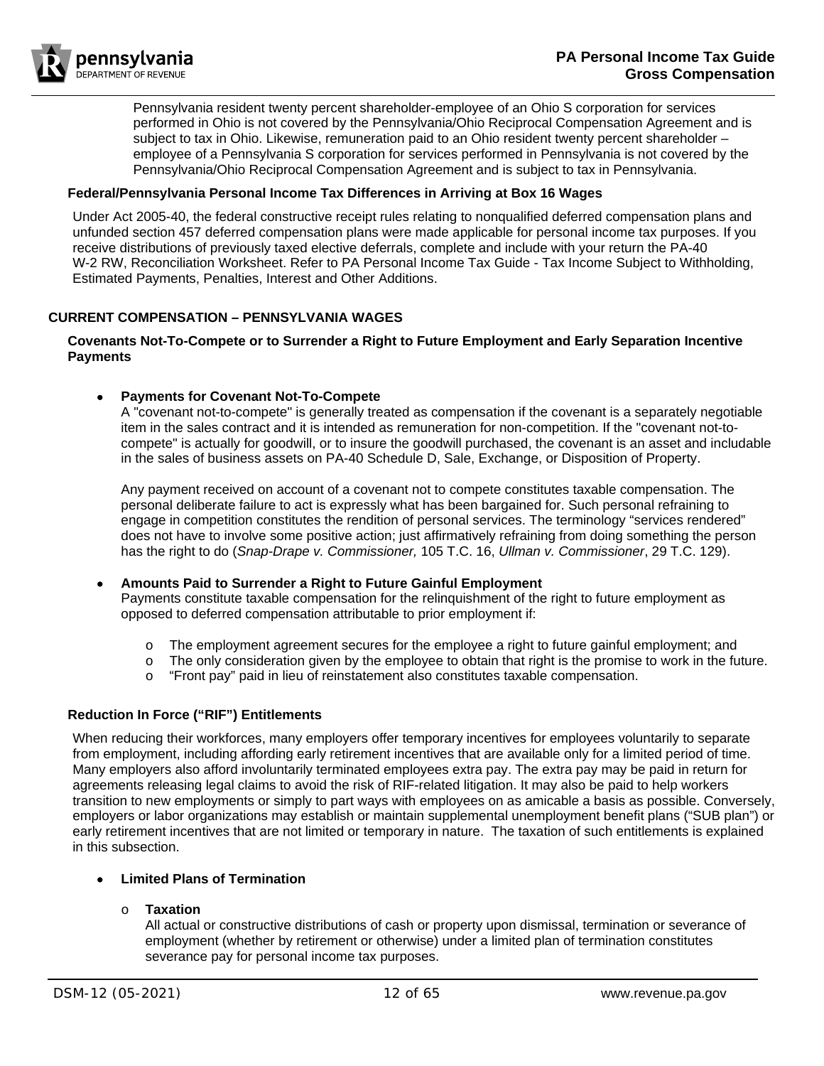Pennsylvania resident twenty percent shareholder-employee of an Ohio S corporation for services performed in Ohio is not covered by the Pennsylvania/Ohio Reciprocal Compensation Agreement and is subject to tax in Ohio. Likewise, remuneration paid to an Ohio resident twenty percent shareholder – employee of a Pennsylvania S corporation for services performed in Pennsylvania is not covered by the Pennsylvania/Ohio Reciprocal Compensation Agreement and is subject to tax in Pennsylvania.

#### Federal/Pennsylvania Personal Income Tax Differences in Arriving at Box 16 Wages

Under Act 2005-40, the federal constructive receipt rules relating to nonqualified deferred compensation plans and unfunded section 457 deferred compensation plans were made applicable for personal income tax purposes. If you receive distributions of previously taxed elective deferrals, complete and include with your return the PA-40 W-2 RW, Reconciliation Worksheet. Refer to PA Personal Income Tax Guide - Tax Income Subject to Withholding, Estimated Payments, Penalties, Interest and Other Additions.

### CURRENT COMPENSATION – PENNSYLVANIA WAGES

#### Covenants Not-To-Compete or to Surrender a Right to Future Employment and Early Separation Incentive Payments

- **Payments for Covenant Not-To-Compete**

  A "covenant not-to-compete" is generally treated as compensation if the covenant is a separately negotiable item in the sales contract and it is intended as remuneration for non-competition. If the "covenant not-to-compete" is actually for goodwill, or to insure the goodwill purchased, the covenant is an asset and includable in the sales of business assets on PA-40 Schedule D, Sale, Exchange, or Disposition of Property.

  Any payment received on account of a covenant not to compete constitutes taxable compensation. The personal deliberate failure to act is expressly what has been bargained for. Such personal refraining to engage in competition constitutes the rendition of personal services. The terminology "services rendered" does not have to involve some positive action; just affirmatively refraining from doing something the person has the right to do (*Snap-Drape v. Commissioner,* 105 T.C. 16, *Ullman v. Commissioner*, 29 T.C. 129).

- **Amounts Paid to Surrender a Right to Future Gainful Employment**

  Payments constitute taxable compensation for the relinquishment of the right to future employment as opposed to deferred compensation attributable to prior employment if:

  - The employment agreement secures for the employee a right to future gainful employment; and
  - The only consideration given by the employee to obtain that right is the promise to work in the future.
  - "Front pay" paid in lieu of reinstatement also constitutes taxable compensation.

#### Reduction In Force ("RIF") Entitlements

When reducing their workforces, many employers offer temporary incentives for employees voluntarily to separate from employment, including affording early retirement incentives that are available only for a limited period of time. Many employers also afford involuntarily terminated employees extra pay. The extra pay may be paid in return for agreements releasing legal claims to avoid the risk of RIF-related litigation. It may also be paid to help workers transition to new employments or simply to part ways with employees on as amicable a basis as possible. Conversely, employers or labor organizations may establish or maintain supplemental unemployment benefit plans ("SUB plan") or early retirement incentives that are not limited or temporary in nature. The taxation of such entitlements is explained in this subsection.

- **Limited Plans of Termination**

  - **Taxation**

    All actual or constructive distributions of cash or property upon dismissal, termination or severance of employment (whether by retirement or otherwise) under a limited plan of termination constitutes severance pay for personal income tax purposes.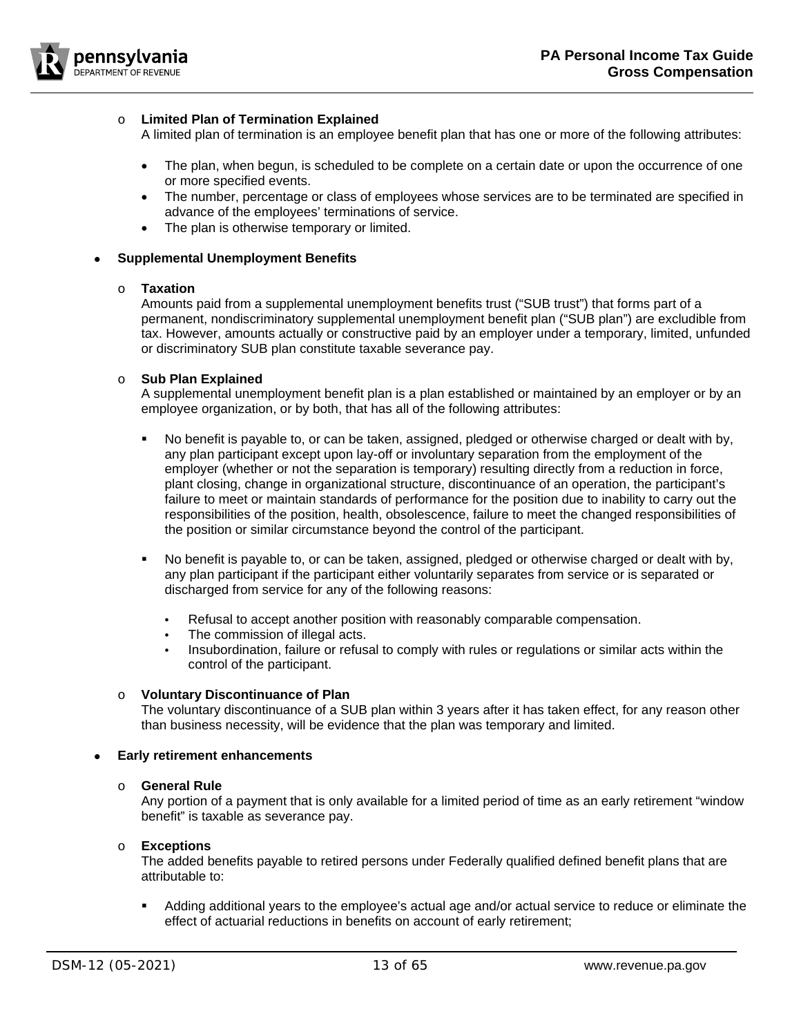- **Limited Plan of Termination Explained**
  A limited plan of termination is an employee benefit plan that has one or more of the following attributes:

  - The plan, when begun, is scheduled to be complete on a certain date or upon the occurrence of one or more specified events.
  - The number, percentage or class of employees whose services are to be terminated are specified in advance of the employees' terminations of service.
  - The plan is otherwise temporary or limited.

- **Supplemental Unemployment Benefits**

  - **Taxation**
    Amounts paid from a supplemental unemployment benefits trust ("SUB trust") that forms part of a permanent, nondiscriminatory supplemental unemployment benefit plan ("SUB plan") are excludible from tax. However, amounts actually or constructive paid by an employer under a temporary, limited, unfunded or discriminatory SUB plan constitute taxable severance pay.

  - **Sub Plan Explained**
    A supplemental unemployment benefit plan is a plan established or maintained by an employer or by an employee organization, or by both, that has all of the following attributes:

    - No benefit is payable to, or can be taken, assigned, pledged or otherwise charged or dealt with by, any plan participant except upon lay-off or involuntary separation from the employment of the employer (whether or not the separation is temporary) resulting directly from a reduction in force, plant closing, change in organizational structure, discontinuance of an operation, the participant's failure to meet or maintain standards of performance for the position due to inability to carry out the responsibilities of the position, health, obsolescence, failure to meet the changed responsibilities of the position or similar circumstance beyond the control of the participant.

    - No benefit is payable to, or can be taken, assigned, pledged or otherwise charged or dealt with by, any plan participant if the participant either voluntarily separates from service or is separated or discharged from service for any of the following reasons:

      - Refusal to accept another position with reasonably comparable compensation.
      - The commission of illegal acts.
      - Insubordination, failure or refusal to comply with rules or regulations or similar acts within the control of the participant.

  - **Voluntary Discontinuance of Plan**
    The voluntary discontinuance of a SUB plan within 3 years after it has taken effect, for any reason other than business necessity, will be evidence that the plan was temporary and limited.

- **Early retirement enhancements**

  - **General Rule**
    Any portion of a payment that is only available for a limited period of time as an early retirement "window benefit" is taxable as severance pay.

  - **Exceptions**
    The added benefits payable to retired persons under Federally qualified defined benefit plans that are attributable to:

    - Adding additional years to the employee's actual age and/or actual service to reduce or eliminate the effect of actuarial reductions in benefits on account of early retirement;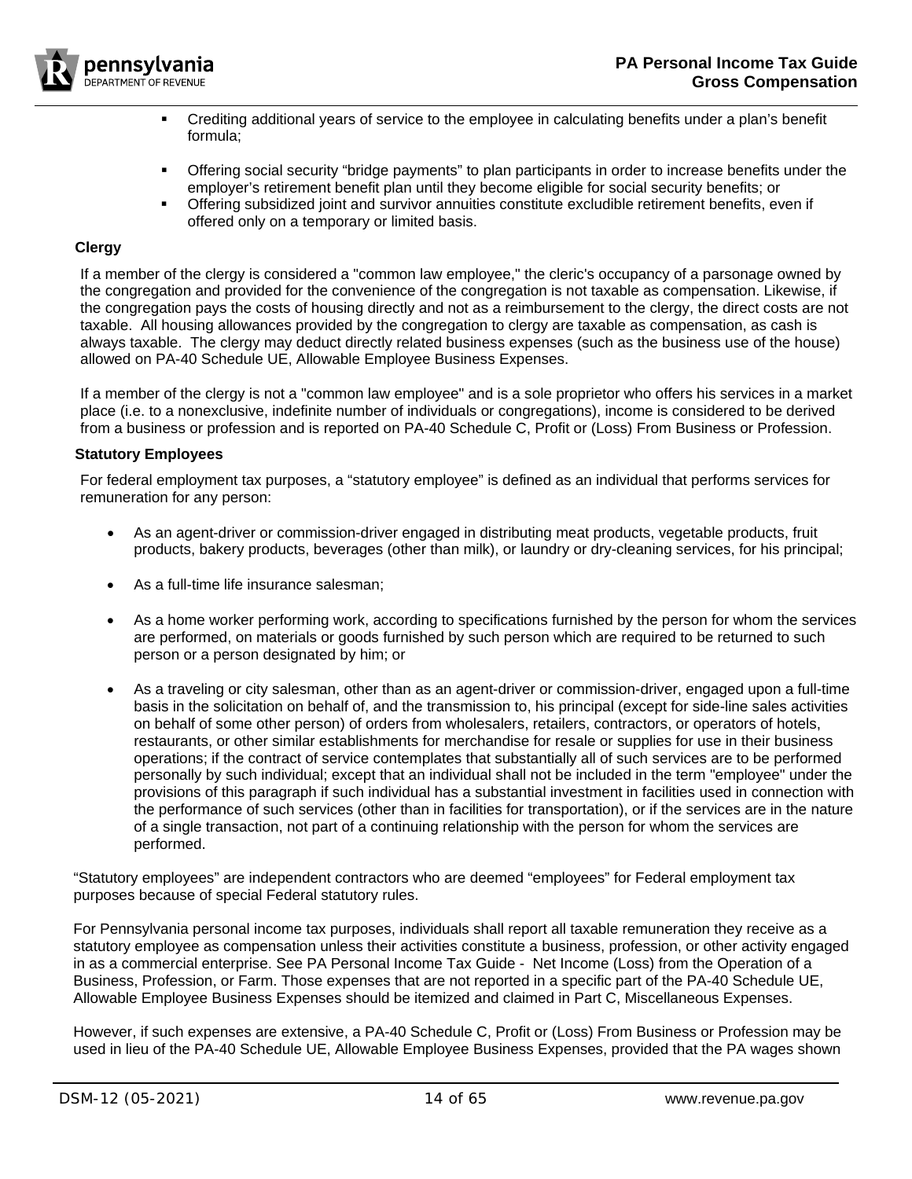- Crediting additional years of service to the employee in calculating benefits under a plan's benefit formula;
- Offering social security "bridge payments" to plan participants in order to increase benefits under the employer's retirement benefit plan until they become eligible for social security benefits; or
- Offering subsidized joint and survivor annuities constitute excludible retirement benefits, even if offered only on a temporary or limited basis.

### Clergy

If a member of the clergy is considered a "common law employee," the cleric's occupancy of a parsonage owned by the congregation and provided for the convenience of the congregation is not taxable as compensation. Likewise, if the congregation pays the costs of housing directly and not as a reimbursement to the clergy, the direct costs are not taxable. All housing allowances provided by the congregation to clergy are taxable as compensation, as cash is always taxable. The clergy may deduct directly related business expenses (such as the business use of the house) allowed on PA-40 Schedule UE, Allowable Employee Business Expenses.

If a member of the clergy is not a "common law employee" and is a sole proprietor who offers his services in a market place (i.e. to a nonexclusive, indefinite number of individuals or congregations), income is considered to be derived from a business or profession and is reported on PA-40 Schedule C, Profit or (Loss) From Business or Profession.

### Statutory Employees

For federal employment tax purposes, a "statutory employee" is defined as an individual that performs services for remuneration for any person:

- As an agent-driver or commission-driver engaged in distributing meat products, vegetable products, fruit products, bakery products, beverages (other than milk), or laundry or dry-cleaning services, for his principal;
- As a full-time life insurance salesman;
- As a home worker performing work, according to specifications furnished by the person for whom the services are performed, on materials or goods furnished by such person which are required to be returned to such person or a person designated by him; or
- As a traveling or city salesman, other than as an agent-driver or commission-driver, engaged upon a full-time basis in the solicitation on behalf of, and the transmission to, his principal (except for side-line sales activities on behalf of some other person) of orders from wholesalers, retailers, contractors, or operators of hotels, restaurants, or other similar establishments for merchandise for resale or supplies for use in their business operations; if the contract of service contemplates that substantially all of such services are to be performed personally by such individual; except that an individual shall not be included in the term "employee" under the provisions of this paragraph if such individual has a substantial investment in facilities used in connection with the performance of such services (other than in facilities for transportation), or if the services are in the nature of a single transaction, not part of a continuing relationship with the person for whom the services are performed.

"Statutory employees" are independent contractors who are deemed "employees" for Federal employment tax purposes because of special Federal statutory rules.

For Pennsylvania personal income tax purposes, individuals shall report all taxable remuneration they receive as a statutory employee as compensation unless their activities constitute a business, profession, or other activity engaged in as a commercial enterprise. See PA Personal Income Tax Guide - Net Income (Loss) from the Operation of a Business, Profession, or Farm. Those expenses that are not reported in a specific part of the PA-40 Schedule UE, Allowable Employee Business Expenses should be itemized and claimed in Part C, Miscellaneous Expenses.

However, if such expenses are extensive, a PA-40 Schedule C, Profit or (Loss) From Business or Profession may be used in lieu of the PA-40 Schedule UE, Allowable Employee Business Expenses, provided that the PA wages shown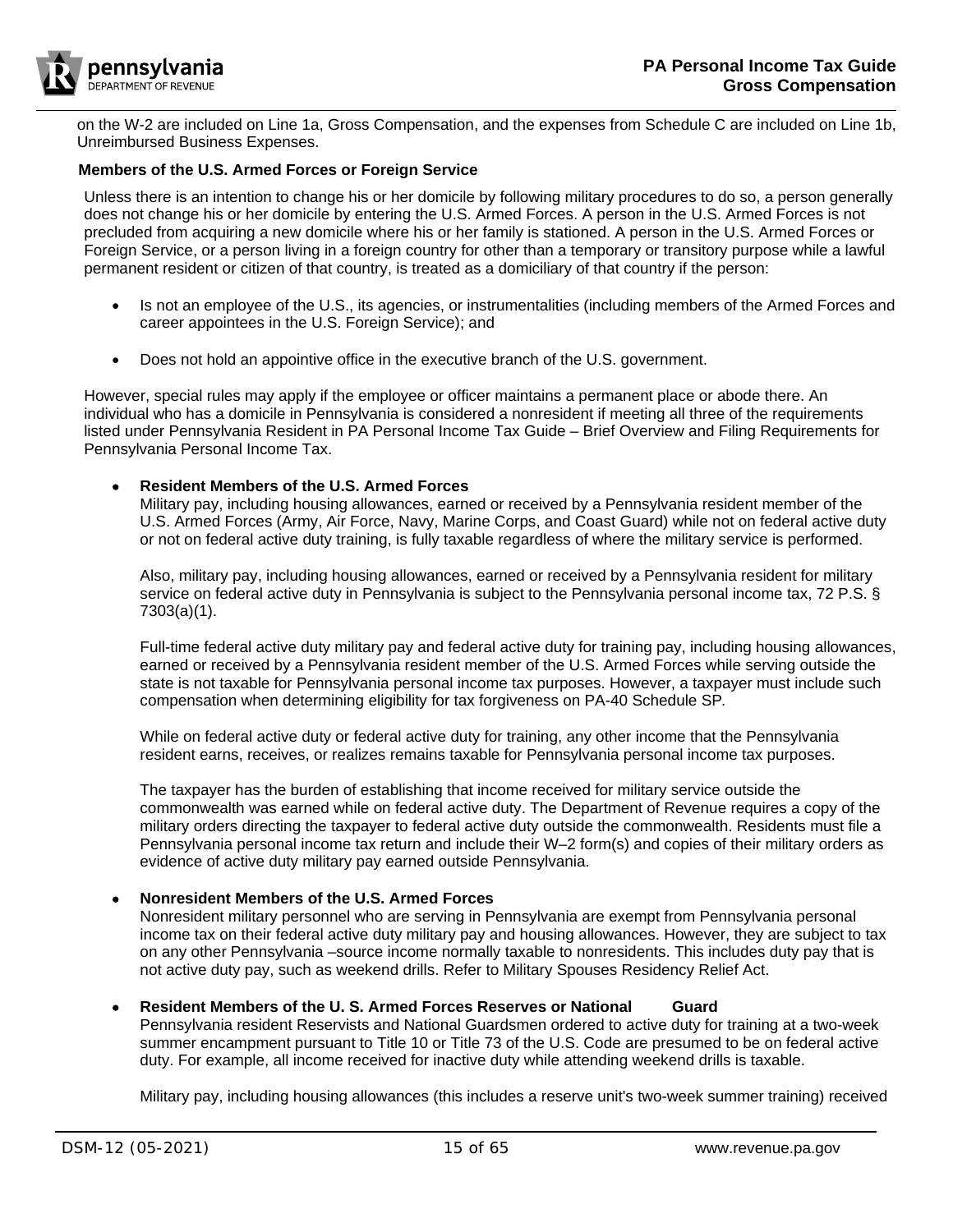on the W-2 are included on Line 1a, Gross Compensation, and the expenses from Schedule C are included on Line 1b, Unreimbursed Business Expenses.

### Members of the U.S. Armed Forces or Foreign Service

Unless there is an intention to change his or her domicile by following military procedures to do so, a person generally does not change his or her domicile by entering the U.S. Armed Forces. A person in the U.S. Armed Forces is not precluded from acquiring a new domicile where his or her family is stationed. A person in the U.S. Armed Forces or Foreign Service, or a person living in a foreign country for other than a temporary or transitory purpose while a lawful permanent resident or citizen of that country, is treated as a domiciliary of that country if the person:

- Is not an employee of the U.S., its agencies, or instrumentalities (including members of the Armed Forces and career appointees in the U.S. Foreign Service); and
- Does not hold an appointive office in the executive branch of the U.S. government.

However, special rules may apply if the employee or officer maintains a permanent place or abode there. An individual who has a domicile in Pennsylvania is considered a nonresident if meeting all three of the requirements listed under Pennsylvania Resident in PA Personal Income Tax Guide – Brief Overview and Filing Requirements for Pennsylvania Personal Income Tax.

- **Resident Members of the U.S. Armed Forces**
  Military pay, including housing allowances, earned or received by a Pennsylvania resident member of the U.S. Armed Forces (Army, Air Force, Navy, Marine Corps, and Coast Guard) while not on federal active duty or not on federal active duty training, is fully taxable regardless of where the military service is performed.

  Also, military pay, including housing allowances, earned or received by a Pennsylvania resident for military service on federal active duty in Pennsylvania is subject to the Pennsylvania personal income tax, 72 P.S. § 7303(a)(1).

  Full-time federal active duty military pay and federal active duty for training pay, including housing allowances, earned or received by a Pennsylvania resident member of the U.S. Armed Forces while serving outside the state is not taxable for Pennsylvania personal income tax purposes. However, a taxpayer must include such compensation when determining eligibility for tax forgiveness on PA-40 Schedule SP.

  While on federal active duty or federal active duty for training, any other income that the Pennsylvania resident earns, receives, or realizes remains taxable for Pennsylvania personal income tax purposes.

  The taxpayer has the burden of establishing that income received for military service outside the commonwealth was earned while on federal active duty. The Department of Revenue requires a copy of the military orders directing the taxpayer to federal active duty outside the commonwealth. Residents must file a Pennsylvania personal income tax return and include their W–2 form(s) and copies of their military orders as evidence of active duty military pay earned outside Pennsylvania.

- **Nonresident Members of the U.S. Armed Forces**
  Nonresident military personnel who are serving in Pennsylvania are exempt from Pennsylvania personal income tax on their federal active duty military pay and housing allowances. However, they are subject to tax on any other Pennsylvania –source income normally taxable to nonresidents. This includes duty pay that is not active duty pay, such as weekend drills. Refer to Military Spouses Residency Relief Act.

- **Resident Members of the U. S. Armed Forces Reserves or National Guard**
  Pennsylvania resident Reservists and National Guardsmen ordered to active duty for training at a two-week summer encampment pursuant to Title 10 or Title 73 of the U.S. Code are presumed to be on federal active duty. For example, all income received for inactive duty while attending weekend drills is taxable.

  Military pay, including housing allowances (this includes a reserve unit's two-week summer training) received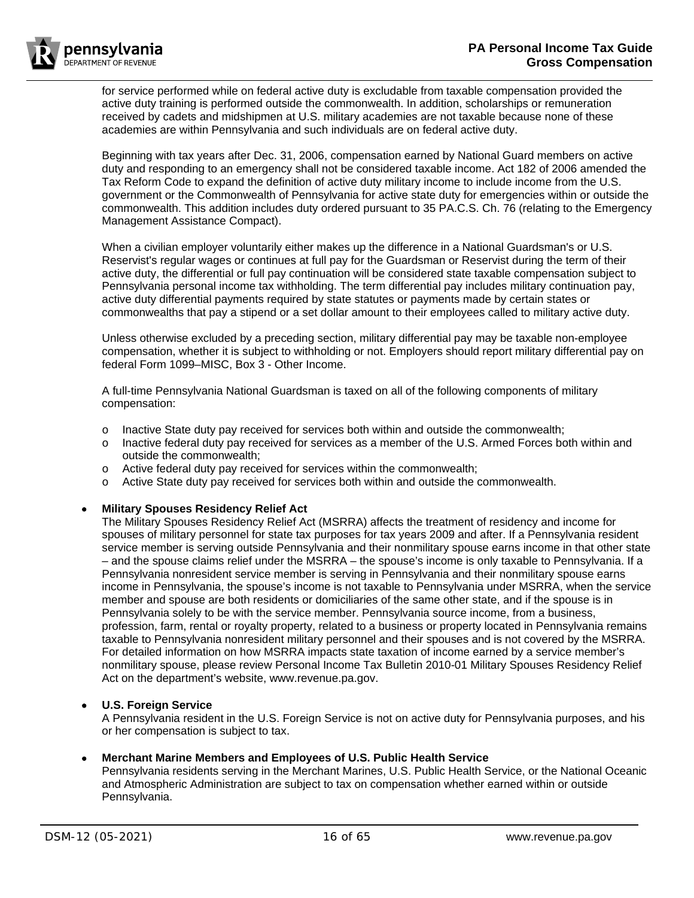for service performed while on federal active duty is excludable from taxable compensation provided the active duty training is performed outside the commonwealth. In addition, scholarships or remuneration received by cadets and midshipmen at U.S. military academies are not taxable because none of these academies are within Pennsylvania and such individuals are on federal active duty.

Beginning with tax years after Dec. 31, 2006, compensation earned by National Guard members on active duty and responding to an emergency shall not be considered taxable income. Act 182 of 2006 amended the Tax Reform Code to expand the definition of active duty military income to include income from the U.S. government or the Commonwealth of Pennsylvania for active state duty for emergencies within or outside the commonwealth. This addition includes duty ordered pursuant to 35 PA.C.S. Ch. 76 (relating to the Emergency Management Assistance Compact).

When a civilian employer voluntarily either makes up the difference in a National Guardsman's or U.S. Reservist's regular wages or continues at full pay for the Guardsman or Reservist during the term of their active duty, the differential or full pay continuation will be considered state taxable compensation subject to Pennsylvania personal income tax withholding. The term differential pay includes military continuation pay, active duty differential payments required by state statutes or payments made by certain states or commonwealths that pay a stipend or a set dollar amount to their employees called to military active duty.

Unless otherwise excluded by a preceding section, military differential pay may be taxable non-employee compensation, whether it is subject to withholding or not. Employers should report military differential pay on federal Form 1099–MISC, Box 3 - Other Income.

A full-time Pennsylvania National Guardsman is taxed on all of the following components of military compensation:

- Inactive State duty pay received for services both within and outside the commonwealth;
- Inactive federal duty pay received for services as a member of the U.S. Armed Forces both within and outside the commonwealth;
- Active federal duty pay received for services within the commonwealth;
- Active State duty pay received for services both within and outside the commonwealth.

- **Military Spouses Residency Relief Act**
  The Military Spouses Residency Relief Act (MSRRA) affects the treatment of residency and income for spouses of military personnel for state tax purposes for tax years 2009 and after. If a Pennsylvania resident service member is serving outside Pennsylvania and their nonmilitary spouse earns income in that other state – and the spouse claims relief under the MSRRA – the spouse's income is only taxable to Pennsylvania. If a Pennsylvania nonresident service member is serving in Pennsylvania and their nonmilitary spouse earns income in Pennsylvania, the spouse's income is not taxable to Pennsylvania under MSRRA, when the service member and spouse are both residents or domiciliaries of the same other state, and if the spouse is in Pennsylvania solely to be with the service member. Pennsylvania source income, from a business, profession, farm, rental or royalty property, related to a business or property located in Pennsylvania remains taxable to Pennsylvania nonresident military personnel and their spouses and is not covered by the MSRRA. For detailed information on how MSRRA impacts state taxation of income earned by a service member's nonmilitary spouse, please review Personal Income Tax Bulletin 2010-01 Military Spouses Residency Relief Act on the department's website, www.revenue.pa.gov.

- **U.S. Foreign Service**
  A Pennsylvania resident in the U.S. Foreign Service is not on active duty for Pennsylvania purposes, and his or her compensation is subject to tax.

- **Merchant Marine Members and Employees of U.S. Public Health Service**
  Pennsylvania residents serving in the Merchant Marines, U.S. Public Health Service, or the National Oceanic and Atmospheric Administration are subject to tax on compensation whether earned within or outside Pennsylvania.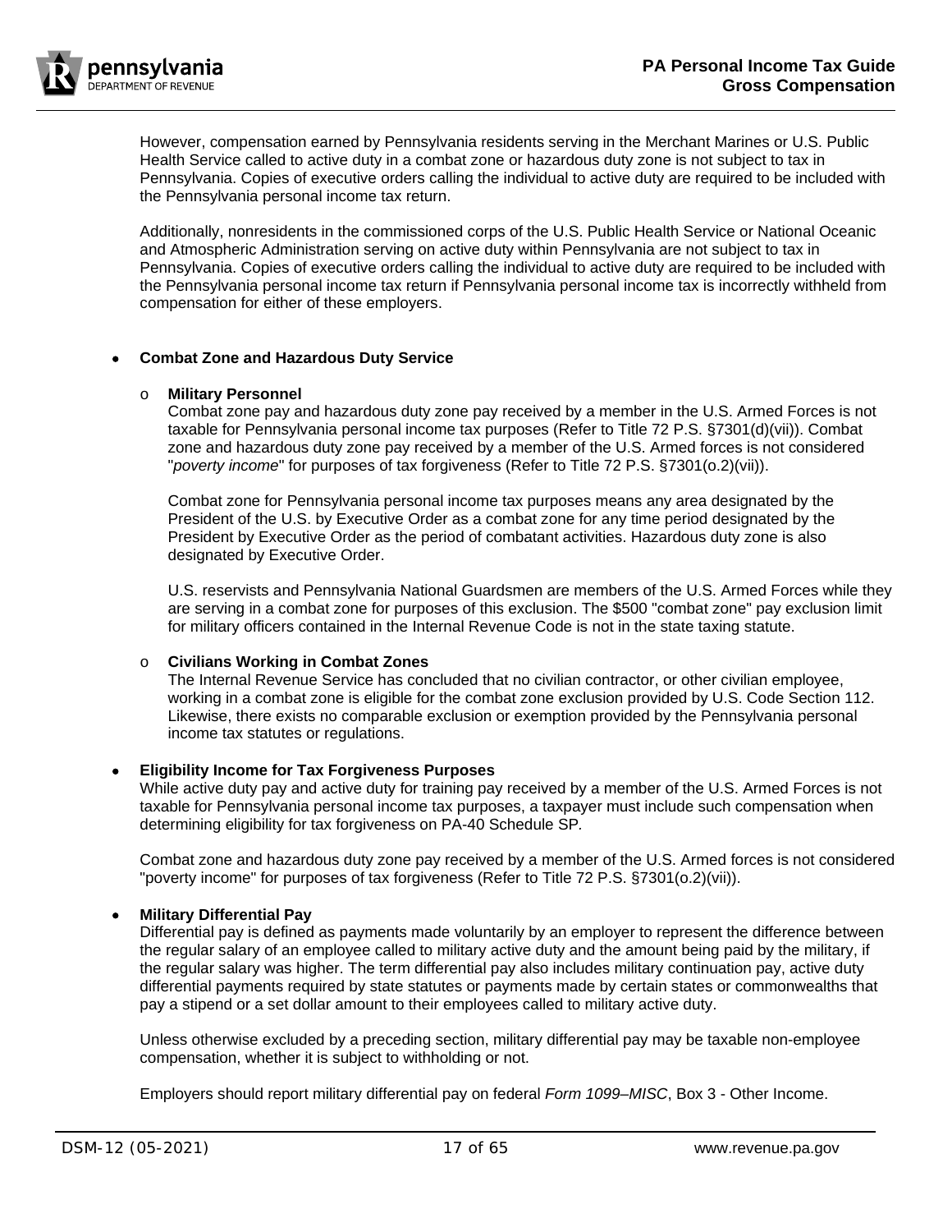However, compensation earned by Pennsylvania residents serving in the Merchant Marines or U.S. Public Health Service called to active duty in a combat zone or hazardous duty zone is not subject to tax in Pennsylvania. Copies of executive orders calling the individual to active duty are required to be included with the Pennsylvania personal income tax return.

Additionally, nonresidents in the commissioned corps of the U.S. Public Health Service or National Oceanic and Atmospheric Administration serving on active duty within Pennsylvania are not subject to tax in Pennsylvania. Copies of executive orders calling the individual to active duty are required to be included with the Pennsylvania personal income tax return if Pennsylvania personal income tax is incorrectly withheld from compensation for either of these employers.

- **Combat Zone and Hazardous Duty Service**

  - **Military Personnel**
    Combat zone pay and hazardous duty zone pay received by a member in the U.S. Armed Forces is not taxable for Pennsylvania personal income tax purposes (Refer to Title 72 P.S. §7301(d)(vii)). Combat zone and hazardous duty zone pay received by a member of the U.S. Armed forces is not considered "*poverty income*" for purposes of tax forgiveness (Refer to Title 72 P.S. §7301(o.2)(vii)).

    Combat zone for Pennsylvania personal income tax purposes means any area designated by the President of the U.S. by Executive Order as a combat zone for any time period designated by the President by Executive Order as the period of combatant activities. Hazardous duty zone is also designated by Executive Order.

    U.S. reservists and Pennsylvania National Guardsmen are members of the U.S. Armed Forces while they are serving in a combat zone for purposes of this exclusion. The $500 "combat zone" pay exclusion limit for military officers contained in the Internal Revenue Code is not in the state taxing statute.

  - **Civilians Working in Combat Zones**
    The Internal Revenue Service has concluded that no civilian contractor, or other civilian employee, working in a combat zone is eligible for the combat zone exclusion provided by U.S. Code Section 112. Likewise, there exists no comparable exclusion or exemption provided by the Pennsylvania personal income tax statutes or regulations.

- **Eligibility Income for Tax Forgiveness Purposes**
  While active duty pay and active duty for training pay received by a member of the U.S. Armed Forces is not taxable for Pennsylvania personal income tax purposes, a taxpayer must include such compensation when determining eligibility for tax forgiveness on PA-40 Schedule SP.

  Combat zone and hazardous duty zone pay received by a member of the U.S. Armed forces is not considered "poverty income" for purposes of tax forgiveness (Refer to Title 72 P.S. §7301(o.2)(vii)).

- **Military Differential Pay**
  Differential pay is defined as payments made voluntarily by an employer to represent the difference between the regular salary of an employee called to military active duty and the amount being paid by the military, if the regular salary was higher. The term differential pay also includes military continuation pay, active duty differential payments required by state statutes or payments made by certain states or commonwealths that pay a stipend or a set dollar amount to their employees called to military active duty.

  Unless otherwise excluded by a preceding section, military differential pay may be taxable non-employee compensation, whether it is subject to withholding or not.

  Employers should report military differential pay on federal *Form 1099–MISC*, Box 3 - Other Income.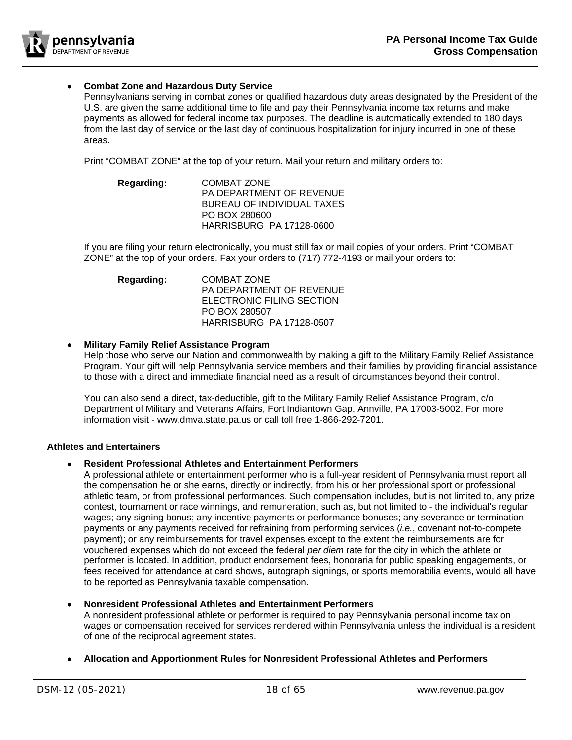- **Combat Zone and Hazardous Duty Service**

  Pennsylvanians serving in combat zones or qualified hazardous duty areas designated by the President of the U.S. are given the same additional time to file and pay their Pennsylvania income tax returns and make payments as allowed for federal income tax purposes. The deadline is automatically extended to 180 days from the last day of service or the last day of continuous hospitalization for injury incurred in one of these areas.

  Print "COMBAT ZONE" at the top of your return. Mail your return and military orders to:

  **Regarding:** COMBAT ZONE
  PA DEPARTMENT OF REVENUE
  BUREAU OF INDIVIDUAL TAXES
  PO BOX 280600
  HARRISBURG PA 17128-0600

  If you are filing your return electronically, you must still fax or mail copies of your orders. Print "COMBAT ZONE" at the top of your orders. Fax your orders to (717) 772-4193 or mail your orders to:

  **Regarding:** COMBAT ZONE
  PA DEPARTMENT OF REVENUE
  ELECTRONIC FILING SECTION
  PO BOX 280507
  HARRISBURG PA 17128-0507

- **Military Family Relief Assistance Program**

  Help those who serve our Nation and commonwealth by making a gift to the Military Family Relief Assistance Program. Your gift will help Pennsylvania service members and their families by providing financial assistance to those with a direct and immediate financial need as a result of circumstances beyond their control.

  You can also send a direct, tax-deductible, gift to the Military Family Relief Assistance Program, c/o Department of Military and Veterans Affairs, Fort Indiantown Gap, Annville, PA 17003-5002. For more information visit - www.dmva.state.pa.us or call toll free 1-866-292-7201.

**Athletes and Entertainers**

- **Resident Professional Athletes and Entertainment Performers**

  A professional athlete or entertainment performer who is a full-year resident of Pennsylvania must report all the compensation he or she earns, directly or indirectly, from his or her professional sport or professional athletic team, or from professional performances. Such compensation includes, but is not limited to, any prize, contest, tournament or race winnings, and remuneration, such as, but not limited to - the individual's regular wages; any signing bonus; any incentive payments or performance bonuses; any severance or termination payments or any payments received for refraining from performing services (*i.e.*, covenant not-to-compete payment); or any reimbursements for travel expenses except to the extent the reimbursements are for vouchered expenses which do not exceed the federal *per diem* rate for the city in which the athlete or performer is located. In addition, product endorsement fees, honoraria for public speaking engagements, or fees received for attendance at card shows, autograph signings, or sports memorabilia events, would all have to be reported as Pennsylvania taxable compensation.

- **Nonresident Professional Athletes and Entertainment Performers**

  A nonresident professional athlete or performer is required to pay Pennsylvania personal income tax on wages or compensation received for services rendered within Pennsylvania unless the individual is a resident of one of the reciprocal agreement states.

- **Allocation and Apportionment Rules for Nonresident Professional Athletes and Performers**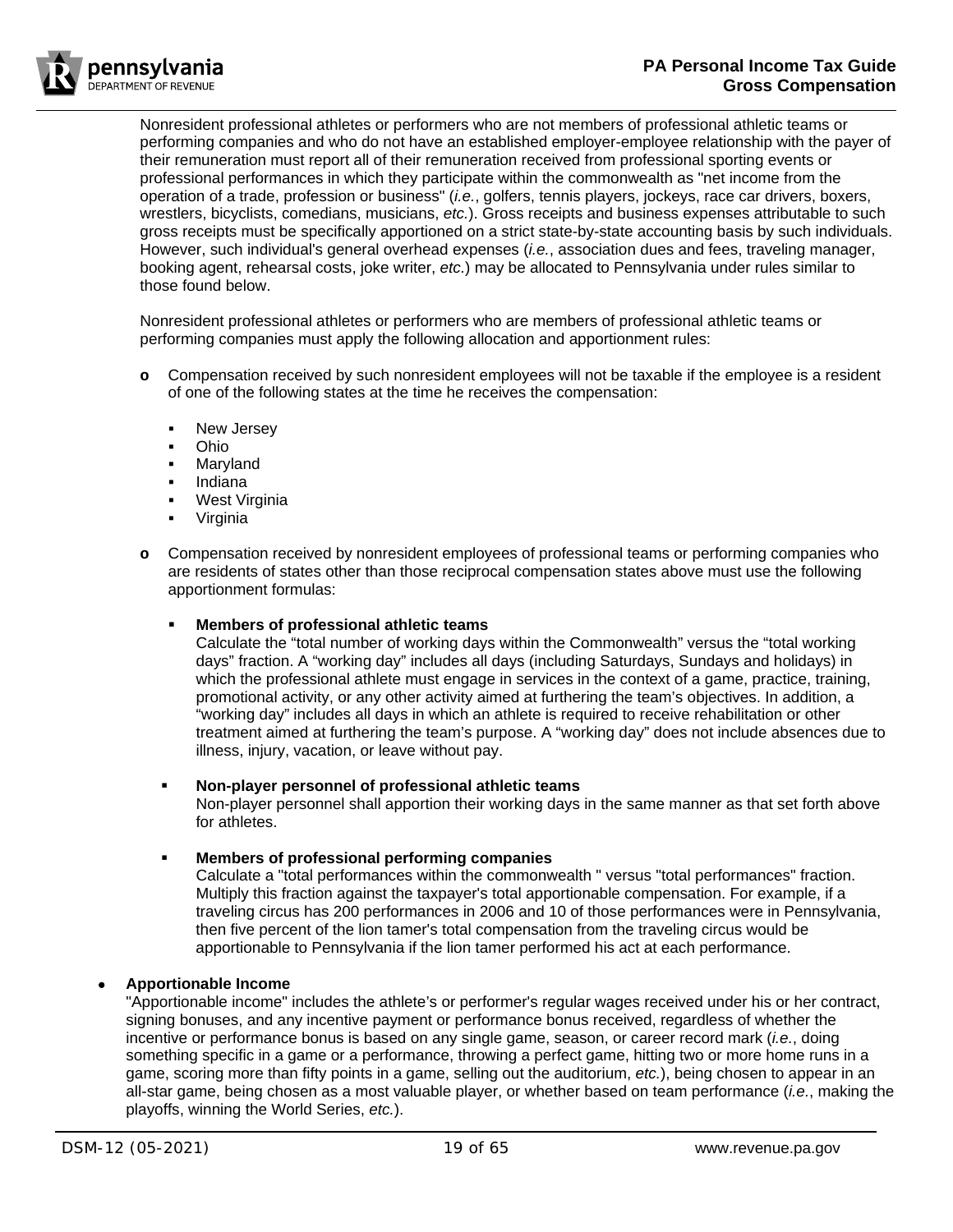Nonresident professional athletes or performers who are not members of professional athletic teams or performing companies and who do not have an established employer-employee relationship with the payer of their remuneration must report all of their remuneration received from professional sporting events or professional performances in which they participate within the commonwealth as "net income from the operation of a trade, profession or business" (*i.e.*, golfers, tennis players, jockeys, race car drivers, boxers, wrestlers, bicyclists, comedians, musicians, *etc.*). Gross receipts and business expenses attributable to such gross receipts must be specifically apportioned on a strict state-by-state accounting basis by such individuals. However, such individual's general overhead expenses (*i.e.*, association dues and fees, traveling manager, booking agent, rehearsal costs, joke writer, *etc.*) may be allocated to Pennsylvania under rules similar to those found below.

Nonresident professional athletes or performers who are members of professional athletic teams or performing companies must apply the following allocation and apportionment rules:

- Compensation received by such nonresident employees will not be taxable if the employee is a resident of one of the following states at the time he receives the compensation:
  - New Jersey
  - Ohio
  - Maryland
  - Indiana
  - West Virginia
  - Virginia
- Compensation received by nonresident employees of professional teams or performing companies who are residents of states other than those reciprocal compensation states above must use the following apportionment formulas:
  - **Members of professional athletic teams**
    Calculate the "total number of working days within the Commonwealth" versus the "total working days" fraction. A "working day" includes all days (including Saturdays, Sundays and holidays) in which the professional athlete must engage in services in the context of a game, practice, training, promotional activity, or any other activity aimed at furthering the team's objectives. In addition, a "working day" includes all days in which an athlete is required to receive rehabilitation or other treatment aimed at furthering the team's purpose. A "working day" does not include absences due to illness, injury, vacation, or leave without pay.
  - **Non-player personnel of professional athletic teams**
    Non-player personnel shall apportion their working days in the same manner as that set forth above for athletes.
  - **Members of professional performing companies**
    Calculate a "total performances within the commonwealth " versus "total performances" fraction. Multiply this fraction against the taxpayer's total apportionable compensation. For example, if a traveling circus has 200 performances in 2006 and 10 of those performances were in Pennsylvania, then five percent of the lion tamer's total compensation from the traveling circus would be apportionable to Pennsylvania if the lion tamer performed his act at each performance.

- **Apportionable Income**
  "Apportionable income" includes the athlete's or performer's regular wages received under his or her contract, signing bonuses, and any incentive payment or performance bonus received, regardless of whether the incentive or performance bonus is based on any single game, season, or career record mark (*i.e.*, doing something specific in a game or a performance, throwing a perfect game, hitting two or more home runs in a game, scoring more than fifty points in a game, selling out the auditorium, *etc.*), being chosen to appear in an all-star game, being chosen as a most valuable player, or whether based on team performance (*i.e.*, making the playoffs, winning the World Series, *etc.*).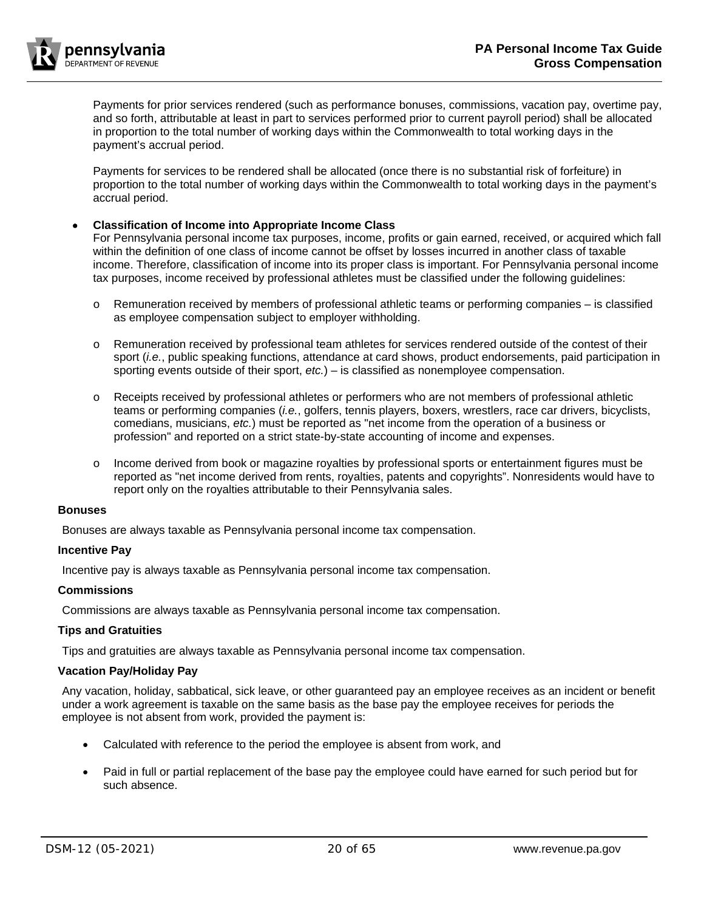Payments for prior services rendered (such as performance bonuses, commissions, vacation pay, overtime pay, and so forth, attributable at least in part to services performed prior to current payroll period) shall be allocated in proportion to the total number of working days within the Commonwealth to total working days in the payment's accrual period.

Payments for services to be rendered shall be allocated (once there is no substantial risk of forfeiture) in proportion to the total number of working days within the Commonwealth to total working days in the payment's accrual period.

- **Classification of Income into Appropriate Income Class**
  For Pennsylvania personal income tax purposes, income, profits or gain earned, received, or acquired which fall within the definition of one class of income cannot be offset by losses incurred in another class of taxable income. Therefore, classification of income into its proper class is important. For Pennsylvania personal income tax purposes, income received by professional athletes must be classified under the following guidelines:

  - Remuneration received by members of professional athletic teams or performing companies – is classified as employee compensation subject to employer withholding.
  - Remuneration received by professional team athletes for services rendered outside of the contest of their sport (*i.e.*, public speaking functions, attendance at card shows, product endorsements, paid participation in sporting events outside of their sport, *etc.*) – is classified as nonemployee compensation.
  - Receipts received by professional athletes or performers who are not members of professional athletic teams or performing companies (*i.e.*, golfers, tennis players, boxers, wrestlers, race car drivers, bicyclists, comedians, musicians, *etc.*) must be reported as "net income from the operation of a business or profession" and reported on a strict state-by-state accounting of income and expenses.
  - Income derived from book or magazine royalties by professional sports or entertainment figures must be reported as "net income derived from rents, royalties, patents and copyrights". Nonresidents would have to report only on the royalties attributable to their Pennsylvania sales.

**Bonuses**

Bonuses are always taxable as Pennsylvania personal income tax compensation.

**Incentive Pay**

Incentive pay is always taxable as Pennsylvania personal income tax compensation.

**Commissions**

Commissions are always taxable as Pennsylvania personal income tax compensation.

**Tips and Gratuities**

Tips and gratuities are always taxable as Pennsylvania personal income tax compensation.

**Vacation Pay/Holiday Pay**

Any vacation, holiday, sabbatical, sick leave, or other guaranteed pay an employee receives as an incident or benefit under a work agreement is taxable on the same basis as the base pay the employee receives for periods the employee is not absent from work, provided the payment is:

- Calculated with reference to the period the employee is absent from work, and
- Paid in full or partial replacement of the base pay the employee could have earned for such period but for such absence.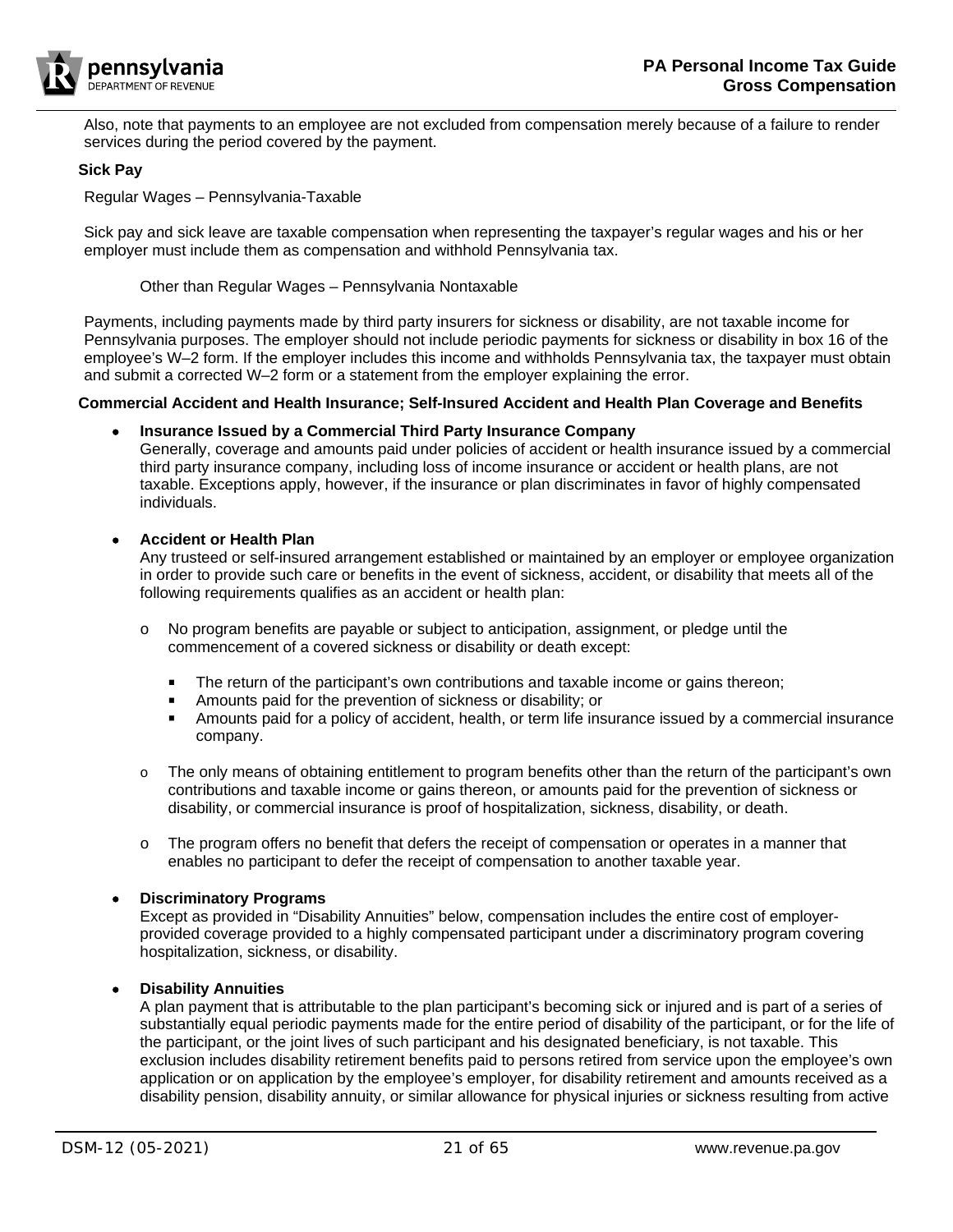Also, note that payments to an employee are not excluded from compensation merely because of a failure to render services during the period covered by the payment.

### Sick Pay

Regular Wages – Pennsylvania-Taxable

Sick pay and sick leave are taxable compensation when representing the taxpayer's regular wages and his or her employer must include them as compensation and withhold Pennsylvania tax.

Other than Regular Wages – Pennsylvania Nontaxable

Payments, including payments made by third party insurers for sickness or disability, are not taxable income for Pennsylvania purposes. The employer should not include periodic payments for sickness or disability in box 16 of the employee's W–2 form. If the employer includes this income and withholds Pennsylvania tax, the taxpayer must obtain and submit a corrected W–2 form or a statement from the employer explaining the error.

### Commercial Accident and Health Insurance; Self-Insured Accident and Health Plan Coverage and Benefits

- **Insurance Issued by a Commercial Third Party Insurance Company**
  Generally, coverage and amounts paid under policies of accident or health insurance issued by a commercial third party insurance company, including loss of income insurance or accident or health plans, are not taxable. Exceptions apply, however, if the insurance or plan discriminates in favor of highly compensated individuals.

- **Accident or Health Plan**
  Any trusteed or self-insured arrangement established or maintained by an employer or employee organization in order to provide such care or benefits in the event of sickness, accident, or disability that meets all of the following requirements qualifies as an accident or health plan:

  - No program benefits are payable or subject to anticipation, assignment, or pledge until the commencement of a covered sickness or disability or death except:

    - The return of the participant's own contributions and taxable income or gains thereon;
    - Amounts paid for the prevention of sickness or disability; or
    - Amounts paid for a policy of accident, health, or term life insurance issued by a commercial insurance company.

  - The only means of obtaining entitlement to program benefits other than the return of the participant's own contributions and taxable income or gains thereon, or amounts paid for the prevention of sickness or disability, or commercial insurance is proof of hospitalization, sickness, disability, or death.

  - The program offers no benefit that defers the receipt of compensation or operates in a manner that enables no participant to defer the receipt of compensation to another taxable year.

- **Discriminatory Programs**
  Except as provided in "Disability Annuities" below, compensation includes the entire cost of employer-provided coverage provided to a highly compensated participant under a discriminatory program covering hospitalization, sickness, or disability.

- **Disability Annuities**
  A plan payment that is attributable to the plan participant's becoming sick or injured and is part of a series of substantially equal periodic payments made for the entire period of disability of the participant, or for the life of the participant, or the joint lives of such participant and his designated beneficiary, is not taxable. This exclusion includes disability retirement benefits paid to persons retired from service upon the employee's own application or on application by the employee's employer, for disability retirement and amounts received as a disability pension, disability annuity, or similar allowance for physical injuries or sickness resulting from active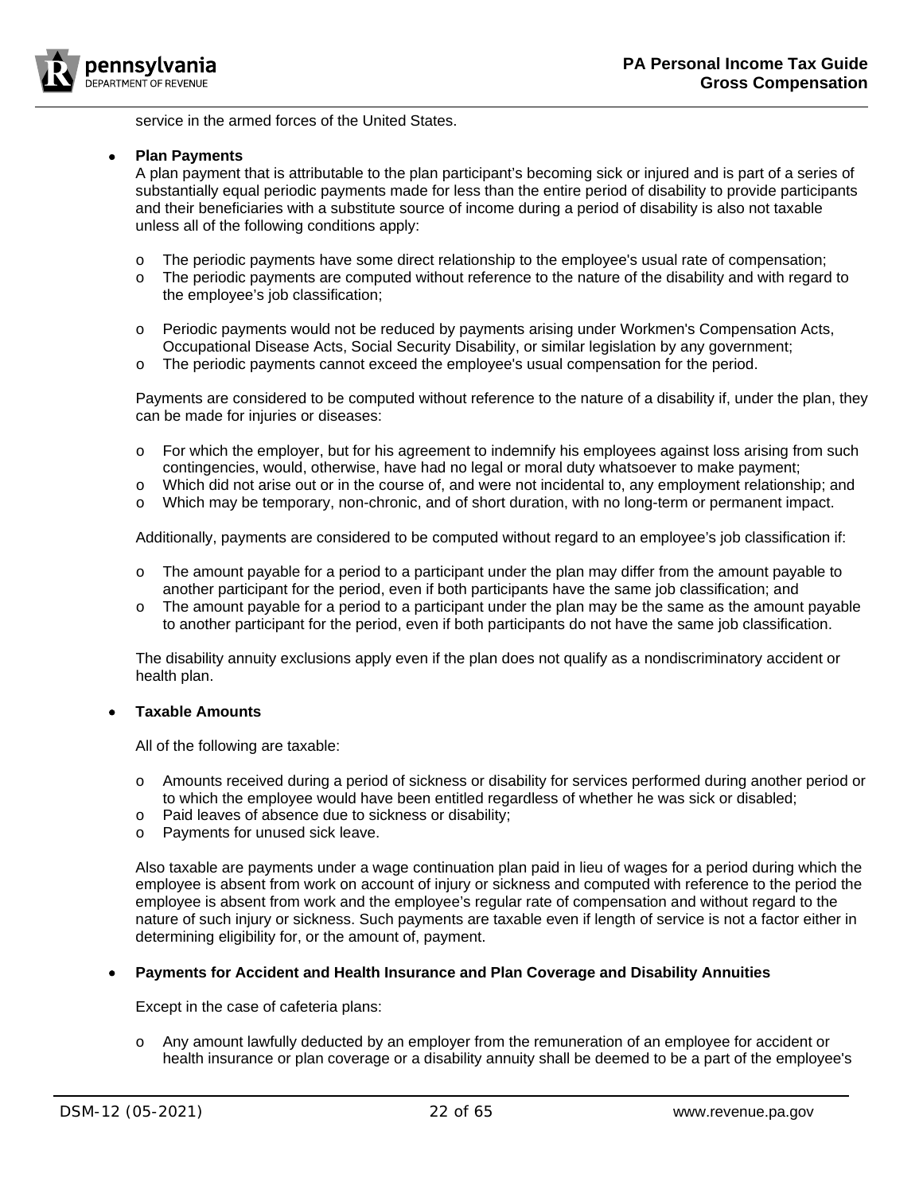service in the armed forces of the United States.

- **Plan Payments**

  A plan payment that is attributable to the plan participant's becoming sick or injured and is part of a series of substantially equal periodic payments made for less than the entire period of disability to provide participants and their beneficiaries with a substitute source of income during a period of disability is also not taxable unless all of the following conditions apply:

  - The periodic payments have some direct relationship to the employee's usual rate of compensation;
  - The periodic payments are computed without reference to the nature of the disability and with regard to the employee's job classification;
  - Periodic payments would not be reduced by payments arising under Workmen's Compensation Acts, Occupational Disease Acts, Social Security Disability, or similar legislation by any government;
  - The periodic payments cannot exceed the employee's usual compensation for the period.

  Payments are considered to be computed without reference to the nature of a disability if, under the plan, they can be made for injuries or diseases:

  - For which the employer, but for his agreement to indemnify his employees against loss arising from such contingencies, would, otherwise, have had no legal or moral duty whatsoever to make payment;
  - Which did not arise out or in the course of, and were not incidental to, any employment relationship; and
  - Which may be temporary, non-chronic, and of short duration, with no long-term or permanent impact.

  Additionally, payments are considered to be computed without regard to an employee's job classification if:

  - The amount payable for a period to a participant under the plan may differ from the amount payable to another participant for the period, even if both participants have the same job classification; and
  - The amount payable for a period to a participant under the plan may be the same as the amount payable to another participant for the period, even if both participants do not have the same job classification.

  The disability annuity exclusions apply even if the plan does not qualify as a nondiscriminatory accident or health plan.

- **Taxable Amounts**

  All of the following are taxable:

  - Amounts received during a period of sickness or disability for services performed during another period or to which the employee would have been entitled regardless of whether he was sick or disabled;
  - Paid leaves of absence due to sickness or disability;
  - Payments for unused sick leave.

  Also taxable are payments under a wage continuation plan paid in lieu of wages for a period during which the employee is absent from work on account of injury or sickness and computed with reference to the period the employee is absent from work and the employee's regular rate of compensation and without regard to the nature of such injury or sickness. Such payments are taxable even if length of service is not a factor either in determining eligibility for, or the amount of, payment.

- **Payments for Accident and Health Insurance and Plan Coverage and Disability Annuities**

  Except in the case of cafeteria plans:

  - Any amount lawfully deducted by an employer from the remuneration of an employee for accident or health insurance or plan coverage or a disability annuity shall be deemed to be a part of the employee's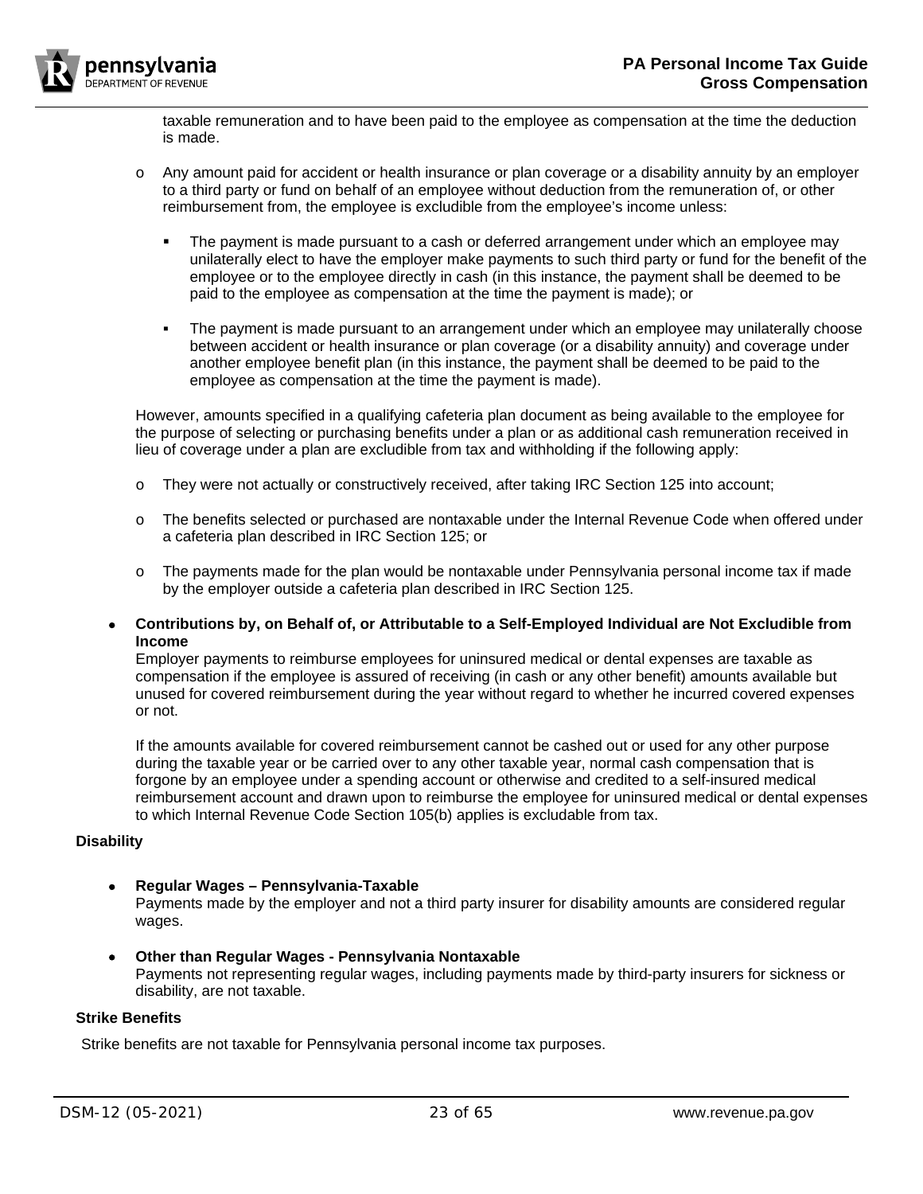taxable remuneration and to have been paid to the employee as compensation at the time the deduction is made.

- Any amount paid for accident or health insurance or plan coverage or a disability annuity by an employer to a third party or fund on behalf of an employee without deduction from the remuneration of, or other reimbursement from, the employee is excludible from the employee's income unless:
  - The payment is made pursuant to a cash or deferred arrangement under which an employee may unilaterally elect to have the employer make payments to such third party or fund for the benefit of the employee or to the employee directly in cash (in this instance, the payment shall be deemed to be paid to the employee as compensation at the time the payment is made); or
  - The payment is made pursuant to an arrangement under which an employee may unilaterally choose between accident or health insurance or plan coverage (or a disability annuity) and coverage under another employee benefit plan (in this instance, the payment shall be deemed to be paid to the employee as compensation at the time the payment is made).

However, amounts specified in a qualifying cafeteria plan document as being available to the employee for the purpose of selecting or purchasing benefits under a plan or as additional cash remuneration received in lieu of coverage under a plan are excludible from tax and withholding if the following apply:

- They were not actually or constructively received, after taking IRC Section 125 into account;
- The benefits selected or purchased are nontaxable under the Internal Revenue Code when offered under a cafeteria plan described in IRC Section 125; or
- The payments made for the plan would be nontaxable under Pennsylvania personal income tax if made by the employer outside a cafeteria plan described in IRC Section 125.

- **Contributions by, on Behalf of, or Attributable to a Self-Employed Individual are Not Excludible from Income**

  Employer payments to reimburse employees for uninsured medical or dental expenses are taxable as compensation if the employee is assured of receiving (in cash or any other benefit) amounts available but unused for covered reimbursement during the year without regard to whether he incurred covered expenses or not.

  If the amounts available for covered reimbursement cannot be cashed out or used for any other purpose during the taxable year or be carried over to any other taxable year, normal cash compensation that is forgone by an employee under a spending account or otherwise and credited to a self-insured medical reimbursement account and drawn upon to reimburse the employee for uninsured medical or dental expenses to which Internal Revenue Code Section 105(b) applies is excludable from tax.

**Disability**

- **Regular Wages – Pennsylvania-Taxable**

  Payments made by the employer and not a third party insurer for disability amounts are considered regular wages.

- **Other than Regular Wages - Pennsylvania Nontaxable**

  Payments not representing regular wages, including payments made by third-party insurers for sickness or disability, are not taxable.

**Strike Benefits**

Strike benefits are not taxable for Pennsylvania personal income tax purposes.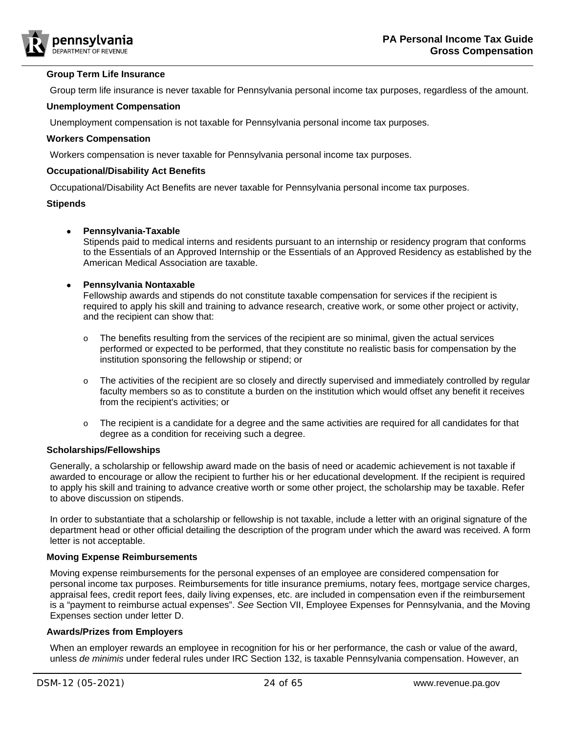**Group Term Life Insurance**

Group term life insurance is never taxable for Pennsylvania personal income tax purposes, regardless of the amount.

**Unemployment Compensation**

Unemployment compensation is not taxable for Pennsylvania personal income tax purposes.

**Workers Compensation**

Workers compensation is never taxable for Pennsylvania personal income tax purposes.

**Occupational/Disability Act Benefits**

Occupational/Disability Act Benefits are never taxable for Pennsylvania personal income tax purposes.

**Stipends**

- **Pennsylvania-Taxable**
  Stipends paid to medical interns and residents pursuant to an internship or residency program that conforms to the Essentials of an Approved Internship or the Essentials of an Approved Residency as established by the American Medical Association are taxable.

- **Pennsylvania Nontaxable**
  Fellowship awards and stipends do not constitute taxable compensation for services if the recipient is required to apply his skill and training to advance research, creative work, or some other project or activity, and the recipient can show that:

  - The benefits resulting from the services of the recipient are so minimal, given the actual services performed or expected to be performed, that they constitute no realistic basis for compensation by the institution sponsoring the fellowship or stipend; or

  - The activities of the recipient are so closely and directly supervised and immediately controlled by regular faculty members so as to constitute a burden on the institution which would offset any benefit it receives from the recipient's activities; or

  - The recipient is a candidate for a degree and the same activities are required for all candidates for that degree as a condition for receiving such a degree.

**Scholarships/Fellowships**

Generally, a scholarship or fellowship award made on the basis of need or academic achievement is not taxable if awarded to encourage or allow the recipient to further his or her educational development. If the recipient is required to apply his skill and training to advance creative worth or some other project, the scholarship may be taxable. Refer to above discussion on stipends.

In order to substantiate that a scholarship or fellowship is not taxable, include a letter with an original signature of the department head or other official detailing the description of the program under which the award was received. A form letter is not acceptable.

**Moving Expense Reimbursements**

Moving expense reimbursements for the personal expenses of an employee are considered compensation for personal income tax purposes. Reimbursements for title insurance premiums, notary fees, mortgage service charges, appraisal fees, credit report fees, daily living expenses, etc. are included in compensation even if the reimbursement is a "payment to reimburse actual expenses". *See* Section VII, Employee Expenses for Pennsylvania, and the Moving Expenses section under letter D.

**Awards/Prizes from Employers**

When an employer rewards an employee in recognition for his or her performance, the cash or value of the award, unless *de minimis* under federal rules under IRC Section 132, is taxable Pennsylvania compensation. However, an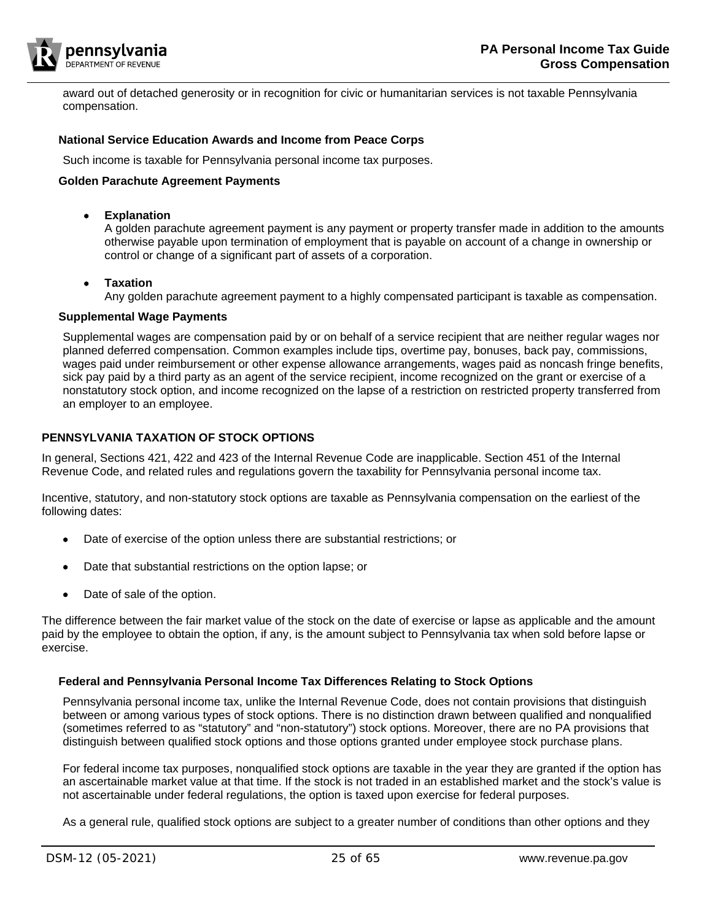award out of detached generosity or in recognition for civic or humanitarian services is not taxable Pennsylvania compensation.

### National Service Education Awards and Income from Peace Corps

Such income is taxable for Pennsylvania personal income tax purposes.

### Golden Parachute Agreement Payments

- **Explanation**
  A golden parachute agreement payment is any payment or property transfer made in addition to the amounts otherwise payable upon termination of employment that is payable on account of a change in ownership or control or change of a significant part of assets of a corporation.

- **Taxation**
  Any golden parachute agreement payment to a highly compensated participant is taxable as compensation.

### Supplemental Wage Payments

Supplemental wages are compensation paid by or on behalf of a service recipient that are neither regular wages nor planned deferred compensation. Common examples include tips, overtime pay, bonuses, back pay, commissions, wages paid under reimbursement or other expense allowance arrangements, wages paid as noncash fringe benefits, sick pay paid by a third party as an agent of the service recipient, income recognized on the grant or exercise of a nonstatutory stock option, and income recognized on the lapse of a restriction on restricted property transferred from an employer to an employee.

## PENNSYLVANIA TAXATION OF STOCK OPTIONS

In general, Sections 421, 422 and 423 of the Internal Revenue Code are inapplicable. Section 451 of the Internal Revenue Code, and related rules and regulations govern the taxability for Pennsylvania personal income tax.

Incentive, statutory, and non-statutory stock options are taxable as Pennsylvania compensation on the earliest of the following dates:

- Date of exercise of the option unless there are substantial restrictions; or
- Date that substantial restrictions on the option lapse; or
- Date of sale of the option.

The difference between the fair market value of the stock on the date of exercise or lapse as applicable and the amount paid by the employee to obtain the option, if any, is the amount subject to Pennsylvania tax when sold before lapse or exercise.

### Federal and Pennsylvania Personal Income Tax Differences Relating to Stock Options

Pennsylvania personal income tax, unlike the Internal Revenue Code, does not contain provisions that distinguish between or among various types of stock options. There is no distinction drawn between qualified and nonqualified (sometimes referred to as "statutory" and "non-statutory") stock options. Moreover, there are no PA provisions that distinguish between qualified stock options and those options granted under employee stock purchase plans.

For federal income tax purposes, nonqualified stock options are taxable in the year they are granted if the option has an ascertainable market value at that time. If the stock is not traded in an established market and the stock's value is not ascertainable under federal regulations, the option is taxed upon exercise for federal purposes.

As a general rule, qualified stock options are subject to a greater number of conditions than other options and they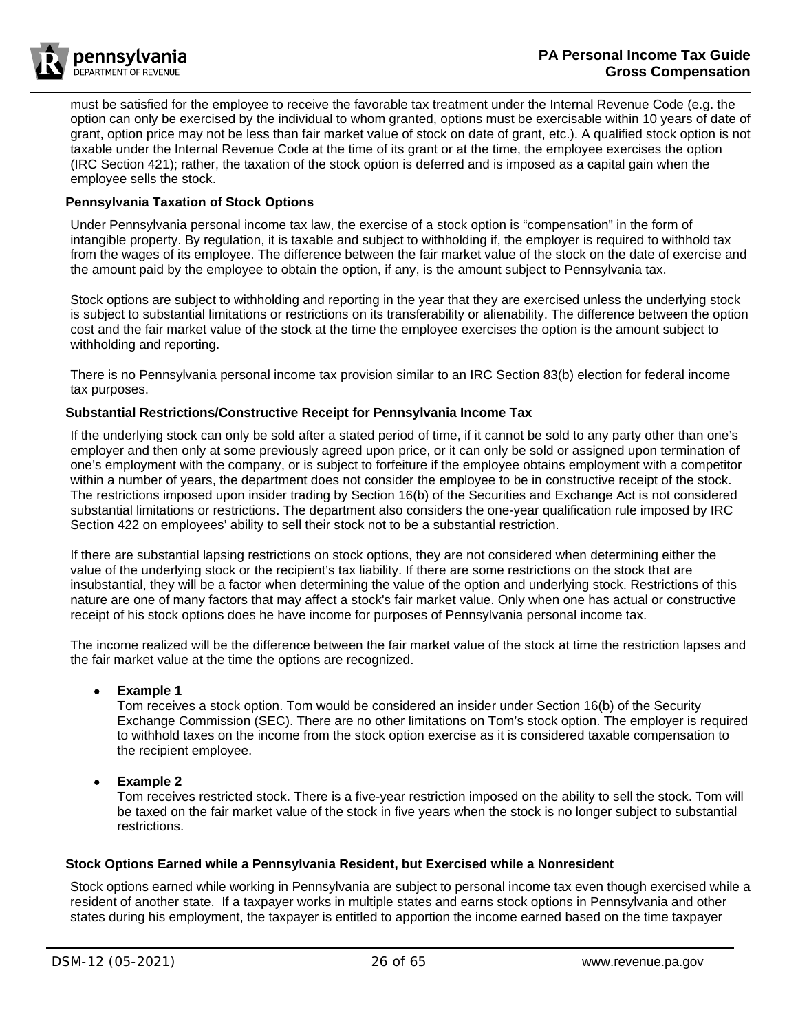must be satisfied for the employee to receive the favorable tax treatment under the Internal Revenue Code (e.g. the option can only be exercised by the individual to whom granted, options must be exercisable within 10 years of date of grant, option price may not be less than fair market value of stock on date of grant, etc.). A qualified stock option is not taxable under the Internal Revenue Code at the time of its grant or at the time, the employee exercises the option (IRC Section 421); rather, the taxation of the stock option is deferred and is imposed as a capital gain when the employee sells the stock.

### Pennsylvania Taxation of Stock Options

Under Pennsylvania personal income tax law, the exercise of a stock option is "compensation" in the form of intangible property. By regulation, it is taxable and subject to withholding if, the employer is required to withhold tax from the wages of its employee. The difference between the fair market value of the stock on the date of exercise and the amount paid by the employee to obtain the option, if any, is the amount subject to Pennsylvania tax.

Stock options are subject to withholding and reporting in the year that they are exercised unless the underlying stock is subject to substantial limitations or restrictions on its transferability or alienability. The difference between the option cost and the fair market value of the stock at the time the employee exercises the option is the amount subject to withholding and reporting.

There is no Pennsylvania personal income tax provision similar to an IRC Section 83(b) election for federal income tax purposes.

### Substantial Restrictions/Constructive Receipt for Pennsylvania Income Tax

If the underlying stock can only be sold after a stated period of time, if it cannot be sold to any party other than one's employer and then only at some previously agreed upon price, or it can only be sold or assigned upon termination of one's employment with the company, or is subject to forfeiture if the employee obtains employment with a competitor within a number of years, the department does not consider the employee to be in constructive receipt of the stock. The restrictions imposed upon insider trading by Section 16(b) of the Securities and Exchange Act is not considered substantial limitations or restrictions. The department also considers the one-year qualification rule imposed by IRC Section 422 on employees' ability to sell their stock not to be a substantial restriction.

If there are substantial lapsing restrictions on stock options, they are not considered when determining either the value of the underlying stock or the recipient's tax liability. If there are some restrictions on the stock that are insubstantial, they will be a factor when determining the value of the option and underlying stock. Restrictions of this nature are one of many factors that may affect a stock's fair market value. Only when one has actual or constructive receipt of his stock options does he have income for purposes of Pennsylvania personal income tax.

The income realized will be the difference between the fair market value of the stock at time the restriction lapses and the fair market value at the time the options are recognized.

- **Example 1**
  Tom receives a stock option. Tom would be considered an insider under Section 16(b) of the Security Exchange Commission (SEC). There are no other limitations on Tom's stock option. The employer is required to withhold taxes on the income from the stock option exercise as it is considered taxable compensation to the recipient employee.

- **Example 2**
  Tom receives restricted stock. There is a five-year restriction imposed on the ability to sell the stock. Tom will be taxed on the fair market value of the stock in five years when the stock is no longer subject to substantial restrictions.

### Stock Options Earned while a Pennsylvania Resident, but Exercised while a Nonresident

Stock options earned while working in Pennsylvania are subject to personal income tax even though exercised while a resident of another state. If a taxpayer works in multiple states and earns stock options in Pennsylvania and other states during his employment, the taxpayer is entitled to apportion the income earned based on the time taxpayer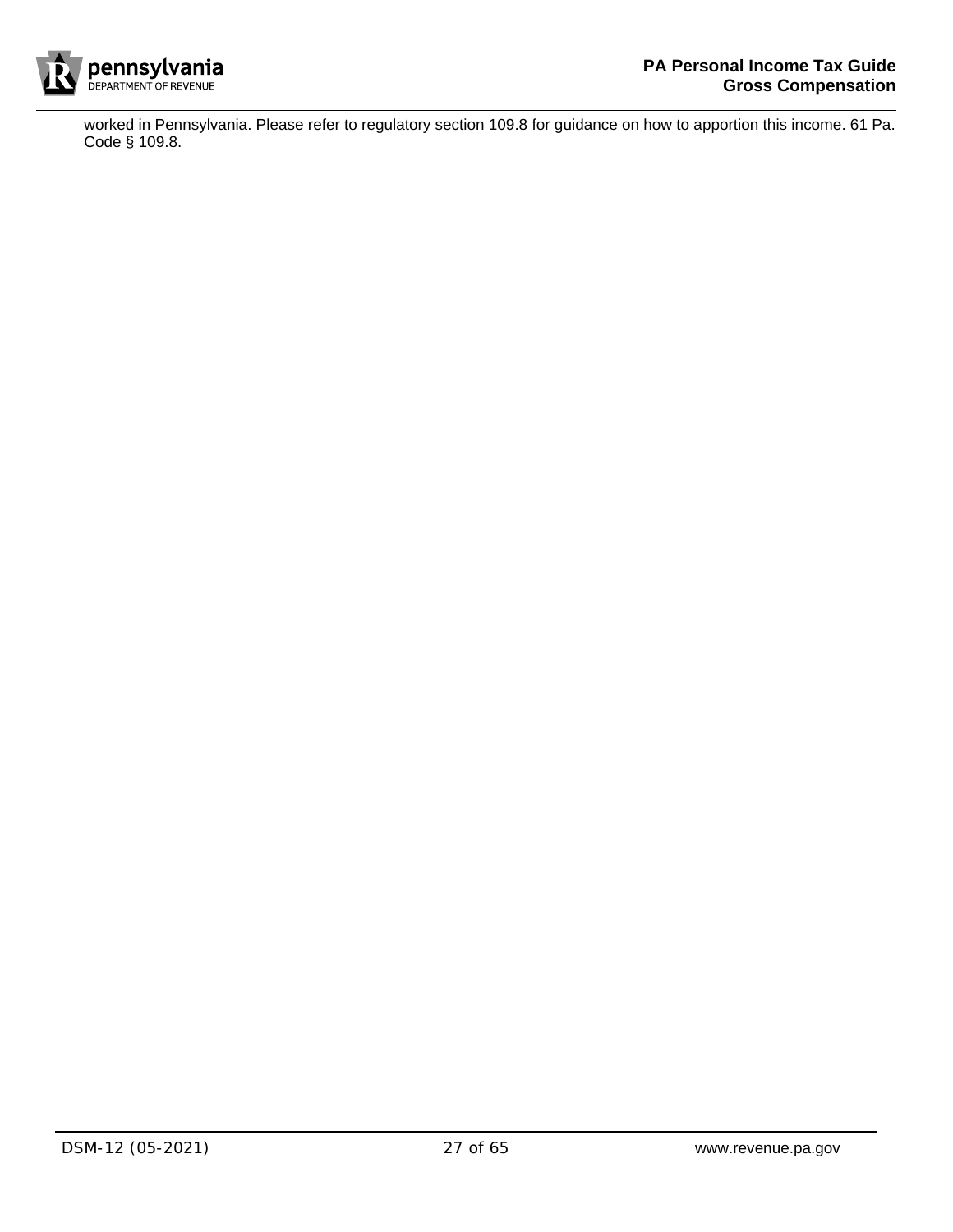worked in Pennsylvania. Please refer to regulatory section 109.8 for guidance on how to apportion this income. 61 Pa. Code § 109.8.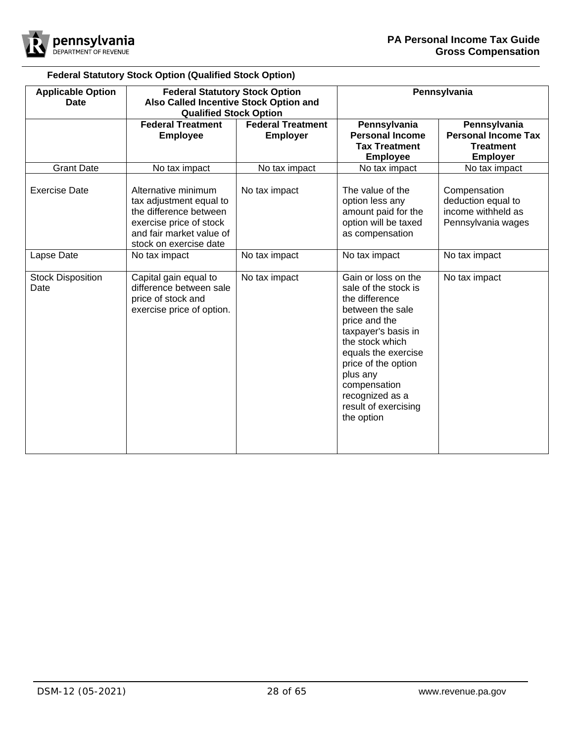**Federal Statutory Stock Option (Qualified Stock Option)**

| Applicable Option Date | Federal Statutory Stock Option Also Called Incentive Stock Option and Qualified Stock Option | | Pennsylvania | |
|---|---|---|---|---|
| | **Federal Treatment Employee** | **Federal Treatment Employer** | **Pennsylvania Personal Income Tax Treatment Employee** | **Pennsylvania Personal Income Tax Treatment Employer** |
| Grant Date | No tax impact | No tax impact | No tax impact | No tax impact |
| Exercise Date | Alternative minimum tax adjustment equal to the difference between exercise price of stock and fair market value of stock on exercise date | No tax impact | The value of the option less any amount paid for the option will be taxed as compensation | Compensation deduction equal to income withheld as Pennsylvania wages |
| Lapse Date | No tax impact | No tax impact | No tax impact | No tax impact |
| Stock Disposition Date | Capital gain equal to difference between sale price of stock and exercise price of option. | No tax impact | Gain or loss on the sale of the stock is the difference between the sale price and the taxpayer's basis in the stock which equals the exercise price of the option plus any compensation recognized as a result of exercising the option | No tax impact |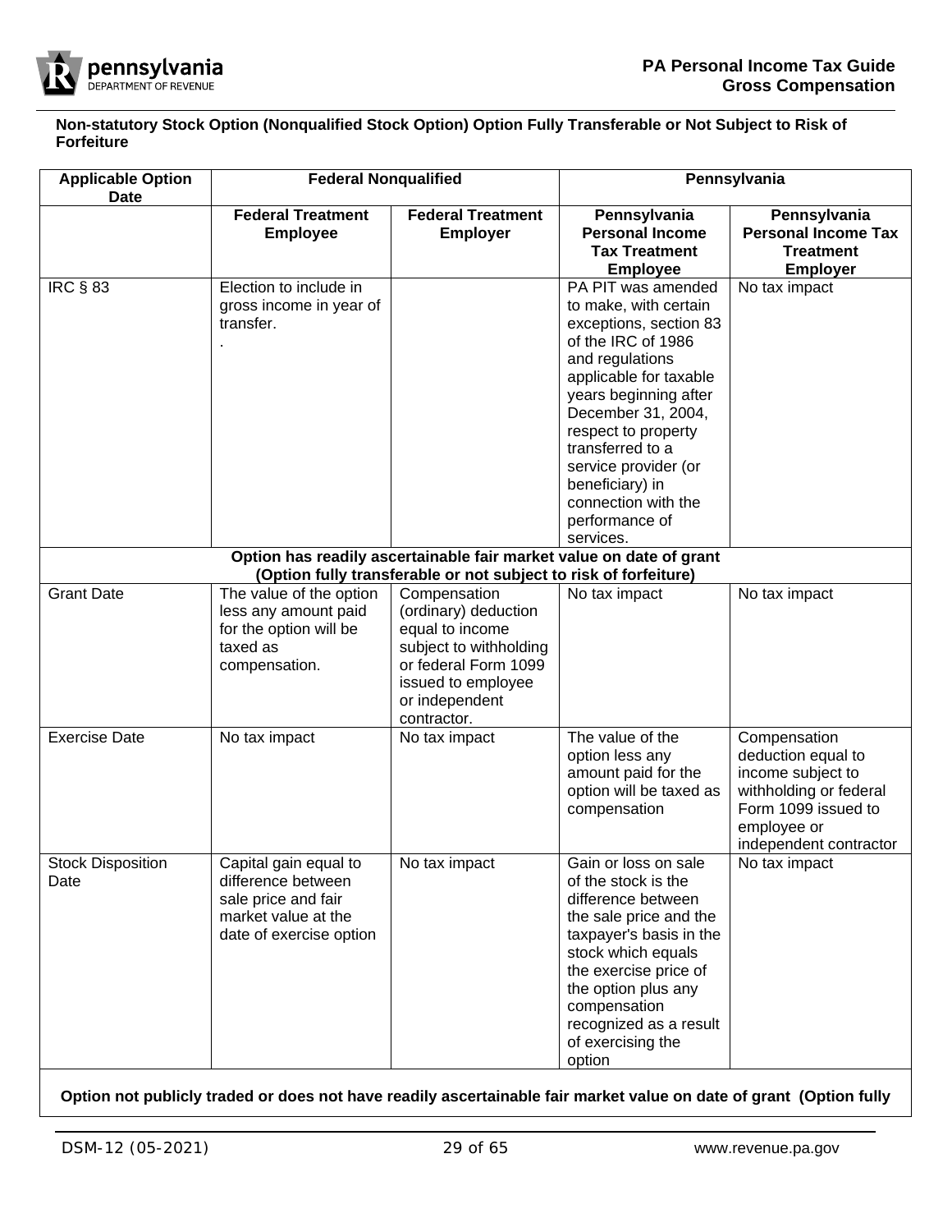**Non-statutory Stock Option (Nonqualified Stock Option) Option Fully Transferable or Not Subject to Risk of Forfeiture**

| Applicable Option Date | Federal Nonqualified | | Pennsylvania | |
|---|---|---|---|---|
| | Federal Treatment Employee | Federal Treatment Employer | Pennsylvania Personal Income Tax Treatment Employee | Pennsylvania Personal Income Tax Treatment Employer |
| IRC § 83 | Election to include in gross income in year of transfer. . | | PA PIT was amended to make, with certain exceptions, section 83 of the IRC of 1986 and regulations applicable for taxable years beginning after December 31, 2004, respect to property transferred to a service provider (or beneficiary) in connection with the performance of services. | No tax impact |
| **Option has readily ascertainable fair market value on date of grant (Option fully transferable or not subject to risk of forfeiture)** | | | | |
| Grant Date | The value of the option less any amount paid for the option will be taxed as compensation. | Compensation (ordinary) deduction equal to income subject to withholding or federal Form 1099 issued to employee or independent contractor. | No tax impact | No tax impact |
| Exercise Date | No tax impact | No tax impact | The value of the option less any amount paid for the option will be taxed as compensation | Compensation deduction equal to income subject to withholding or federal Form 1099 issued to employee or independent contractor |
| Stock Disposition Date | Capital gain equal to difference between sale price and fair market value at the date of exercise option | No tax impact | Gain or loss on sale of the stock is the difference between the sale price and the taxpayer's basis in the stock which equals the exercise price of the option plus any compensation recognized as a result of exercising the option | No tax impact |
| **Option not publicly traded or does not have readily ascertainable fair market value on date of grant (Option fully** | | | | |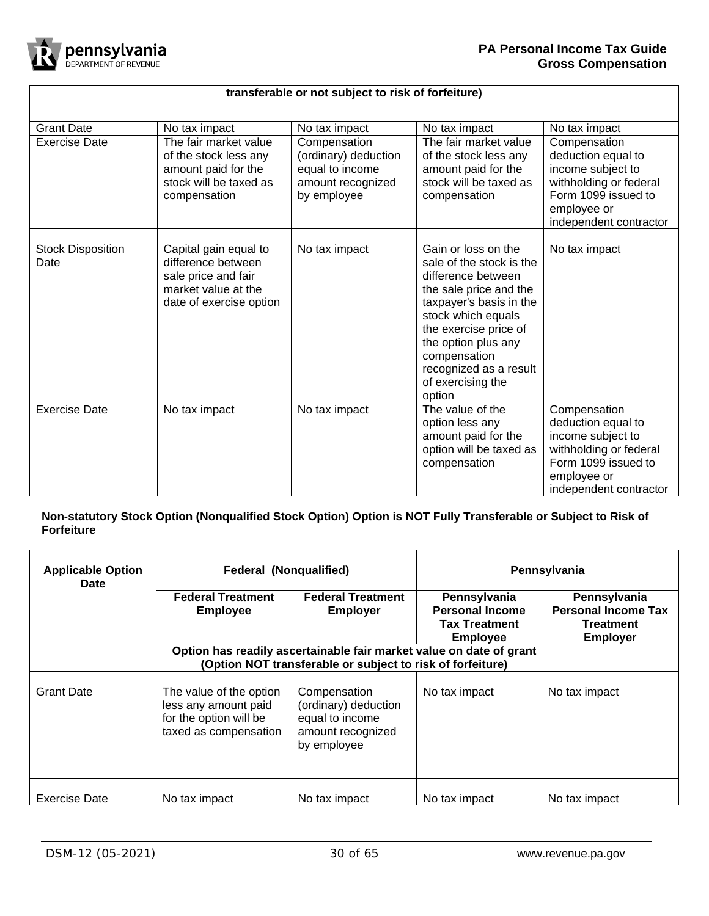| transferable or not subject to risk of forfeiture) | | | | |
|---|---|---|---|---|
| Grant Date | No tax impact | No tax impact | No tax impact | No tax impact |
| Exercise Date | The fair market value of the stock less any amount paid for the stock will be taxed as compensation | Compensation (ordinary) deduction equal to income amount recognized by employee | The fair market value of the stock less any amount paid for the stock will be taxed as compensation | Compensation deduction equal to income subject to withholding or federal Form 1099 issued to employee or independent contractor |
| Stock Disposition Date | Capital gain equal to difference between sale price and fair market value at the date of exercise option | No tax impact | Gain or loss on the sale of the stock is the difference between the sale price and the taxpayer's basis in the stock which equals the exercise price of the option plus any compensation recognized as a result of exercising the option | No tax impact |
| Exercise Date | No tax impact | No tax impact | The value of the option less any amount paid for the option will be taxed as compensation | Compensation deduction equal to income subject to withholding or federal Form 1099 issued to employee or independent contractor |

**Non-statutory Stock Option (Nonqualified Stock Option) Option is NOT Fully Transferable or Subject to Risk of Forfeiture**

| Applicable Option Date | Federal (Nonqualified) | | Pennsylvania | |
|---|---|---|---|---|
| | **Federal Treatment Employee** | **Federal Treatment Employer** | **Pennsylvania Personal Income Tax Treatment Employee** | **Pennsylvania Personal Income Tax Treatment Employer** |
| **Option has readily ascertainable fair market value on date of grant (Option NOT transferable or subject to risk of forfeiture)** | | | | |
| Grant Date | The value of the option less any amount paid for the option will be taxed as compensation | Compensation (ordinary) deduction equal to income amount recognized by employee | No tax impact | No tax impact |
| Exercise Date | No tax impact | No tax impact | No tax impact | No tax impact |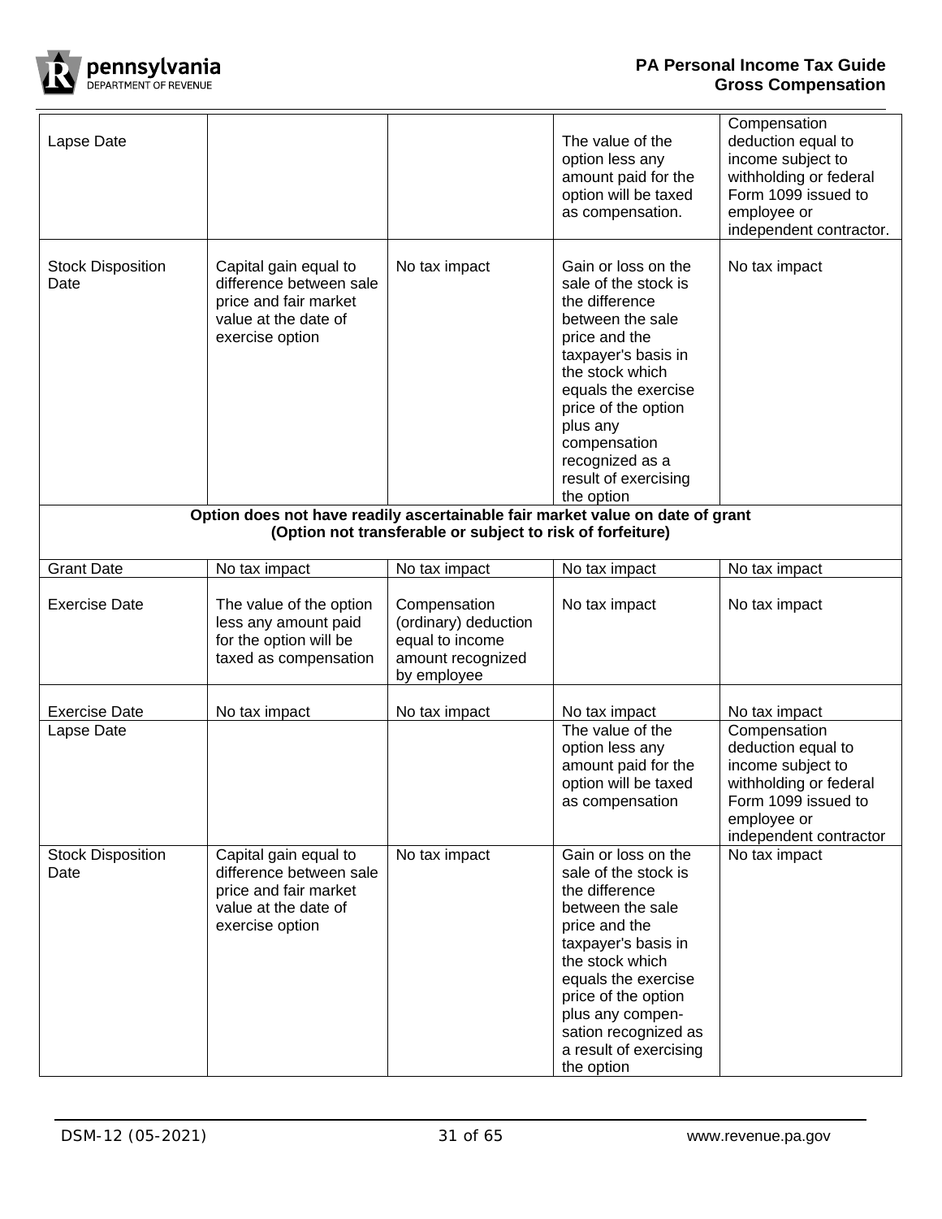| | | | | |
|---|---|---|---|---|
| Lapse Date | | | The value of the option less any amount paid for the option will be taxed as compensation. | Compensation deduction equal to income subject to withholding or federal Form 1099 issued to employee or independent contractor. |
| Stock Disposition Date | Capital gain equal to difference between sale price and fair market value at the date of exercise option | No tax impact | Gain or loss on the sale of the stock is the difference between the sale price and the taxpayer's basis in the stock which equals the exercise price of the option plus any compensation recognized as a result of exercising the option | No tax impact |
| **Option does not have readily ascertainable fair market value on date of grant (Option not transferable or subject to risk of forfeiture)** | | | | |
| Grant Date | No tax impact | No tax impact | No tax impact | No tax impact |
| Exercise Date | The value of the option less any amount paid for the option will be taxed as compensation | Compensation (ordinary) deduction equal to income amount recognized by employee | No tax impact | No tax impact |
| Exercise Date | No tax impact | No tax impact | No tax impact | No tax impact |
| Lapse Date | | | The value of the option less any amount paid for the option will be taxed as compensation | Compensation deduction equal to income subject to withholding or federal Form 1099 issued to employee or independent contractor |
| Stock Disposition Date | Capital gain equal to difference between sale price and fair market value at the date of exercise option | No tax impact | Gain or loss on the sale of the stock is the difference between the sale price and the taxpayer's basis in the stock which equals the exercise price of the option plus any compen-sation recognized as a result of exercising the option | No tax impact |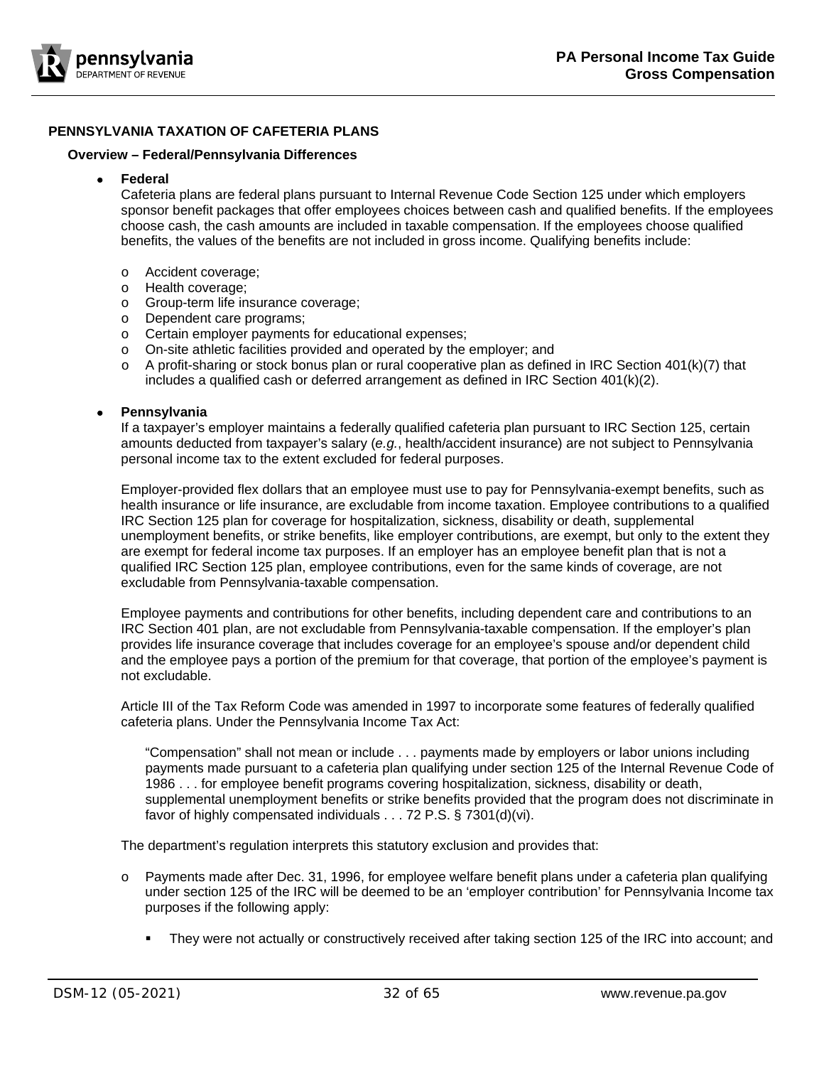## PENNSYLVANIA TAXATION OF CAFETERIA PLANS

### Overview – Federal/Pennsylvania Differences

- **Federal**

  Cafeteria plans are federal plans pursuant to Internal Revenue Code Section 125 under which employers sponsor benefit packages that offer employees choices between cash and qualified benefits. If the employees choose cash, the cash amounts are included in taxable compensation. If the employees choose qualified benefits, the values of the benefits are not included in gross income. Qualifying benefits include:

  - Accident coverage;
  - Health coverage;
  - Group-term life insurance coverage;
  - Dependent care programs;
  - Certain employer payments for educational expenses;
  - On-site athletic facilities provided and operated by the employer; and
  - A profit-sharing or stock bonus plan or rural cooperative plan as defined in IRC Section 401(k)(7) that includes a qualified cash or deferred arrangement as defined in IRC Section 401(k)(2).

- **Pennsylvania**

  If a taxpayer's employer maintains a federally qualified cafeteria plan pursuant to IRC Section 125, certain amounts deducted from taxpayer's salary (*e.g.*, health/accident insurance) are not subject to Pennsylvania personal income tax to the extent excluded for federal purposes.

  Employer-provided flex dollars that an employee must use to pay for Pennsylvania-exempt benefits, such as health insurance or life insurance, are excludable from income taxation. Employee contributions to a qualified IRC Section 125 plan for coverage for hospitalization, sickness, disability or death, supplemental unemployment benefits, or strike benefits, like employer contributions, are exempt, but only to the extent they are exempt for federal income tax purposes. If an employer has an employee benefit plan that is not a qualified IRC Section 125 plan, employee contributions, even for the same kinds of coverage, are not excludable from Pennsylvania-taxable compensation.

  Employee payments and contributions for other benefits, including dependent care and contributions to an IRC Section 401 plan, are not excludable from Pennsylvania-taxable compensation. If the employer's plan provides life insurance coverage that includes coverage for an employee's spouse and/or dependent child and the employee pays a portion of the premium for that coverage, that portion of the employee's payment is not excludable.

  Article III of the Tax Reform Code was amended in 1997 to incorporate some features of federally qualified cafeteria plans. Under the Pennsylvania Income Tax Act:

  > "Compensation" shall not mean or include . . . payments made by employers or labor unions including payments made pursuant to a cafeteria plan qualifying under section 125 of the Internal Revenue Code of 1986 . . . for employee benefit programs covering hospitalization, sickness, disability or death, supplemental unemployment benefits or strike benefits provided that the program does not discriminate in favor of highly compensated individuals . . . 72 P.S. § 7301(d)(vi).

  The department's regulation interprets this statutory exclusion and provides that:

  - Payments made after Dec. 31, 1996, for employee welfare benefit plans under a cafeteria plan qualifying under section 125 of the IRC will be deemed to be an 'employer contribution' for Pennsylvania Income tax purposes if the following apply:
    - They were not actually or constructively received after taking section 125 of the IRC into account; and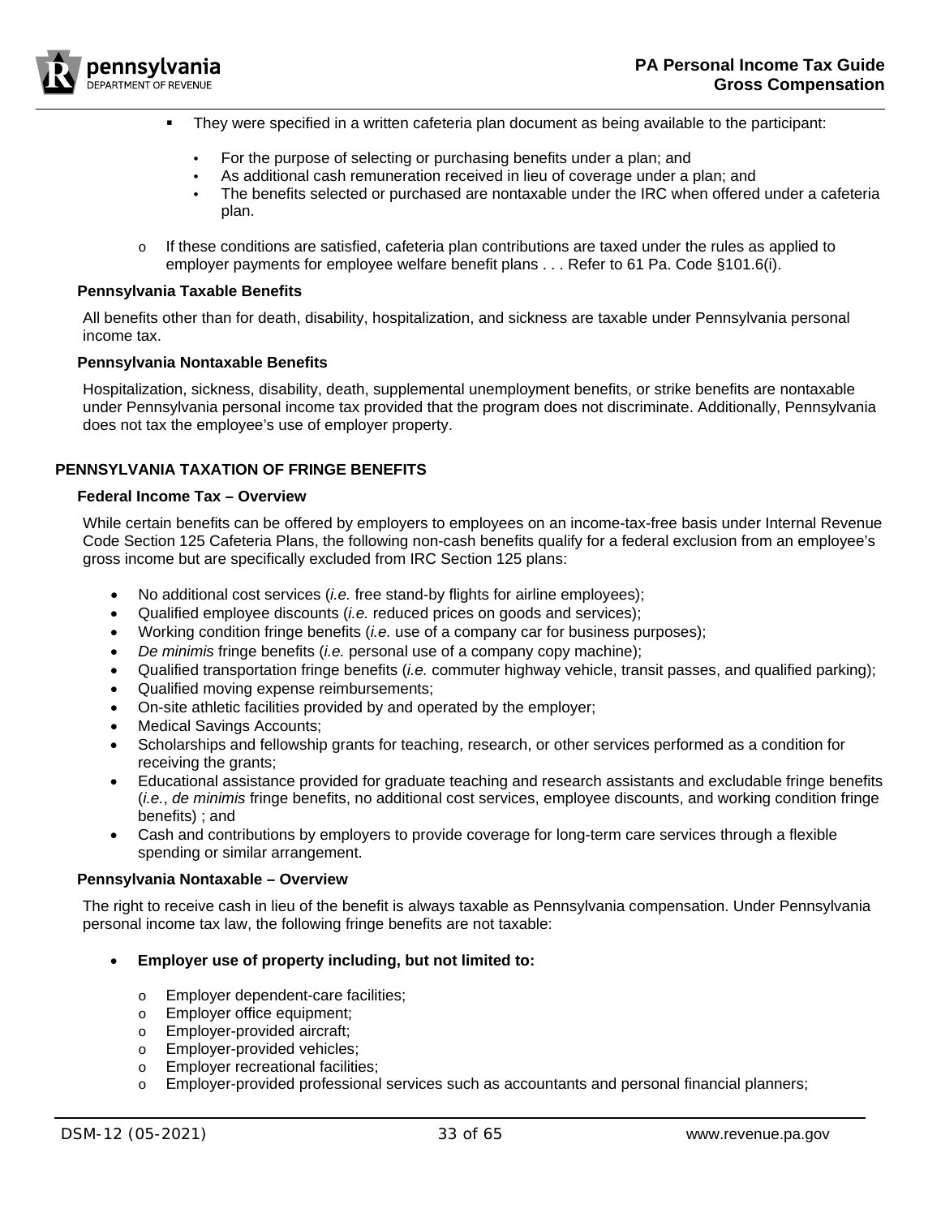- They were specified in a written cafeteria plan document as being available to the participant:
  - For the purpose of selecting or purchasing benefits under a plan; and
  - As additional cash remuneration received in lieu of coverage under a plan; and
  - The benefits selected or purchased are nontaxable under the IRC when offered under a cafeteria plan.

- If these conditions are satisfied, cafeteria plan contributions are taxed under the rules as applied to employer payments for employee welfare benefit plans . . . Refer to 61 Pa. Code §101.6(i).

### Pennsylvania Taxable Benefits

All benefits other than for death, disability, hospitalization, and sickness are taxable under Pennsylvania personal income tax.

### Pennsylvania Nontaxable Benefits

Hospitalization, sickness, disability, death, supplemental unemployment benefits, or strike benefits are nontaxable under Pennsylvania personal income tax provided that the program does not discriminate. Additionally, Pennsylvania does not tax the employee's use of employer property.

## PENNSYLVANIA TAXATION OF FRINGE BENEFITS

### Federal Income Tax – Overview

While certain benefits can be offered by employers to employees on an income-tax-free basis under Internal Revenue Code Section 125 Cafeteria Plans, the following non-cash benefits qualify for a federal exclusion from an employee's gross income but are specifically excluded from IRC Section 125 plans:

- No additional cost services (*i.e.* free stand-by flights for airline employees);
- Qualified employee discounts (*i.e.* reduced prices on goods and services);
- Working condition fringe benefits (*i.e.* use of a company car for business purposes);
- *De minimis* fringe benefits (*i.e.* personal use of a company copy machine);
- Qualified transportation fringe benefits (*i.e.* commuter highway vehicle, transit passes, and qualified parking);
- Qualified moving expense reimbursements;
- On-site athletic facilities provided by and operated by the employer;
- Medical Savings Accounts;
- Scholarships and fellowship grants for teaching, research, or other services performed as a condition for receiving the grants;
- Educational assistance provided for graduate teaching and research assistants and excludable fringe benefits (*i.e.*, *de minimis* fringe benefits, no additional cost services, employee discounts, and working condition fringe benefits) ; and
- Cash and contributions by employers to provide coverage for long-term care services through a flexible spending or similar arrangement.

### Pennsylvania Nontaxable – Overview

The right to receive cash in lieu of the benefit is always taxable as Pennsylvania compensation. Under Pennsylvania personal income tax law, the following fringe benefits are not taxable:

- **Employer use of property including, but not limited to:**
  - Employer dependent-care facilities;
  - Employer office equipment;
  - Employer-provided aircraft;
  - Employer-provided vehicles;
  - Employer recreational facilities;
  - Employer-provided professional services such as accountants and personal financial planners;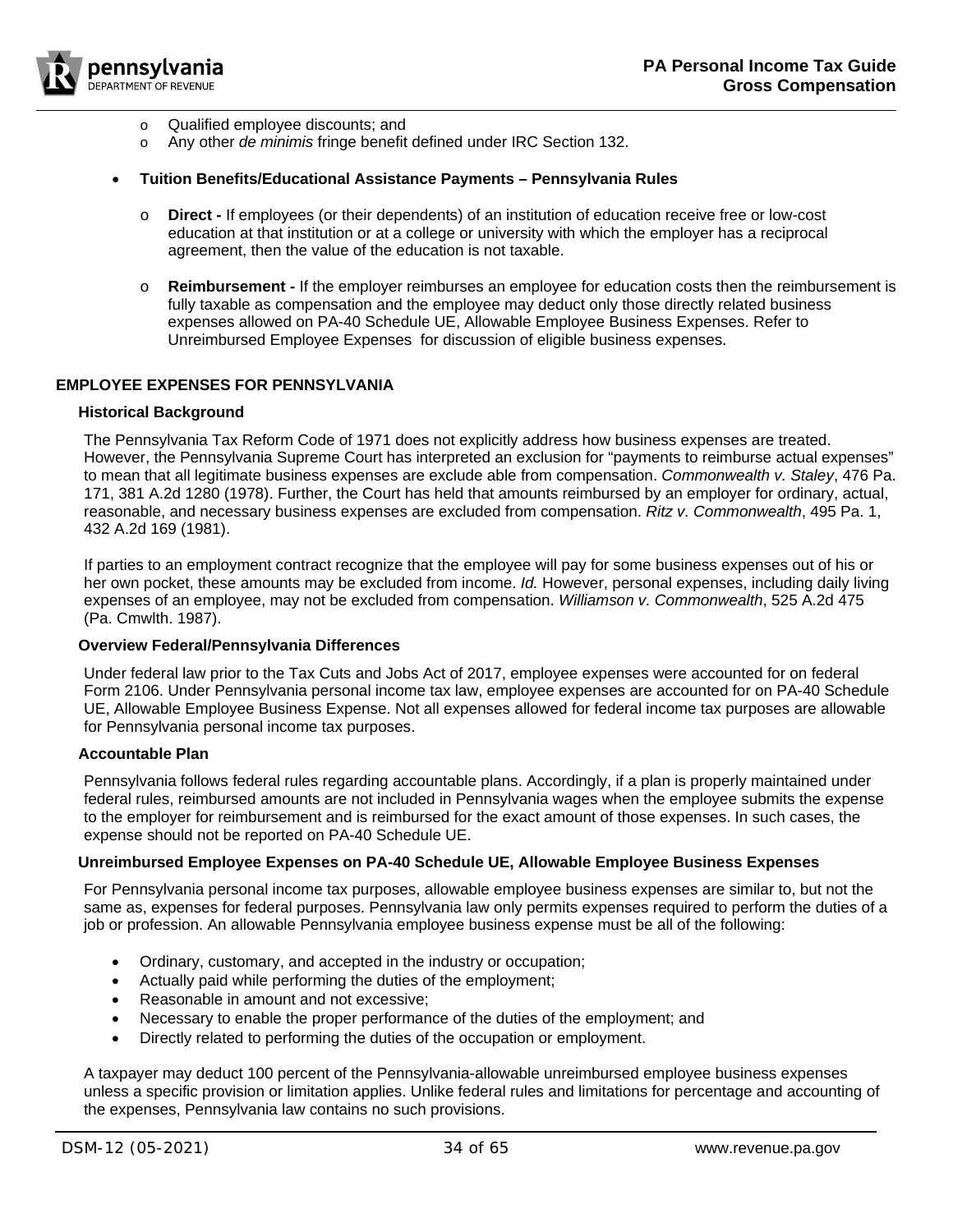- Qualified employee discounts; and
- Any other *de minimis* fringe benefit defined under IRC Section 132.

- **Tuition Benefits/Educational Assistance Payments – Pennsylvania Rules**

  - **Direct -** If employees (or their dependents) of an institution of education receive free or low-cost education at that institution or at a college or university with which the employer has a reciprocal agreement, then the value of the education is not taxable.

  - **Reimbursement -** If the employer reimburses an employee for education costs then the reimbursement is fully taxable as compensation and the employee may deduct only those directly related business expenses allowed on PA-40 Schedule UE, Allowable Employee Business Expenses. Refer to Unreimbursed Employee Expenses for discussion of eligible business expenses.

## EMPLOYEE EXPENSES FOR PENNSYLVANIA

### Historical Background

The Pennsylvania Tax Reform Code of 1971 does not explicitly address how business expenses are treated. However, the Pennsylvania Supreme Court has interpreted an exclusion for "payments to reimburse actual expenses" to mean that all legitimate business expenses are exclude able from compensation. *Commonwealth v. Staley*, 476 Pa. 171, 381 A.2d 1280 (1978). Further, the Court has held that amounts reimbursed by an employer for ordinary, actual, reasonable, and necessary business expenses are excluded from compensation. *Ritz v. Commonwealth*, 495 Pa. 1, 432 A.2d 169 (1981).

If parties to an employment contract recognize that the employee will pay for some business expenses out of his or her own pocket, these amounts may be excluded from income. *Id.* However, personal expenses, including daily living expenses of an employee, may not be excluded from compensation. *Williamson v. Commonwealth*, 525 A.2d 475 (Pa. Cmwlth. 1987).

### Overview Federal/Pennsylvania Differences

Under federal law prior to the Tax Cuts and Jobs Act of 2017, employee expenses were accounted for on federal Form 2106. Under Pennsylvania personal income tax law, employee expenses are accounted for on PA-40 Schedule UE, Allowable Employee Business Expense. Not all expenses allowed for federal income tax purposes are allowable for Pennsylvania personal income tax purposes.

### Accountable Plan

Pennsylvania follows federal rules regarding accountable plans. Accordingly, if a plan is properly maintained under federal rules, reimbursed amounts are not included in Pennsylvania wages when the employee submits the expense to the employer for reimbursement and is reimbursed for the exact amount of those expenses. In such cases, the expense should not be reported on PA-40 Schedule UE.

### Unreimbursed Employee Expenses on PA-40 Schedule UE, Allowable Employee Business Expenses

For Pennsylvania personal income tax purposes, allowable employee business expenses are similar to, but not the same as, expenses for federal purposes. Pennsylvania law only permits expenses required to perform the duties of a job or profession. An allowable Pennsylvania employee business expense must be all of the following:

- Ordinary, customary, and accepted in the industry or occupation;
- Actually paid while performing the duties of the employment;
- Reasonable in amount and not excessive;
- Necessary to enable the proper performance of the duties of the employment; and
- Directly related to performing the duties of the occupation or employment.

A taxpayer may deduct 100 percent of the Pennsylvania-allowable unreimbursed employee business expenses unless a specific provision or limitation applies. Unlike federal rules and limitations for percentage and accounting of the expenses, Pennsylvania law contains no such provisions.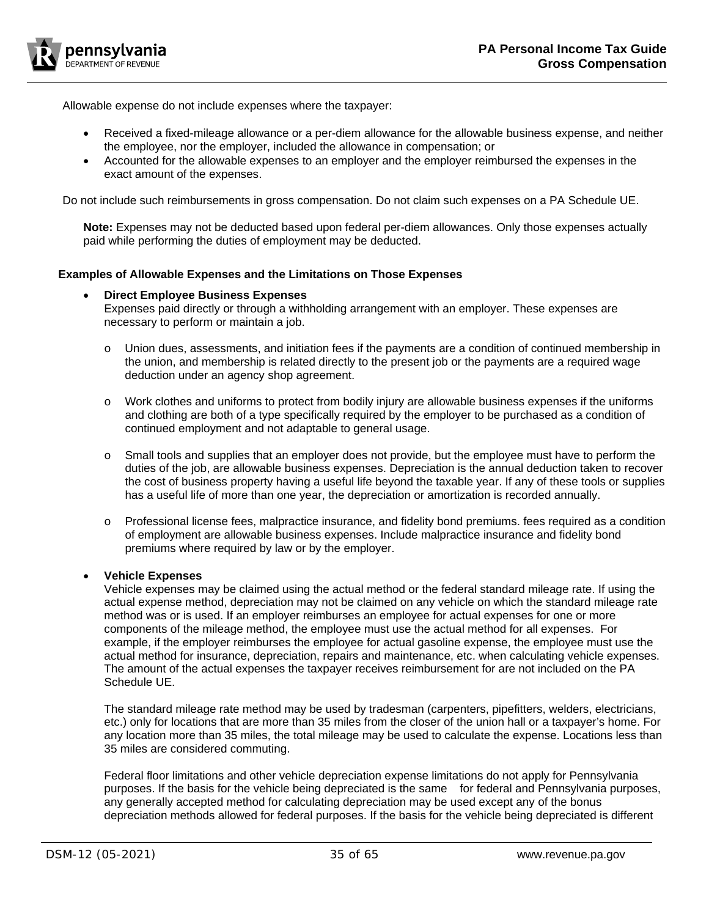Allowable expense do not include expenses where the taxpayer:

- Received a fixed-mileage allowance or a per-diem allowance for the allowable business expense, and neither the employee, nor the employer, included the allowance in compensation; or
- Accounted for the allowable expenses to an employer and the employer reimbursed the expenses in the exact amount of the expenses.

Do not include such reimbursements in gross compensation. Do not claim such expenses on a PA Schedule UE.

**Note:** Expenses may not be deducted based upon federal per-diem allowances. Only those expenses actually paid while performing the duties of employment may be deducted.

### Examples of Allowable Expenses and the Limitations on Those Expenses

- **Direct Employee Business Expenses**
  Expenses paid directly or through a withholding arrangement with an employer. These expenses are necessary to perform or maintain a job.

  - Union dues, assessments, and initiation fees if the payments are a condition of continued membership in the union, and membership is related directly to the present job or the payments are a required wage deduction under an agency shop agreement.

  - Work clothes and uniforms to protect from bodily injury are allowable business expenses if the uniforms and clothing are both of a type specifically required by the employer to be purchased as a condition of continued employment and not adaptable to general usage.

  - Small tools and supplies that an employer does not provide, but the employee must have to perform the duties of the job, are allowable business expenses. Depreciation is the annual deduction taken to recover the cost of business property having a useful life beyond the taxable year. If any of these tools or supplies has a useful life of more than one year, the depreciation or amortization is recorded annually.

  - Professional license fees, malpractice insurance, and fidelity bond premiums. fees required as a condition of employment are allowable business expenses. Include malpractice insurance and fidelity bond premiums where required by law or by the employer.

- **Vehicle Expenses**
  Vehicle expenses may be claimed using the actual method or the federal standard mileage rate. If using the actual expense method, depreciation may not be claimed on any vehicle on which the standard mileage rate method was or is used. If an employer reimburses an employee for actual expenses for one or more components of the mileage method, the employee must use the actual method for all expenses. For example, if the employer reimburses the employee for actual gasoline expense, the employee must use the actual method for insurance, depreciation, repairs and maintenance, etc. when calculating vehicle expenses. The amount of the actual expenses the taxpayer receives reimbursement for are not included on the PA Schedule UE.

  The standard mileage rate method may be used by tradesman (carpenters, pipefitters, welders, electricians, etc.) only for locations that are more than 35 miles from the closer of the union hall or a taxpayer's home. For any location more than 35 miles, the total mileage may be used to calculate the expense. Locations less than 35 miles are considered commuting.

  Federal floor limitations and other vehicle depreciation expense limitations do not apply for Pennsylvania purposes. If the basis for the vehicle being depreciated is the same for federal and Pennsylvania purposes, any generally accepted method for calculating depreciation may be used except any of the bonus depreciation methods allowed for federal purposes. If the basis for the vehicle being depreciated is different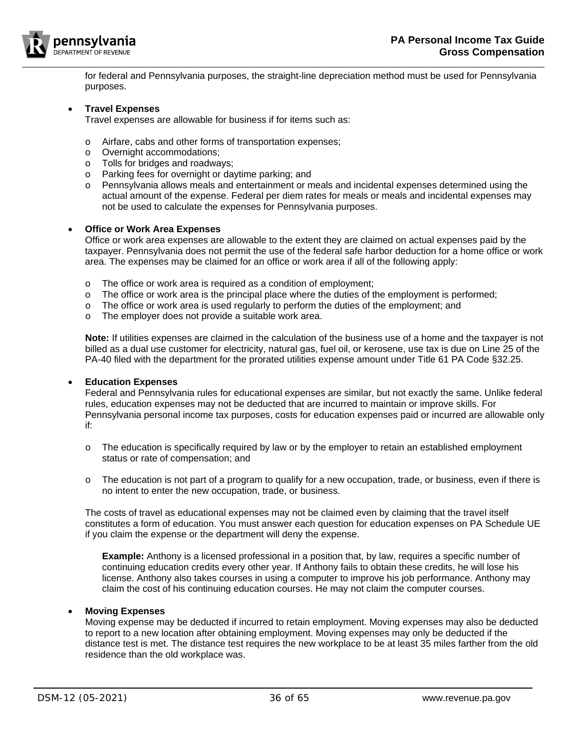for federal and Pennsylvania purposes, the straight-line depreciation method must be used for Pennsylvania purposes.

- **Travel Expenses**
  Travel expenses are allowable for business if for items such as:

  - Airfare, cabs and other forms of transportation expenses;
  - Overnight accommodations;
  - Tolls for bridges and roadways;
  - Parking fees for overnight or daytime parking; and
  - Pennsylvania allows meals and entertainment or meals and incidental expenses determined using the actual amount of the expense. Federal per diem rates for meals or meals and incidental expenses may not be used to calculate the expenses for Pennsylvania purposes.

- **Office or Work Area Expenses**
  Office or work area expenses are allowable to the extent they are claimed on actual expenses paid by the taxpayer. Pennsylvania does not permit the use of the federal safe harbor deduction for a home office or work area. The expenses may be claimed for an office or work area if all of the following apply:

  - The office or work area is required as a condition of employment;
  - The office or work area is the principal place where the duties of the employment is performed;
  - The office or work area is used regularly to perform the duties of the employment; and
  - The employer does not provide a suitable work area.

  **Note:** If utilities expenses are claimed in the calculation of the business use of a home and the taxpayer is not billed as a dual use customer for electricity, natural gas, fuel oil, or kerosene, use tax is due on Line 25 of the PA-40 filed with the department for the prorated utilities expense amount under Title 61 PA Code §32.25.

- **Education Expenses**
  Federal and Pennsylvania rules for educational expenses are similar, but not exactly the same. Unlike federal rules, education expenses may not be deducted that are incurred to maintain or improve skills. For Pennsylvania personal income tax purposes, costs for education expenses paid or incurred are allowable only if:

  - The education is specifically required by law or by the employer to retain an established employment status or rate of compensation; and

  - The education is not part of a program to qualify for a new occupation, trade, or business, even if there is no intent to enter the new occupation, trade, or business.

  The costs of travel as educational expenses may not be claimed even by claiming that the travel itself constitutes a form of education. You must answer each question for education expenses on PA Schedule UE if you claim the expense or the department will deny the expense.

  > **Example:** Anthony is a licensed professional in a position that, by law, requires a specific number of continuing education credits every other year. If Anthony fails to obtain these credits, he will lose his license. Anthony also takes courses in using a computer to improve his job performance. Anthony may claim the cost of his continuing education courses. He may not claim the computer courses.

- **Moving Expenses**
  Moving expense may be deducted if incurred to retain employment. Moving expenses may also be deducted to report to a new location after obtaining employment. Moving expenses may only be deducted if the distance test is met. The distance test requires the new workplace to be at least 35 miles farther from the old residence than the old workplace was.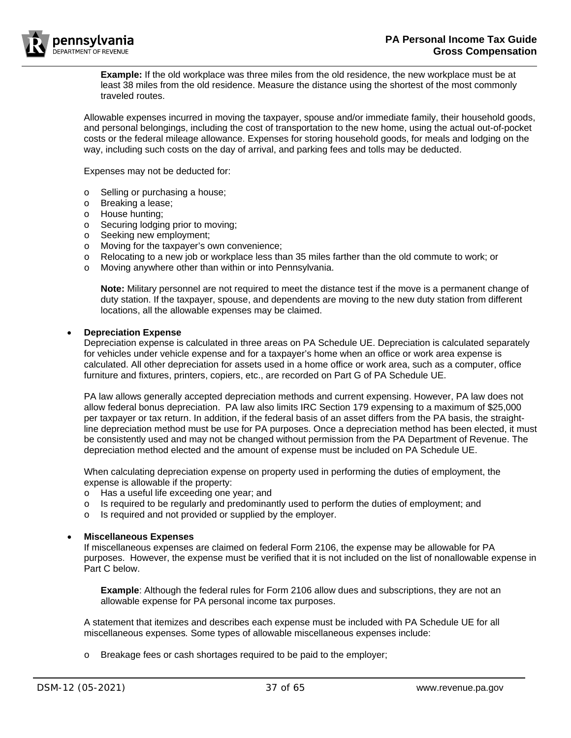**Example:** If the old workplace was three miles from the old residence, the new workplace must be at least 38 miles from the old residence. Measure the distance using the shortest of the most commonly traveled routes.

Allowable expenses incurred in moving the taxpayer, spouse and/or immediate family, their household goods, and personal belongings, including the cost of transportation to the new home, using the actual out-of-pocket costs or the federal mileage allowance. Expenses for storing household goods, for meals and lodging on the way, including such costs on the day of arrival, and parking fees and tolls may be deducted.

Expenses may not be deducted for:

- Selling or purchasing a house;
- Breaking a lease;
- House hunting;
- Securing lodging prior to moving;
- Seeking new employment;
- Moving for the taxpayer's own convenience;
- Relocating to a new job or workplace less than 35 miles farther than the old commute to work; or
- Moving anywhere other than within or into Pennsylvania.

**Note:** Military personnel are not required to meet the distance test if the move is a permanent change of duty station. If the taxpayer, spouse, and dependents are moving to the new duty station from different locations, all the allowable expenses may be claimed.

- **Depreciation Expense**

  Depreciation expense is calculated in three areas on PA Schedule UE. Depreciation is calculated separately for vehicles under vehicle expense and for a taxpayer's home when an office or work area expense is calculated. All other depreciation for assets used in a home office or work area, such as a computer, office furniture and fixtures, printers, copiers, etc., are recorded on Part G of PA Schedule UE.

  PA law allows generally accepted depreciation methods and current expensing. However, PA law does not allow federal bonus depreciation. PA law also limits IRC Section 179 expensing to a maximum of $25,000 per taxpayer or tax return. In addition, if the federal basis of an asset differs from the PA basis, the straight-line depreciation method must be use for PA purposes. Once a depreciation method has been elected, it must be consistently used and may not be changed without permission from the PA Department of Revenue. The depreciation method elected and the amount of expense must be included on PA Schedule UE.

  When calculating depreciation expense on property used in performing the duties of employment, the expense is allowable if the property:

  - Has a useful life exceeding one year; and
  - Is required to be regularly and predominantly used to perform the duties of employment; and
  - Is required and not provided or supplied by the employer.

- **Miscellaneous Expenses**

  If miscellaneous expenses are claimed on federal Form 2106, the expense may be allowable for PA purposes. However, the expense must be verified that it is not included on the list of nonallowable expense in Part C below.

  **Example**: Although the federal rules for Form 2106 allow dues and subscriptions, they are not an allowable expense for PA personal income tax purposes.

  A statement that itemizes and describes each expense must be included with PA Schedule UE for all miscellaneous expenses. Some types of allowable miscellaneous expenses include:

  - Breakage fees or cash shortages required to be paid to the employer;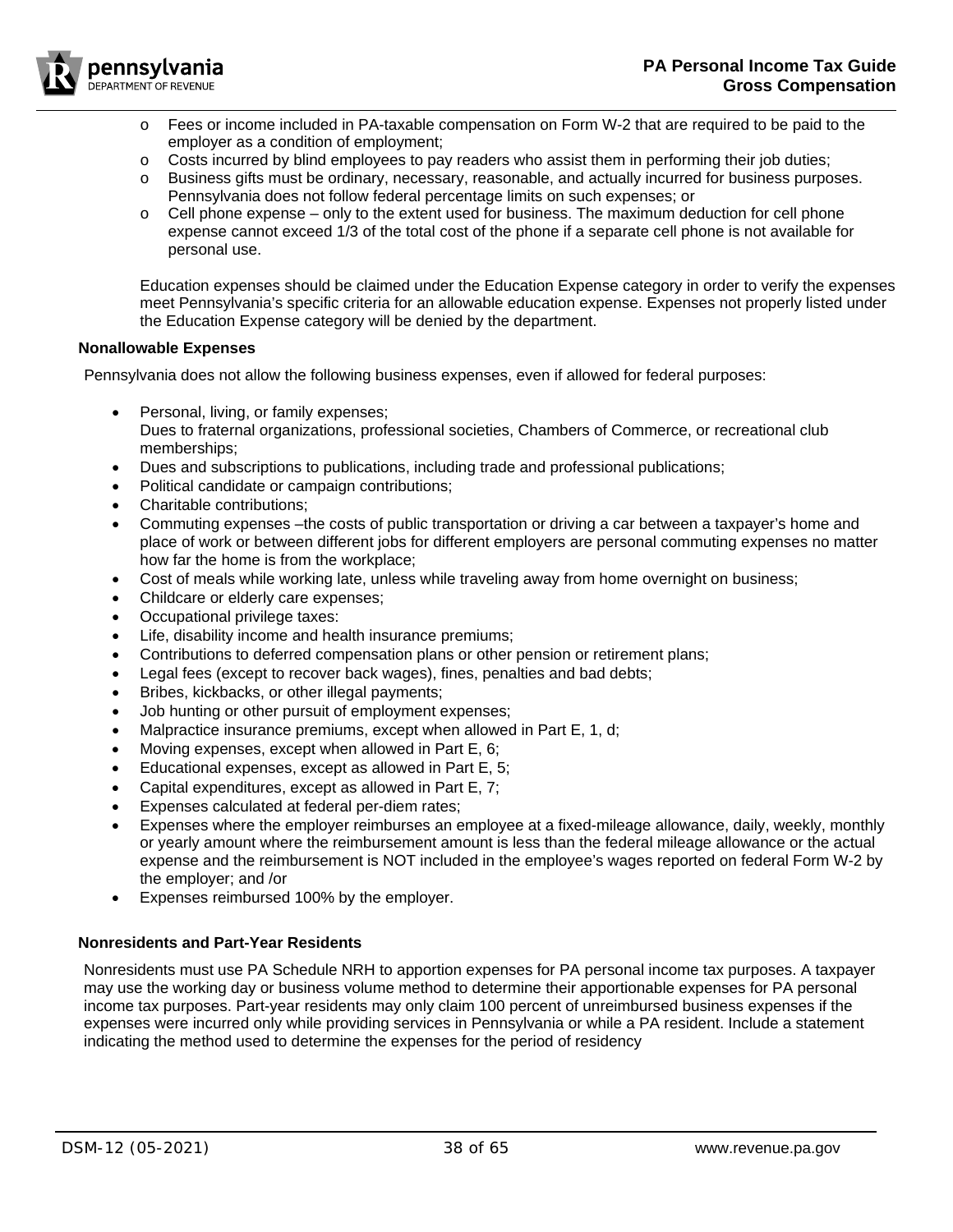- Fees or income included in PA-taxable compensation on Form W-2 that are required to be paid to the employer as a condition of employment;
- Costs incurred by blind employees to pay readers who assist them in performing their job duties;
- Business gifts must be ordinary, necessary, reasonable, and actually incurred for business purposes. Pennsylvania does not follow federal percentage limits on such expenses; or
- Cell phone expense – only to the extent used for business. The maximum deduction for cell phone expense cannot exceed 1/3 of the total cost of the phone if a separate cell phone is not available for personal use.

Education expenses should be claimed under the Education Expense category in order to verify the expenses meet Pennsylvania's specific criteria for an allowable education expense. Expenses not properly listed under the Education Expense category will be denied by the department.

**Nonallowable Expenses**

Pennsylvania does not allow the following business expenses, even if allowed for federal purposes:

- Personal, living, or family expenses;
  Dues to fraternal organizations, professional societies, Chambers of Commerce, or recreational club memberships;
- Dues and subscriptions to publications, including trade and professional publications;
- Political candidate or campaign contributions;
- Charitable contributions;
- Commuting expenses –the costs of public transportation or driving a car between a taxpayer's home and place of work or between different jobs for different employers are personal commuting expenses no matter how far the home is from the workplace;
- Cost of meals while working late, unless while traveling away from home overnight on business;
- Childcare or elderly care expenses;
- Occupational privilege taxes:
- Life, disability income and health insurance premiums;
- Contributions to deferred compensation plans or other pension or retirement plans;
- Legal fees (except to recover back wages), fines, penalties and bad debts;
- Bribes, kickbacks, or other illegal payments;
- Job hunting or other pursuit of employment expenses;
- Malpractice insurance premiums, except when allowed in Part E, 1, d;
- Moving expenses, except when allowed in Part E, 6;
- Educational expenses, except as allowed in Part E, 5;
- Capital expenditures, except as allowed in Part E, 7;
- Expenses calculated at federal per-diem rates;
- Expenses where the employer reimburses an employee at a fixed-mileage allowance, daily, weekly, monthly or yearly amount where the reimbursement amount is less than the federal mileage allowance or the actual expense and the reimbursement is NOT included in the employee's wages reported on federal Form W-2 by the employer; and /or
- Expenses reimbursed 100% by the employer.

**Nonresidents and Part-Year Residents**

Nonresidents must use PA Schedule NRH to apportion expenses for PA personal income tax purposes. A taxpayer may use the working day or business volume method to determine their apportionable expenses for PA personal income tax purposes. Part-year residents may only claim 100 percent of unreimbursed business expenses if the expenses were incurred only while providing services in Pennsylvania or while a PA resident. Include a statement indicating the method used to determine the expenses for the period of residency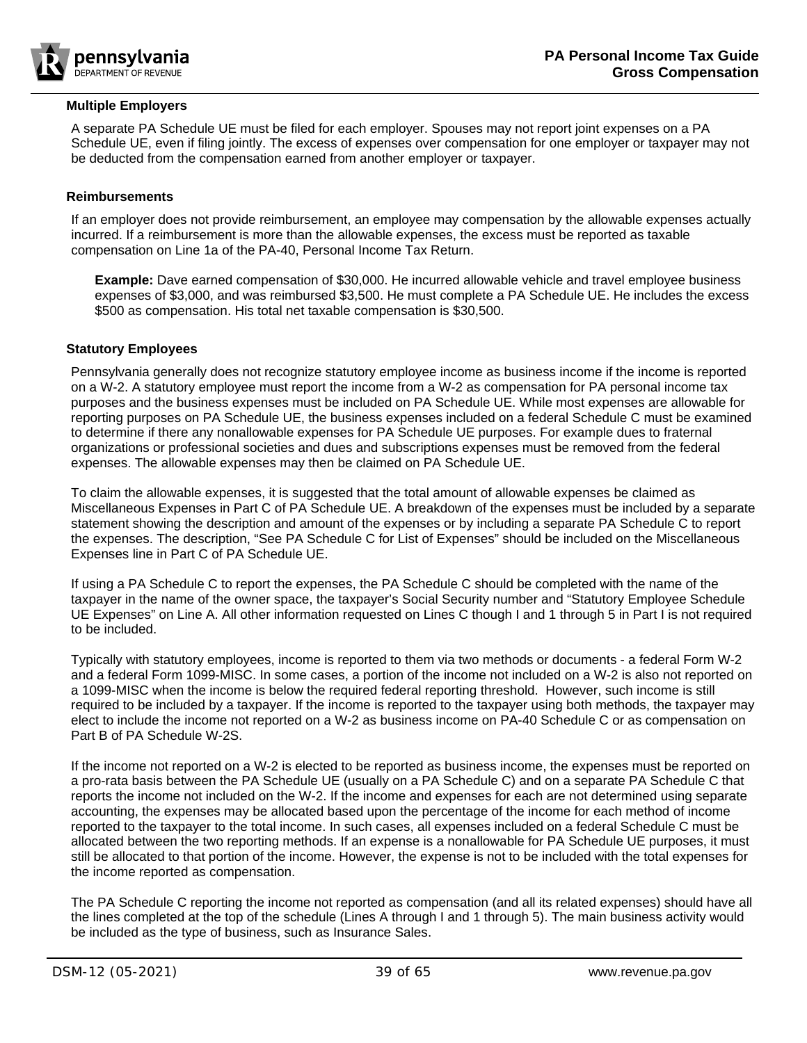### Multiple Employers

A separate PA Schedule UE must be filed for each employer. Spouses may not report joint expenses on a PA Schedule UE, even if filing jointly. The excess of expenses over compensation for one employer or taxpayer may not be deducted from the compensation earned from another employer or taxpayer.

### Reimbursements

If an employer does not provide reimbursement, an employee may compensation by the allowable expenses actually incurred. If a reimbursement is more than the allowable expenses, the excess must be reported as taxable compensation on Line 1a of the PA-40, Personal Income Tax Return.

> **Example:** Dave earned compensation of $30,000. He incurred allowable vehicle and travel employee business expenses of $3,000, and was reimbursed $3,500. He must complete a PA Schedule UE. He includes the excess $500 as compensation. His total net taxable compensation is $30,500.

### Statutory Employees

Pennsylvania generally does not recognize statutory employee income as business income if the income is reported on a W-2. A statutory employee must report the income from a W-2 as compensation for PA personal income tax purposes and the business expenses must be included on PA Schedule UE. While most expenses are allowable for reporting purposes on PA Schedule UE, the business expenses included on a federal Schedule C must be examined to determine if there any nonallowable expenses for PA Schedule UE purposes. For example dues to fraternal organizations or professional societies and dues and subscriptions expenses must be removed from the federal expenses. The allowable expenses may then be claimed on PA Schedule UE.

To claim the allowable expenses, it is suggested that the total amount of allowable expenses be claimed as Miscellaneous Expenses in Part C of PA Schedule UE. A breakdown of the expenses must be included by a separate statement showing the description and amount of the expenses or by including a separate PA Schedule C to report the expenses. The description, "See PA Schedule C for List of Expenses" should be included on the Miscellaneous Expenses line in Part C of PA Schedule UE.

If using a PA Schedule C to report the expenses, the PA Schedule C should be completed with the name of the taxpayer in the name of the owner space, the taxpayer's Social Security number and "Statutory Employee Schedule UE Expenses" on Line A. All other information requested on Lines C though I and 1 through 5 in Part I is not required to be included.

Typically with statutory employees, income is reported to them via two methods or documents - a federal Form W-2 and a federal Form 1099-MISC. In some cases, a portion of the income not included on a W-2 is also not reported on a 1099-MISC when the income is below the required federal reporting threshold. However, such income is still required to be included by a taxpayer. If the income is reported to the taxpayer using both methods, the taxpayer may elect to include the income not reported on a W-2 as business income on PA-40 Schedule C or as compensation on Part B of PA Schedule W-2S.

If the income not reported on a W-2 is elected to be reported as business income, the expenses must be reported on a pro-rata basis between the PA Schedule UE (usually on a PA Schedule C) and on a separate PA Schedule C that reports the income not included on the W-2. If the income and expenses for each are not determined using separate accounting, the expenses may be allocated based upon the percentage of the income for each method of income reported to the taxpayer to the total income. In such cases, all expenses included on a federal Schedule C must be allocated between the two reporting methods. If an expense is a nonallowable for PA Schedule UE purposes, it must still be allocated to that portion of the income. However, the expense is not to be included with the total expenses for the income reported as compensation.

The PA Schedule C reporting the income not reported as compensation (and all its related expenses) should have all the lines completed at the top of the schedule (Lines A through I and 1 through 5). The main business activity would be included as the type of business, such as Insurance Sales.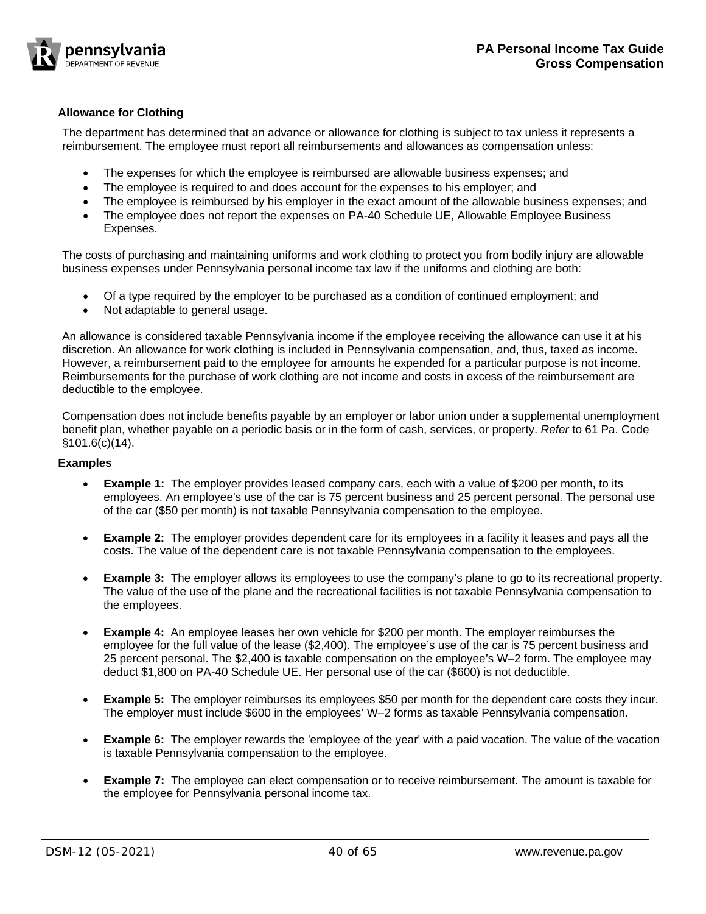### Allowance for Clothing

The department has determined that an advance or allowance for clothing is subject to tax unless it represents a reimbursement. The employee must report all reimbursements and allowances as compensation unless:

- The expenses for which the employee is reimbursed are allowable business expenses; and
- The employee is required to and does account for the expenses to his employer; and
- The employee is reimbursed by his employer in the exact amount of the allowable business expenses; and
- The employee does not report the expenses on PA-40 Schedule UE, Allowable Employee Business Expenses.

The costs of purchasing and maintaining uniforms and work clothing to protect you from bodily injury are allowable business expenses under Pennsylvania personal income tax law if the uniforms and clothing are both:

- Of a type required by the employer to be purchased as a condition of continued employment; and
- Not adaptable to general usage.

An allowance is considered taxable Pennsylvania income if the employee receiving the allowance can use it at his discretion. An allowance for work clothing is included in Pennsylvania compensation, and, thus, taxed as income. However, a reimbursement paid to the employee for amounts he expended for a particular purpose is not income. Reimbursements for the purchase of work clothing are not income and costs in excess of the reimbursement are deductible to the employee.

Compensation does not include benefits payable by an employer or labor union under a supplemental unemployment benefit plan, whether payable on a periodic basis or in the form of cash, services, or property. *Refer* to 61 Pa. Code §101.6(c)(14).

### Examples

- **Example 1:** The employer provides leased company cars, each with a value of $200 per month, to its employees. An employee's use of the car is 75 percent business and 25 percent personal. The personal use of the car ($50 per month) is not taxable Pennsylvania compensation to the employee.

- **Example 2:** The employer provides dependent care for its employees in a facility it leases and pays all the costs. The value of the dependent care is not taxable Pennsylvania compensation to the employees.

- **Example 3:** The employer allows its employees to use the company's plane to go to its recreational property. The value of the use of the plane and the recreational facilities is not taxable Pennsylvania compensation to the employees.

- **Example 4:** An employee leases her own vehicle for $200 per month. The employer reimburses the employee for the full value of the lease ($2,400). The employee's use of the car is 75 percent business and 25 percent personal. The $2,400 is taxable compensation on the employee's W–2 form. The employee may deduct $1,800 on PA-40 Schedule UE. Her personal use of the car ($600) is not deductible.

- **Example 5:** The employer reimburses its employees $50 per month for the dependent care costs they incur. The employer must include $600 in the employees' W–2 forms as taxable Pennsylvania compensation.

- **Example 6:** The employer rewards the 'employee of the year' with a paid vacation. The value of the vacation is taxable Pennsylvania compensation to the employee.

- **Example 7:** The employee can elect compensation or to receive reimbursement. The amount is taxable for the employee for Pennsylvania personal income tax.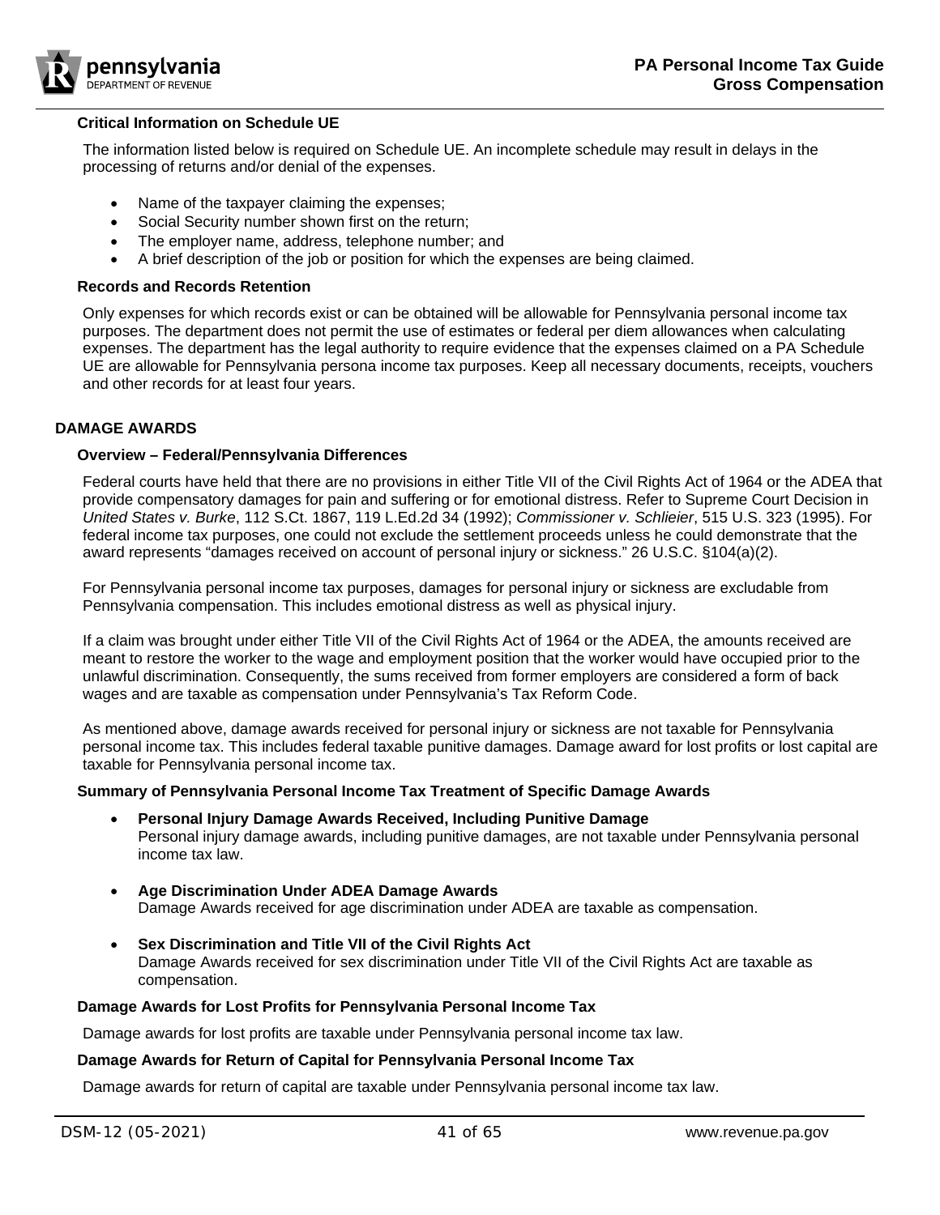### Critical Information on Schedule UE

The information listed below is required on Schedule UE. An incomplete schedule may result in delays in the processing of returns and/or denial of the expenses.

- Name of the taxpayer claiming the expenses;
- Social Security number shown first on the return;
- The employer name, address, telephone number; and
- A brief description of the job or position for which the expenses are being claimed.

### Records and Records Retention

Only expenses for which records exist or can be obtained will be allowable for Pennsylvania personal income tax purposes. The department does not permit the use of estimates or federal per diem allowances when calculating expenses. The department has the legal authority to require evidence that the expenses claimed on a PA Schedule UE are allowable for Pennsylvania persona income tax purposes. Keep all necessary documents, receipts, vouchers and other records for at least four years.

## DAMAGE AWARDS

### Overview – Federal/Pennsylvania Differences

Federal courts have held that there are no provisions in either Title VII of the Civil Rights Act of 1964 or the ADEA that provide compensatory damages for pain and suffering or for emotional distress. Refer to Supreme Court Decision in *United States v. Burke*, 112 S.Ct. 1867, 119 L.Ed.2d 34 (1992); *Commissioner v. Schlieier*, 515 U.S. 323 (1995). For federal income tax purposes, one could not exclude the settlement proceeds unless he could demonstrate that the award represents "damages received on account of personal injury or sickness." 26 U.S.C. §104(a)(2).

For Pennsylvania personal income tax purposes, damages for personal injury or sickness are excludable from Pennsylvania compensation. This includes emotional distress as well as physical injury.

If a claim was brought under either Title VII of the Civil Rights Act of 1964 or the ADEA, the amounts received are meant to restore the worker to the wage and employment position that the worker would have occupied prior to the unlawful discrimination. Consequently, the sums received from former employers are considered a form of back wages and are taxable as compensation under Pennsylvania's Tax Reform Code.

As mentioned above, damage awards received for personal injury or sickness are not taxable for Pennsylvania personal income tax. This includes federal taxable punitive damages. Damage award for lost profits or lost capital are taxable for Pennsylvania personal income tax.

### Summary of Pennsylvania Personal Income Tax Treatment of Specific Damage Awards

- **Personal Injury Damage Awards Received, Including Punitive Damage**
  Personal injury damage awards, including punitive damages, are not taxable under Pennsylvania personal income tax law.

- **Age Discrimination Under ADEA Damage Awards**
  Damage Awards received for age discrimination under ADEA are taxable as compensation.

- **Sex Discrimination and Title VII of the Civil Rights Act**
  Damage Awards received for sex discrimination under Title VII of the Civil Rights Act are taxable as compensation.

### Damage Awards for Lost Profits for Pennsylvania Personal Income Tax

Damage awards for lost profits are taxable under Pennsylvania personal income tax law.

### Damage Awards for Return of Capital for Pennsylvania Personal Income Tax

Damage awards for return of capital are taxable under Pennsylvania personal income tax law.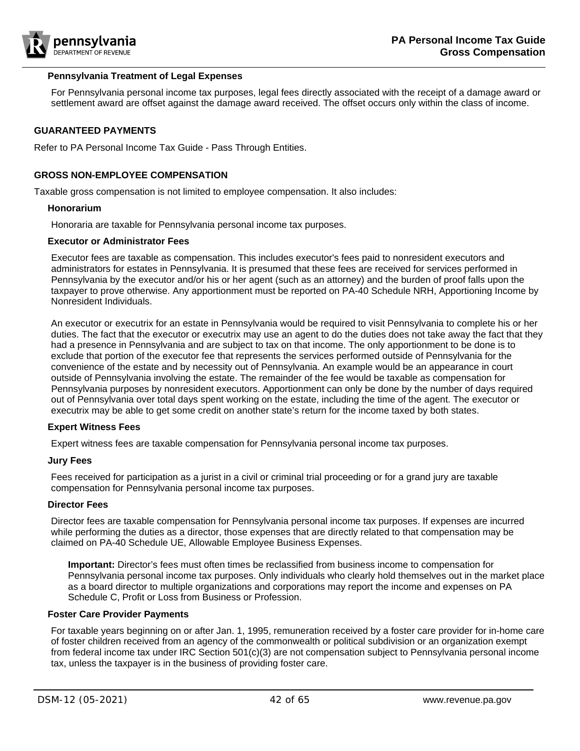### Pennsylvania Treatment of Legal Expenses

For Pennsylvania personal income tax purposes, legal fees directly associated with the receipt of a damage award or settlement award are offset against the damage award received. The offset occurs only within the class of income.

## GUARANTEED PAYMENTS

Refer to PA Personal Income Tax Guide - Pass Through Entities.

## GROSS NON-EMPLOYEE COMPENSATION

Taxable gross compensation is not limited to employee compensation. It also includes:

### Honorarium

Honoraria are taxable for Pennsylvania personal income tax purposes.

### Executor or Administrator Fees

Executor fees are taxable as compensation. This includes executor's fees paid to nonresident executors and administrators for estates in Pennsylvania. It is presumed that these fees are received for services performed in Pennsylvania by the executor and/or his or her agent (such as an attorney) and the burden of proof falls upon the taxpayer to prove otherwise. Any apportionment must be reported on PA-40 Schedule NRH, Apportioning Income by Nonresident Individuals.

An executor or executrix for an estate in Pennsylvania would be required to visit Pennsylvania to complete his or her duties. The fact that the executor or executrix may use an agent to do the duties does not take away the fact that they had a presence in Pennsylvania and are subject to tax on that income. The only apportionment to be done is to exclude that portion of the executor fee that represents the services performed outside of Pennsylvania for the convenience of the estate and by necessity out of Pennsylvania. An example would be an appearance in court outside of Pennsylvania involving the estate. The remainder of the fee would be taxable as compensation for Pennsylvania purposes by nonresident executors. Apportionment can only be done by the number of days required out of Pennsylvania over total days spent working on the estate, including the time of the agent. The executor or executrix may be able to get some credit on another state's return for the income taxed by both states.

### Expert Witness Fees

Expert witness fees are taxable compensation for Pennsylvania personal income tax purposes.

### Jury Fees

Fees received for participation as a jurist in a civil or criminal trial proceeding or for a grand jury are taxable compensation for Pennsylvania personal income tax purposes.

### Director Fees

Director fees are taxable compensation for Pennsylvania personal income tax purposes. If expenses are incurred while performing the duties as a director, those expenses that are directly related to that compensation may be claimed on PA-40 Schedule UE, Allowable Employee Business Expenses.

**Important:** Director's fees must often times be reclassified from business income to compensation for Pennsylvania personal income tax purposes. Only individuals who clearly hold themselves out in the market place as a board director to multiple organizations and corporations may report the income and expenses on PA Schedule C, Profit or Loss from Business or Profession.

### Foster Care Provider Payments

For taxable years beginning on or after Jan. 1, 1995, remuneration received by a foster care provider for in-home care of foster children received from an agency of the commonwealth or political subdivision or an organization exempt from federal income tax under IRC Section 501(c)(3) are not compensation subject to Pennsylvania personal income tax, unless the taxpayer is in the business of providing foster care.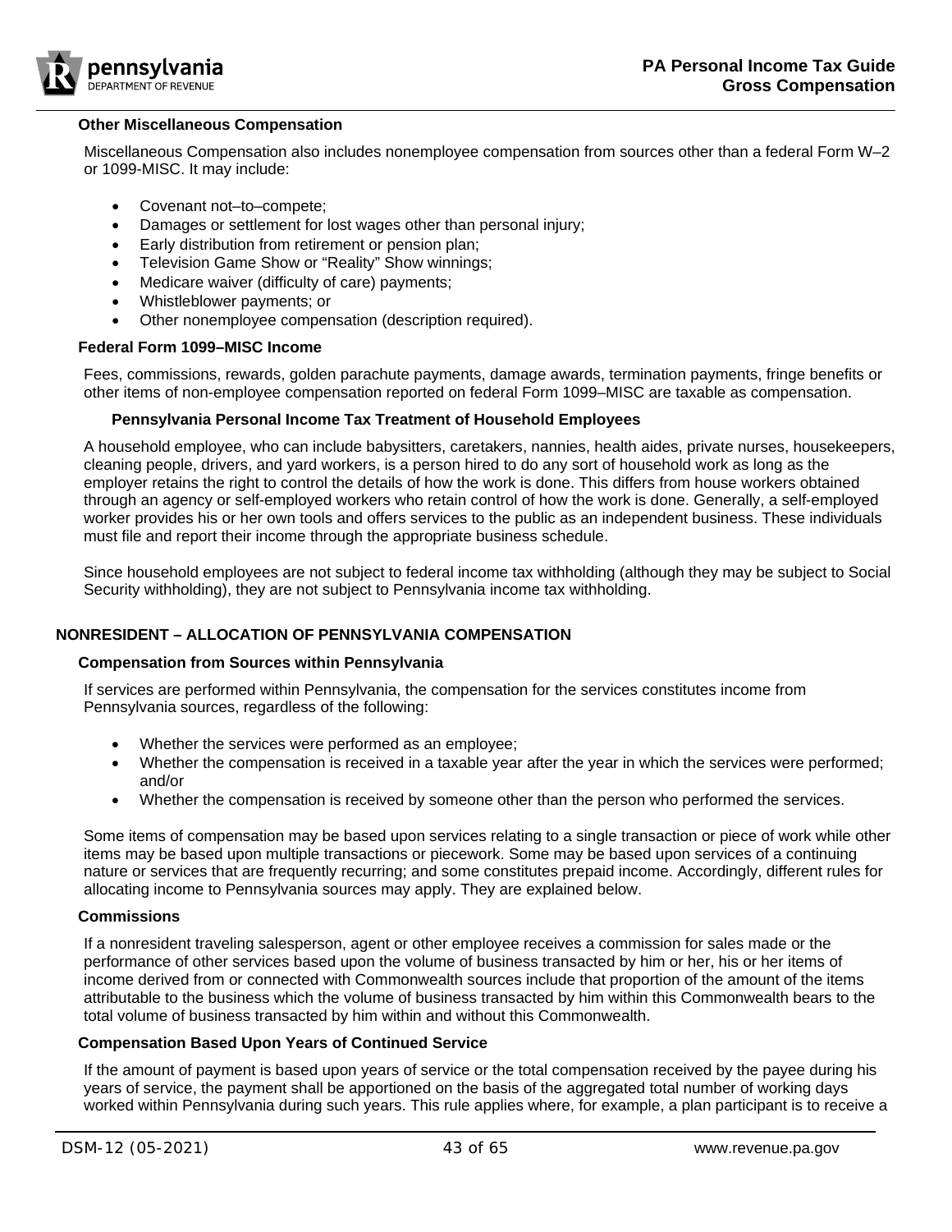### Other Miscellaneous Compensation

Miscellaneous Compensation also includes nonemployee compensation from sources other than a federal Form W–2 or 1099-MISC. It may include:

- Covenant not–to–compete;
- Damages or settlement for lost wages other than personal injury;
- Early distribution from retirement or pension plan;
- Television Game Show or "Reality" Show winnings;
- Medicare waiver (difficulty of care) payments;
- Whistleblower payments; or
- Other nonemployee compensation (description required).

### Federal Form 1099–MISC Income

Fees, commissions, rewards, golden parachute payments, damage awards, termination payments, fringe benefits or other items of non-employee compensation reported on federal Form 1099–MISC are taxable as compensation.

### Pennsylvania Personal Income Tax Treatment of Household Employees

A household employee, who can include babysitters, caretakers, nannies, health aides, private nurses, housekeepers, cleaning people, drivers, and yard workers, is a person hired to do any sort of household work as long as the employer retains the right to control the details of how the work is done. This differs from house workers obtained through an agency or self-employed workers who retain control of how the work is done. Generally, a self-employed worker provides his or her own tools and offers services to the public as an independent business. These individuals must file and report their income through the appropriate business schedule.

Since household employees are not subject to federal income tax withholding (although they may be subject to Social Security withholding), they are not subject to Pennsylvania income tax withholding.

## NONRESIDENT – ALLOCATION OF PENNSYLVANIA COMPENSATION

### Compensation from Sources within Pennsylvania

If services are performed within Pennsylvania, the compensation for the services constitutes income from Pennsylvania sources, regardless of the following:

- Whether the services were performed as an employee;
- Whether the compensation is received in a taxable year after the year in which the services were performed; and/or
- Whether the compensation is received by someone other than the person who performed the services.

Some items of compensation may be based upon services relating to a single transaction or piece of work while other items may be based upon multiple transactions or piecework. Some may be based upon services of a continuing nature or services that are frequently recurring; and some constitutes prepaid income. Accordingly, different rules for allocating income to Pennsylvania sources may apply. They are explained below.

### Commissions

If a nonresident traveling salesperson, agent or other employee receives a commission for sales made or the performance of other services based upon the volume of business transacted by him or her, his or her items of income derived from or connected with Commonwealth sources include that proportion of the amount of the items attributable to the business which the volume of business transacted by him within this Commonwealth bears to the total volume of business transacted by him within and without this Commonwealth.

### Compensation Based Upon Years of Continued Service

If the amount of payment is based upon years of service or the total compensation received by the payee during his years of service, the payment shall be apportioned on the basis of the aggregated total number of working days worked within Pennsylvania during such years. This rule applies where, for example, a plan participant is to receive a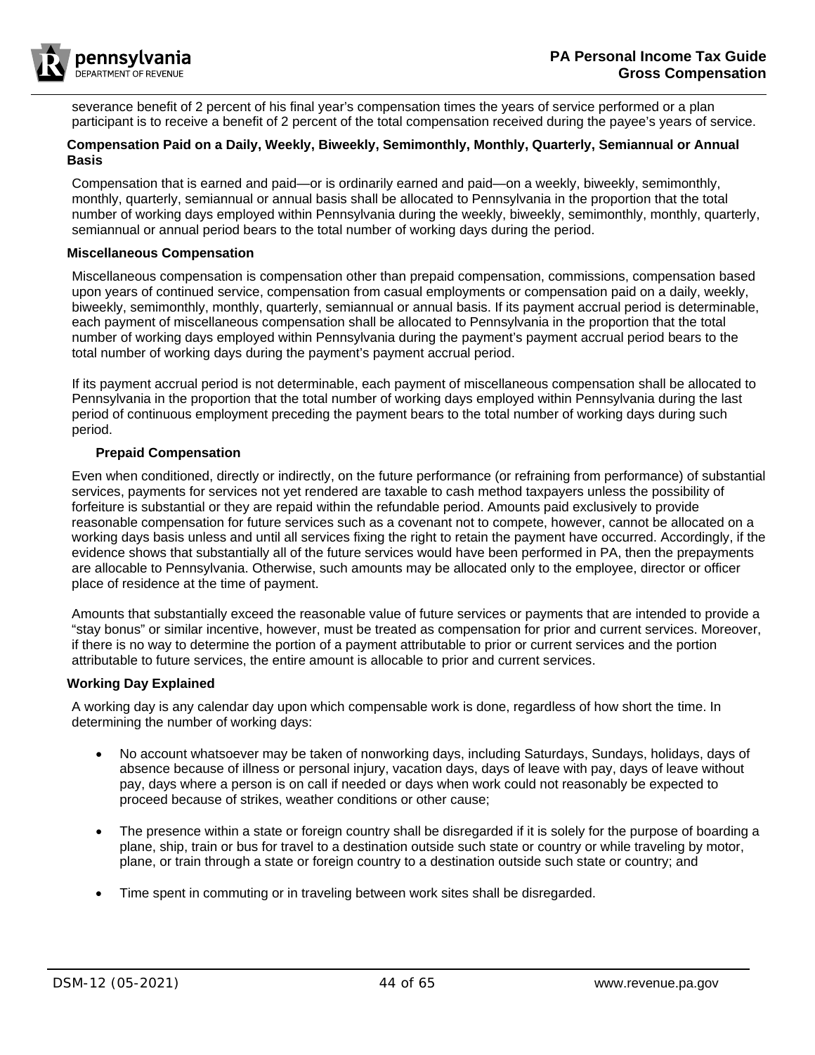severance benefit of 2 percent of his final year's compensation times the years of service performed or a plan participant is to receive a benefit of 2 percent of the total compensation received during the payee's years of service.

### Compensation Paid on a Daily, Weekly, Biweekly, Semimonthly, Monthly, Quarterly, Semiannual or Annual Basis

Compensation that is earned and paid—or is ordinarily earned and paid—on a weekly, biweekly, semimonthly, monthly, quarterly, semiannual or annual basis shall be allocated to Pennsylvania in the proportion that the total number of working days employed within Pennsylvania during the weekly, biweekly, semimonthly, monthly, quarterly, semiannual or annual period bears to the total number of working days during the period.

### Miscellaneous Compensation

Miscellaneous compensation is compensation other than prepaid compensation, commissions, compensation based upon years of continued service, compensation from casual employments or compensation paid on a daily, weekly, biweekly, semimonthly, monthly, quarterly, semiannual or annual basis. If its payment accrual period is determinable, each payment of miscellaneous compensation shall be allocated to Pennsylvania in the proportion that the total number of working days employed within Pennsylvania during the payment's payment accrual period bears to the total number of working days during the payment's payment accrual period.

If its payment accrual period is not determinable, each payment of miscellaneous compensation shall be allocated to Pennsylvania in the proportion that the total number of working days employed within Pennsylvania during the last period of continuous employment preceding the payment bears to the total number of working days during such period.

#### Prepaid Compensation

Even when conditioned, directly or indirectly, on the future performance (or refraining from performance) of substantial services, payments for services not yet rendered are taxable to cash method taxpayers unless the possibility of forfeiture is substantial or they are repaid within the refundable period. Amounts paid exclusively to provide reasonable compensation for future services such as a covenant not to compete, however, cannot be allocated on a working days basis unless and until all services fixing the right to retain the payment have occurred. Accordingly, if the evidence shows that substantially all of the future services would have been performed in PA, then the prepayments are allocable to Pennsylvania. Otherwise, such amounts may be allocated only to the employee, director or officer place of residence at the time of payment.

Amounts that substantially exceed the reasonable value of future services or payments that are intended to provide a "stay bonus" or similar incentive, however, must be treated as compensation for prior and current services. Moreover, if there is no way to determine the portion of a payment attributable to prior or current services and the portion attributable to future services, the entire amount is allocable to prior and current services.

### Working Day Explained

A working day is any calendar day upon which compensable work is done, regardless of how short the time. In determining the number of working days:

- No account whatsoever may be taken of nonworking days, including Saturdays, Sundays, holidays, days of absence because of illness or personal injury, vacation days, days of leave with pay, days of leave without pay, days where a person is on call if needed or days when work could not reasonably be expected to proceed because of strikes, weather conditions or other cause;

- The presence within a state or foreign country shall be disregarded if it is solely for the purpose of boarding a plane, ship, train or bus for travel to a destination outside such state or country or while traveling by motor, plane, or train through a state or foreign country to a destination outside such state or country; and

- Time spent in commuting or in traveling between work sites shall be disregarded.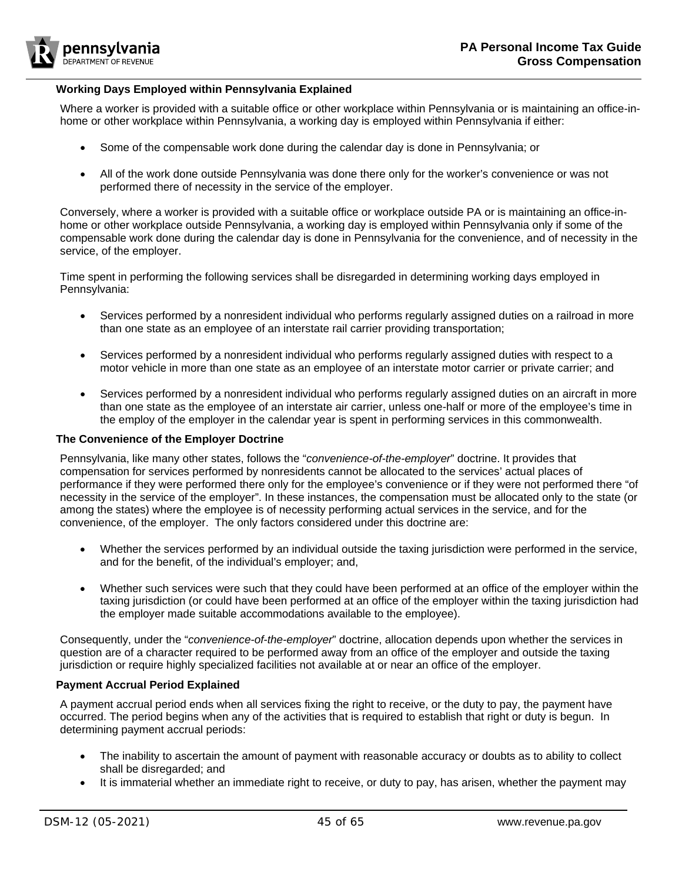### Working Days Employed within Pennsylvania Explained

Where a worker is provided with a suitable office or other workplace within Pennsylvania or is maintaining an office-in-home or other workplace within Pennsylvania, a working day is employed within Pennsylvania if either:

- Some of the compensable work done during the calendar day is done in Pennsylvania; or
- All of the work done outside Pennsylvania was done there only for the worker's convenience or was not performed there of necessity in the service of the employer.

Conversely, where a worker is provided with a suitable office or workplace outside PA or is maintaining an office-in-home or other workplace outside Pennsylvania, a working day is employed within Pennsylvania only if some of the compensable work done during the calendar day is done in Pennsylvania for the convenience, and of necessity in the service, of the employer.

Time spent in performing the following services shall be disregarded in determining working days employed in Pennsylvania:

- Services performed by a nonresident individual who performs regularly assigned duties on a railroad in more than one state as an employee of an interstate rail carrier providing transportation;
- Services performed by a nonresident individual who performs regularly assigned duties with respect to a motor vehicle in more than one state as an employee of an interstate motor carrier or private carrier; and
- Services performed by a nonresident individual who performs regularly assigned duties on an aircraft in more than one state as the employee of an interstate air carrier, unless one-half or more of the employee's time in the employ of the employer in the calendar year is spent in performing services in this commonwealth.

### The Convenience of the Employer Doctrine

Pennsylvania, like many other states, follows the "*convenience-of-the-employer*" doctrine. It provides that compensation for services performed by nonresidents cannot be allocated to the services' actual places of performance if they were performed there only for the employee's convenience or if they were not performed there "of necessity in the service of the employer". In these instances, the compensation must be allocated only to the state (or among the states) where the employee is of necessity performing actual services in the service, and for the convenience, of the employer. The only factors considered under this doctrine are:

- Whether the services performed by an individual outside the taxing jurisdiction were performed in the service, and for the benefit, of the individual's employer; and,
- Whether such services were such that they could have been performed at an office of the employer within the taxing jurisdiction (or could have been performed at an office of the employer within the taxing jurisdiction had the employer made suitable accommodations available to the employee).

Consequently, under the "*convenience-of-the-employer*" doctrine, allocation depends upon whether the services in question are of a character required to be performed away from an office of the employer and outside the taxing jurisdiction or require highly specialized facilities not available at or near an office of the employer.

### Payment Accrual Period Explained

A payment accrual period ends when all services fixing the right to receive, or the duty to pay, the payment have occurred. The period begins when any of the activities that is required to establish that right or duty is begun. In determining payment accrual periods:

- The inability to ascertain the amount of payment with reasonable accuracy or doubts as to ability to collect shall be disregarded; and
- It is immaterial whether an immediate right to receive, or duty to pay, has arisen, whether the payment may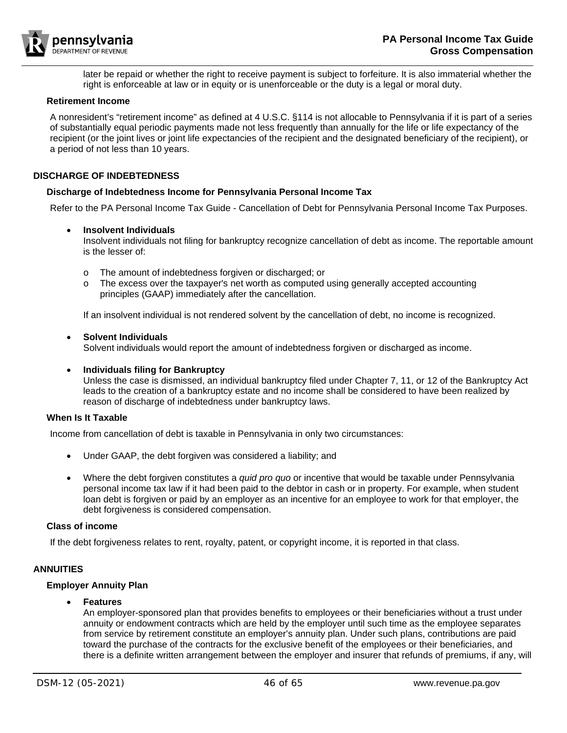later be repaid or whether the right to receive payment is subject to forfeiture. It is also immaterial whether the right is enforceable at law or in equity or is unenforceable or the duty is a legal or moral duty.

### Retirement Income

A nonresident's "retirement income" as defined at 4 U.S.C. §114 is not allocable to Pennsylvania if it is part of a series of substantially equal periodic payments made not less frequently than annually for the life or life expectancy of the recipient (or the joint lives or joint life expectancies of the recipient and the designated beneficiary of the recipient), or a period of not less than 10 years.

## DISCHARGE OF INDEBTEDNESS

### Discharge of Indebtedness Income for Pennsylvania Personal Income Tax

Refer to the PA Personal Income Tax Guide - Cancellation of Debt for Pennsylvania Personal Income Tax Purposes.

- **Insolvent Individuals**
  Insolvent individuals not filing for bankruptcy recognize cancellation of debt as income. The reportable amount is the lesser of:
  - The amount of indebtedness forgiven or discharged; or
  - The excess over the taxpayer's net worth as computed using generally accepted accounting principles (GAAP) immediately after the cancellation.

  If an insolvent individual is not rendered solvent by the cancellation of debt, no income is recognized.

- **Solvent Individuals**
  Solvent individuals would report the amount of indebtedness forgiven or discharged as income.

- **Individuals filing for Bankruptcy**
  Unless the case is dismissed, an individual bankruptcy filed under Chapter 7, 11, or 12 of the Bankruptcy Act leads to the creation of a bankruptcy estate and no income shall be considered to have been realized by reason of discharge of indebtedness under bankruptcy laws.

### When Is It Taxable

Income from cancellation of debt is taxable in Pennsylvania in only two circumstances:

- Under GAAP, the debt forgiven was considered a liability; and
- Where the debt forgiven constitutes a *quid pro quo* or incentive that would be taxable under Pennsylvania personal income tax law if it had been paid to the debtor in cash or in property. For example, when student loan debt is forgiven or paid by an employer as an incentive for an employee to work for that employer, the debt forgiveness is considered compensation.

### Class of income

If the debt forgiveness relates to rent, royalty, patent, or copyright income, it is reported in that class.

## ANNUITIES

### Employer Annuity Plan

- **Features**
  An employer-sponsored plan that provides benefits to employees or their beneficiaries without a trust under annuity or endowment contracts which are held by the employer until such time as the employee separates from service by retirement constitute an employer's annuity plan. Under such plans, contributions are paid toward the purchase of the contracts for the exclusive benefit of the employees or their beneficiaries, and there is a definite written arrangement between the employer and insurer that refunds of premiums, if any, will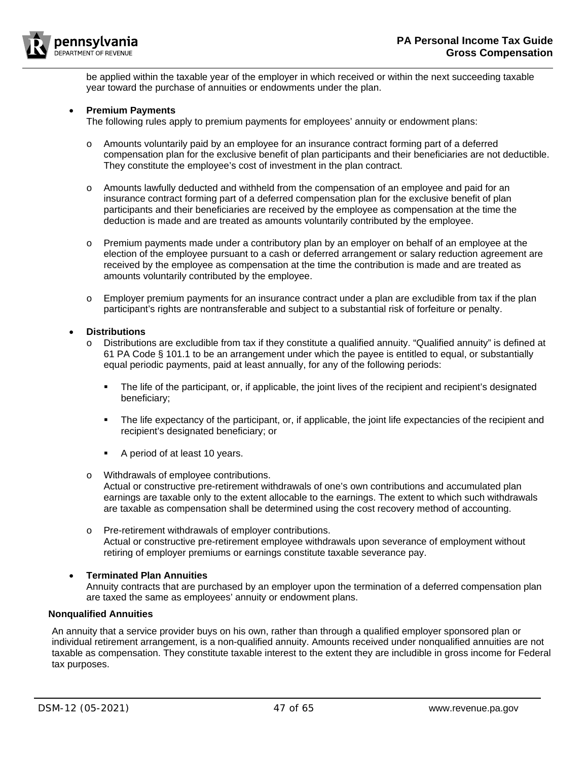be applied within the taxable year of the employer in which received or within the next succeeding taxable year toward the purchase of annuities or endowments under the plan.

- **Premium Payments**
  The following rules apply to premium payments for employees' annuity or endowment plans:

  - Amounts voluntarily paid by an employee for an insurance contract forming part of a deferred compensation plan for the exclusive benefit of plan participants and their beneficiaries are not deductible. They constitute the employee's cost of investment in the plan contract.

  - Amounts lawfully deducted and withheld from the compensation of an employee and paid for an insurance contract forming part of a deferred compensation plan for the exclusive benefit of plan participants and their beneficiaries are received by the employee as compensation at the time the deduction is made and are treated as amounts voluntarily contributed by the employee.

  - Premium payments made under a contributory plan by an employer on behalf of an employee at the election of the employee pursuant to a cash or deferred arrangement or salary reduction agreement are received by the employee as compensation at the time the contribution is made and are treated as amounts voluntarily contributed by the employee.

  - Employer premium payments for an insurance contract under a plan are excludible from tax if the plan participant's rights are nontransferable and subject to a substantial risk of forfeiture or penalty.

- **Distributions**
  - Distributions are excludible from tax if they constitute a qualified annuity. "Qualified annuity" is defined at 61 PA Code § 101.1 to be an arrangement under which the payee is entitled to equal, or substantially equal periodic payments, paid at least annually, for any of the following periods:

    - The life of the participant, or, if applicable, the joint lives of the recipient and recipient's designated beneficiary;

    - The life expectancy of the participant, or, if applicable, the joint life expectancies of the recipient and recipient's designated beneficiary; or

    - A period of at least 10 years.

  - Withdrawals of employee contributions.
    Actual or constructive pre-retirement withdrawals of one's own contributions and accumulated plan earnings are taxable only to the extent allocable to the earnings. The extent to which such withdrawals are taxable as compensation shall be determined using the cost recovery method of accounting.

  - Pre-retirement withdrawals of employer contributions.
    Actual or constructive pre-retirement employee withdrawals upon severance of employment without retiring of employer premiums or earnings constitute taxable severance pay.

- **Terminated Plan Annuities**
  Annuity contracts that are purchased by an employer upon the termination of a deferred compensation plan are taxed the same as employees' annuity or endowment plans.

**Nonqualified Annuities**

An annuity that a service provider buys on his own, rather than through a qualified employer sponsored plan or individual retirement arrangement, is a non-qualified annuity. Amounts received under nonqualified annuities are not taxable as compensation. They constitute taxable interest to the extent they are includible in gross income for Federal tax purposes.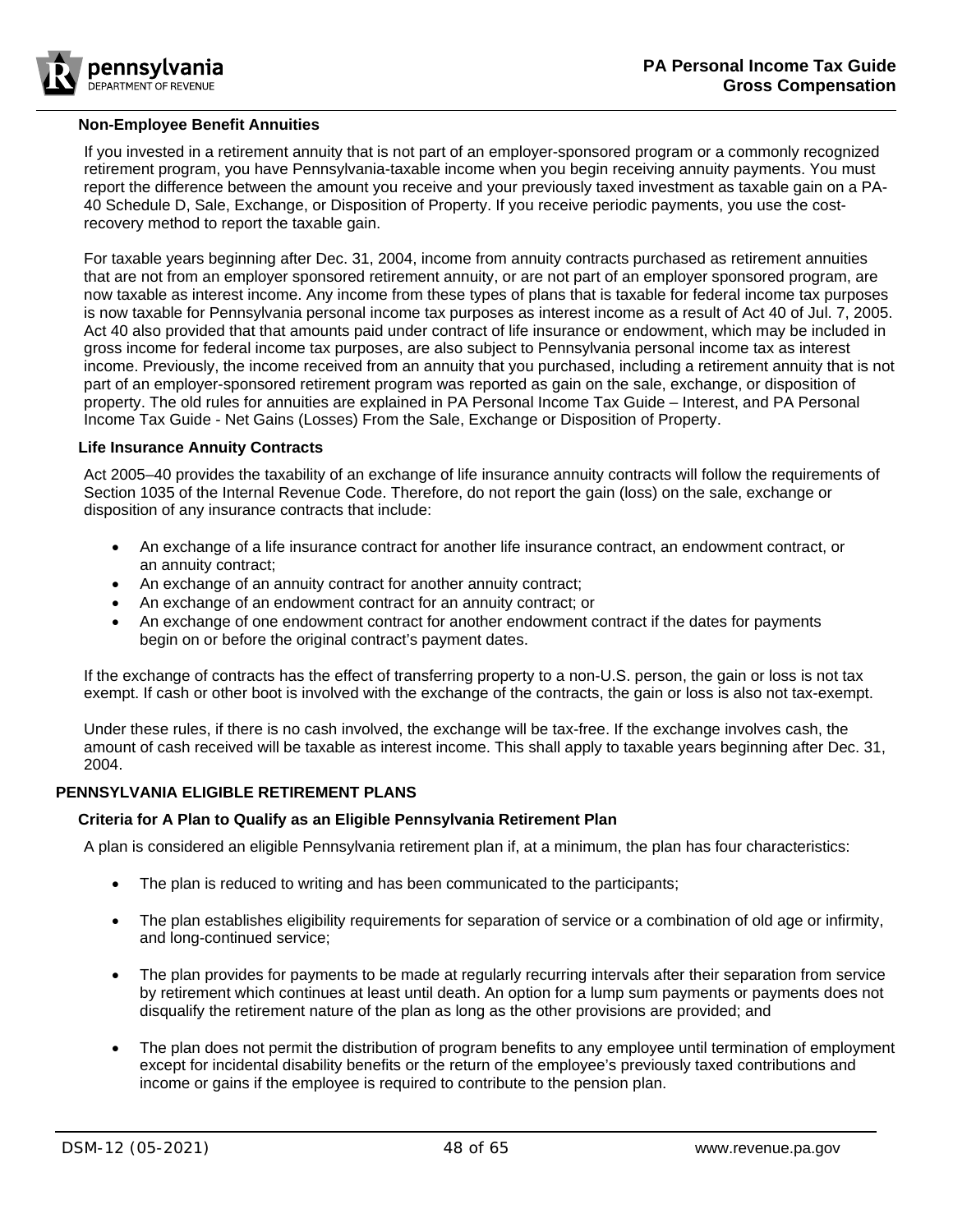### Non-Employee Benefit Annuities

If you invested in a retirement annuity that is not part of an employer-sponsored program or a commonly recognized retirement program, you have Pennsylvania-taxable income when you begin receiving annuity payments. You must report the difference between the amount you receive and your previously taxed investment as taxable gain on a PA-40 Schedule D, Sale, Exchange, or Disposition of Property. If you receive periodic payments, you use the cost-recovery method to report the taxable gain.

For taxable years beginning after Dec. 31, 2004, income from annuity contracts purchased as retirement annuities that are not from an employer sponsored retirement annuity, or are not part of an employer sponsored program, are now taxable as interest income. Any income from these types of plans that is taxable for federal income tax purposes is now taxable for Pennsylvania personal income tax purposes as interest income as a result of Act 40 of Jul. 7, 2005. Act 40 also provided that that amounts paid under contract of life insurance or endowment, which may be included in gross income for federal income tax purposes, are also subject to Pennsylvania personal income tax as interest income. Previously, the income received from an annuity that you purchased, including a retirement annuity that is not part of an employer-sponsored retirement program was reported as gain on the sale, exchange, or disposition of property. The old rules for annuities are explained in PA Personal Income Tax Guide – Interest, and PA Personal Income Tax Guide - Net Gains (Losses) From the Sale, Exchange or Disposition of Property.

### Life Insurance Annuity Contracts

Act 2005–40 provides the taxability of an exchange of life insurance annuity contracts will follow the requirements of Section 1035 of the Internal Revenue Code. Therefore, do not report the gain (loss) on the sale, exchange or disposition of any insurance contracts that include:

- An exchange of a life insurance contract for another life insurance contract, an endowment contract, or an annuity contract;
- An exchange of an annuity contract for another annuity contract;
- An exchange of an endowment contract for an annuity contract; or
- An exchange of one endowment contract for another endowment contract if the dates for payments begin on or before the original contract's payment dates.

If the exchange of contracts has the effect of transferring property to a non-U.S. person, the gain or loss is not tax exempt. If cash or other boot is involved with the exchange of the contracts, the gain or loss is also not tax-exempt.

Under these rules, if there is no cash involved, the exchange will be tax-free. If the exchange involves cash, the amount of cash received will be taxable as interest income. This shall apply to taxable years beginning after Dec. 31, 2004.

## PENNSYLVANIA ELIGIBLE RETIREMENT PLANS

### Criteria for A Plan to Qualify as an Eligible Pennsylvania Retirement Plan

A plan is considered an eligible Pennsylvania retirement plan if, at a minimum, the plan has four characteristics:

- The plan is reduced to writing and has been communicated to the participants;
- The plan establishes eligibility requirements for separation of service or a combination of old age or infirmity, and long-continued service;
- The plan provides for payments to be made at regularly recurring intervals after their separation from service by retirement which continues at least until death. An option for a lump sum payments or payments does not disqualify the retirement nature of the plan as long as the other provisions are provided; and
- The plan does not permit the distribution of program benefits to any employee until termination of employment except for incidental disability benefits or the return of the employee's previously taxed contributions and income or gains if the employee is required to contribute to the pension plan.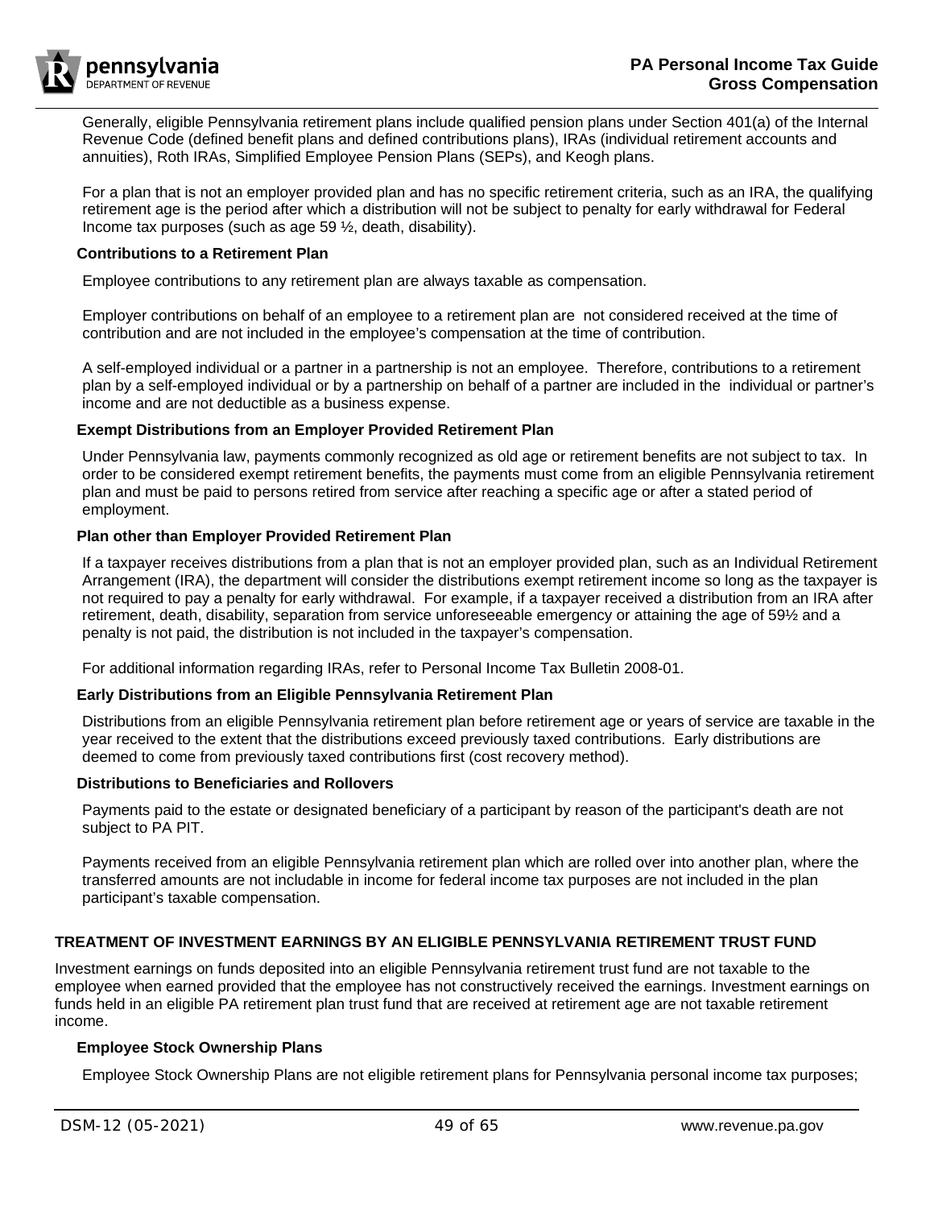Generally, eligible Pennsylvania retirement plans include qualified pension plans under Section 401(a) of the Internal Revenue Code (defined benefit plans and defined contributions plans), IRAs (individual retirement accounts and annuities), Roth IRAs, Simplified Employee Pension Plans (SEPs), and Keogh plans.

For a plan that is not an employer provided plan and has no specific retirement criteria, such as an IRA, the qualifying retirement age is the period after which a distribution will not be subject to penalty for early withdrawal for Federal Income tax purposes (such as age 59 ½, death, disability).

### Contributions to a Retirement Plan

Employee contributions to any retirement plan are always taxable as compensation.

Employer contributions on behalf of an employee to a retirement plan are not considered received at the time of contribution and are not included in the employee's compensation at the time of contribution.

A self-employed individual or a partner in a partnership is not an employee. Therefore, contributions to a retirement plan by a self-employed individual or by a partnership on behalf of a partner are included in the individual or partner's income and are not deductible as a business expense.

### Exempt Distributions from an Employer Provided Retirement Plan

Under Pennsylvania law, payments commonly recognized as old age or retirement benefits are not subject to tax. In order to be considered exempt retirement benefits, the payments must come from an eligible Pennsylvania retirement plan and must be paid to persons retired from service after reaching a specific age or after a stated period of employment.

### Plan other than Employer Provided Retirement Plan

If a taxpayer receives distributions from a plan that is not an employer provided plan, such as an Individual Retirement Arrangement (IRA), the department will consider the distributions exempt retirement income so long as the taxpayer is not required to pay a penalty for early withdrawal. For example, if a taxpayer received a distribution from an IRA after retirement, death, disability, separation from service unforeseeable emergency or attaining the age of 59½ and a penalty is not paid, the distribution is not included in the taxpayer's compensation.

For additional information regarding IRAs, refer to Personal Income Tax Bulletin 2008-01.

### Early Distributions from an Eligible Pennsylvania Retirement Plan

Distributions from an eligible Pennsylvania retirement plan before retirement age or years of service are taxable in the year received to the extent that the distributions exceed previously taxed contributions. Early distributions are deemed to come from previously taxed contributions first (cost recovery method).

### Distributions to Beneficiaries and Rollovers

Payments paid to the estate or designated beneficiary of a participant by reason of the participant's death are not subject to PA PIT.

Payments received from an eligible Pennsylvania retirement plan which are rolled over into another plan, where the transferred amounts are not includable in income for federal income tax purposes are not included in the plan participant's taxable compensation.

## TREATMENT OF INVESTMENT EARNINGS BY AN ELIGIBLE PENNSYLVANIA RETIREMENT TRUST FUND

Investment earnings on funds deposited into an eligible Pennsylvania retirement trust fund are not taxable to the employee when earned provided that the employee has not constructively received the earnings. Investment earnings on funds held in an eligible PA retirement plan trust fund that are received at retirement age are not taxable retirement income.

### Employee Stock Ownership Plans

Employee Stock Ownership Plans are not eligible retirement plans for Pennsylvania personal income tax purposes;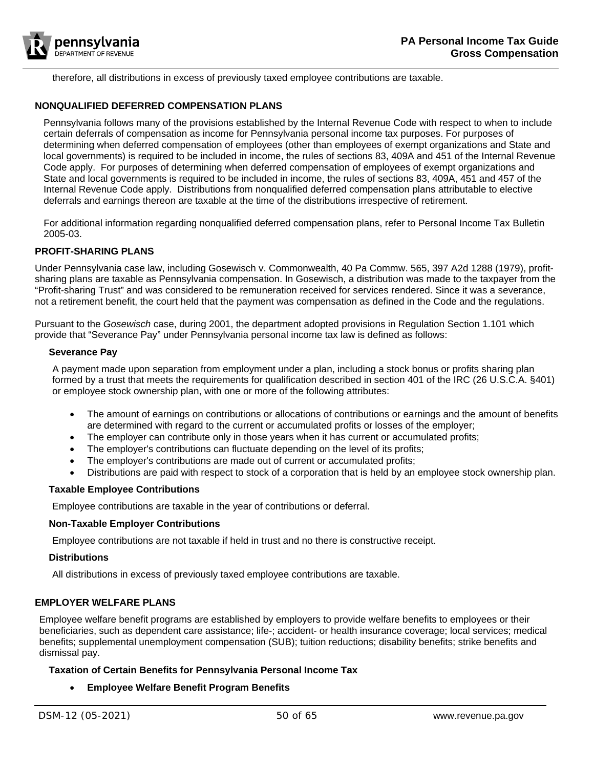therefore, all distributions in excess of previously taxed employee contributions are taxable.

## NONQUALIFIED DEFERRED COMPENSATION PLANS

Pennsylvania follows many of the provisions established by the Internal Revenue Code with respect to when to include certain deferrals of compensation as income for Pennsylvania personal income tax purposes. For purposes of determining when deferred compensation of employees (other than employees of exempt organizations and State and local governments) is required to be included in income, the rules of sections 83, 409A and 451 of the Internal Revenue Code apply. For purposes of determining when deferred compensation of employees of exempt organizations and State and local governments is required to be included in income, the rules of sections 83, 409A, 451 and 457 of the Internal Revenue Code apply. Distributions from nonqualified deferred compensation plans attributable to elective deferrals and earnings thereon are taxable at the time of the distributions irrespective of retirement.

For additional information regarding nonqualified deferred compensation plans, refer to Personal Income Tax Bulletin 2005-03.

## PROFIT-SHARING PLANS

Under Pennsylvania case law, including Gosewisch v. Commonwealth, 40 Pa Commw. 565, 397 A2d 1288 (1979), profit-sharing plans are taxable as Pennsylvania compensation. In Gosewisch, a distribution was made to the taxpayer from the "Profit-sharing Trust" and was considered to be remuneration received for services rendered. Since it was a severance, not a retirement benefit, the court held that the payment was compensation as defined in the Code and the regulations.

Pursuant to the *Gosewisch* case, during 2001, the department adopted provisions in Regulation Section 1.101 which provide that "Severance Pay" under Pennsylvania personal income tax law is defined as follows:

### Severance Pay

A payment made upon separation from employment under a plan, including a stock bonus or profits sharing plan formed by a trust that meets the requirements for qualification described in section 401 of the IRC (26 U.S.C.A. §401) or employee stock ownership plan, with one or more of the following attributes:

- The amount of earnings on contributions or allocations of contributions or earnings and the amount of benefits are determined with regard to the current or accumulated profits or losses of the employer;
- The employer can contribute only in those years when it has current or accumulated profits;
- The employer's contributions can fluctuate depending on the level of its profits;
- The employer's contributions are made out of current or accumulated profits;
- Distributions are paid with respect to stock of a corporation that is held by an employee stock ownership plan.

### Taxable Employee Contributions

Employee contributions are taxable in the year of contributions or deferral.

### Non-Taxable Employer Contributions

Employee contributions are not taxable if held in trust and no there is constructive receipt.

### Distributions

All distributions in excess of previously taxed employee contributions are taxable.

## EMPLOYER WELFARE PLANS

Employee welfare benefit programs are established by employers to provide welfare benefits to employees or their beneficiaries, such as dependent care assistance; life-; accident- or health insurance coverage; local services; medical benefits; supplemental unemployment compensation (SUB); tuition reductions; disability benefits; strike benefits and dismissal pay.

### Taxation of Certain Benefits for Pennsylvania Personal Income Tax

- **Employee Welfare Benefit Program Benefits**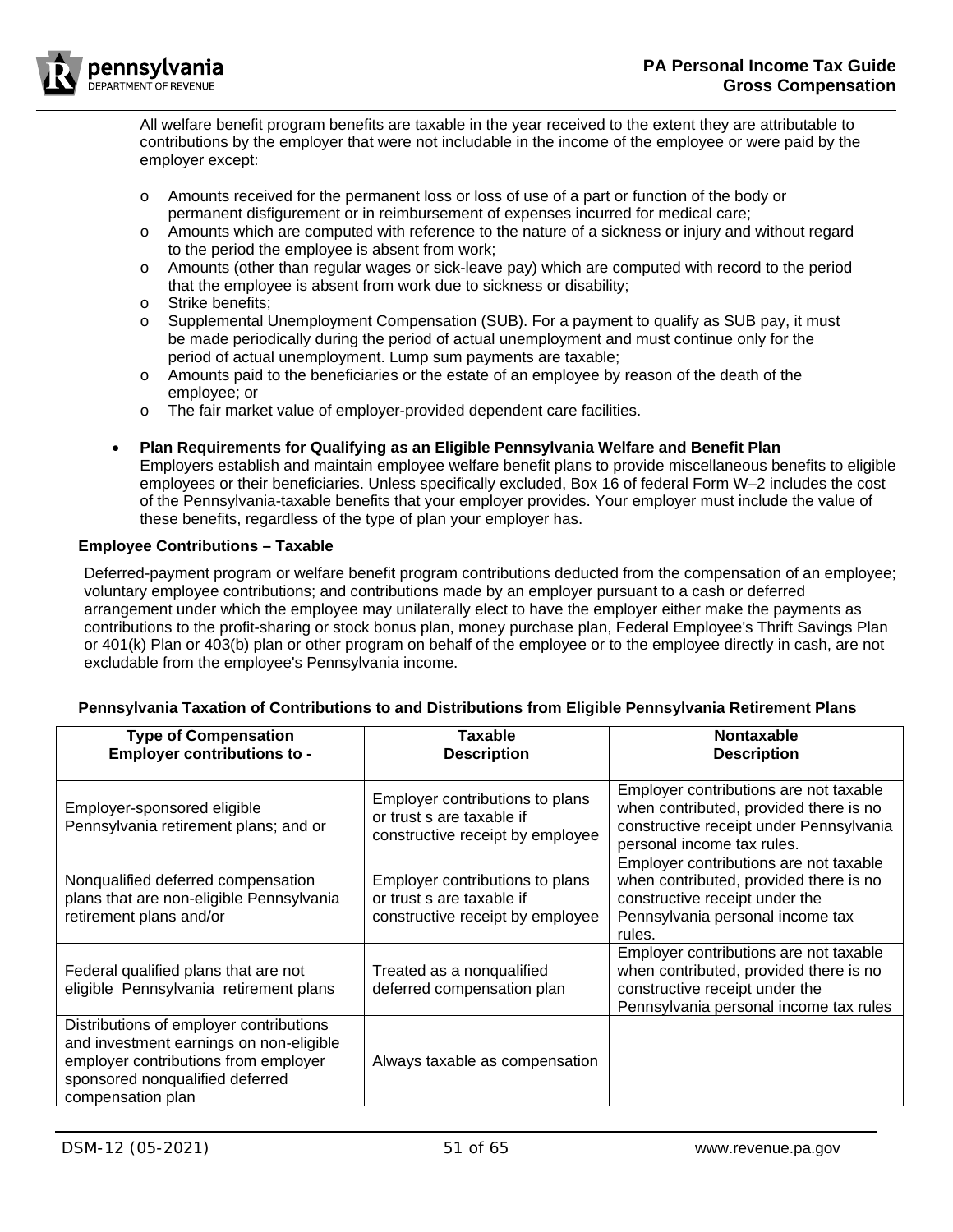All welfare benefit program benefits are taxable in the year received to the extent they are attributable to contributions by the employer that were not includable in the income of the employee or were paid by the employer except:

- Amounts received for the permanent loss or loss of use of a part or function of the body or permanent disfigurement or in reimbursement of expenses incurred for medical care;
- Amounts which are computed with reference to the nature of a sickness or injury and without regard to the period the employee is absent from work;
- Amounts (other than regular wages or sick-leave pay) which are computed with record to the period that the employee is absent from work due to sickness or disability;
- Strike benefits;
- Supplemental Unemployment Compensation (SUB). For a payment to qualify as SUB pay, it must be made periodically during the period of actual unemployment and must continue only for the period of actual unemployment. Lump sum payments are taxable;
- Amounts paid to the beneficiaries or the estate of an employee by reason of the death of the employee; or
- The fair market value of employer-provided dependent care facilities.

- **Plan Requirements for Qualifying as an Eligible Pennsylvania Welfare and Benefit Plan**
  Employers establish and maintain employee welfare benefit plans to provide miscellaneous benefits to eligible employees or their beneficiaries. Unless specifically excluded, Box 16 of federal Form W–2 includes the cost of the Pennsylvania-taxable benefits that your employer provides. Your employer must include the value of these benefits, regardless of the type of plan your employer has.

**Employee Contributions – Taxable**

Deferred-payment program or welfare benefit program contributions deducted from the compensation of an employee; voluntary employee contributions; and contributions made by an employer pursuant to a cash or deferred arrangement under which the employee may unilaterally elect to have the employer either make the payments as contributions to the profit-sharing or stock bonus plan, money purchase plan, Federal Employee's Thrift Savings Plan or 401(k) Plan or 403(b) plan or other program on behalf of the employee or to the employee directly in cash, are not excludable from the employee's Pennsylvania income.

**Pennsylvania Taxation of Contributions to and Distributions from Eligible Pennsylvania Retirement Plans**

| Type of Compensation<br>Employer contributions to - | Taxable<br>Description | Nontaxable<br>Description |
|---|---|---|
| Employer-sponsored eligible Pennsylvania retirement plans; and or | Employer contributions to plans or trust s are taxable if constructive receipt by employee | Employer contributions are not taxable when contributed, provided there is no constructive receipt under Pennsylvania personal income tax rules. |
| Nonqualified deferred compensation plans that are non-eligible Pennsylvania retirement plans and/or | Employer contributions to plans or trust s are taxable if constructive receipt by employee | Employer contributions are not taxable when contributed, provided there is no constructive receipt under the Pennsylvania personal income tax rules. |
| Federal qualified plans that are not eligible Pennsylvania retirement plans | Treated as a nonqualified deferred compensation plan | Employer contributions are not taxable when contributed, provided there is no constructive receipt under the Pennsylvania personal income tax rules |
| Distributions of employer contributions and investment earnings on non-eligible employer contributions from employer sponsored nonqualified deferred compensation plan | Always taxable as compensation | |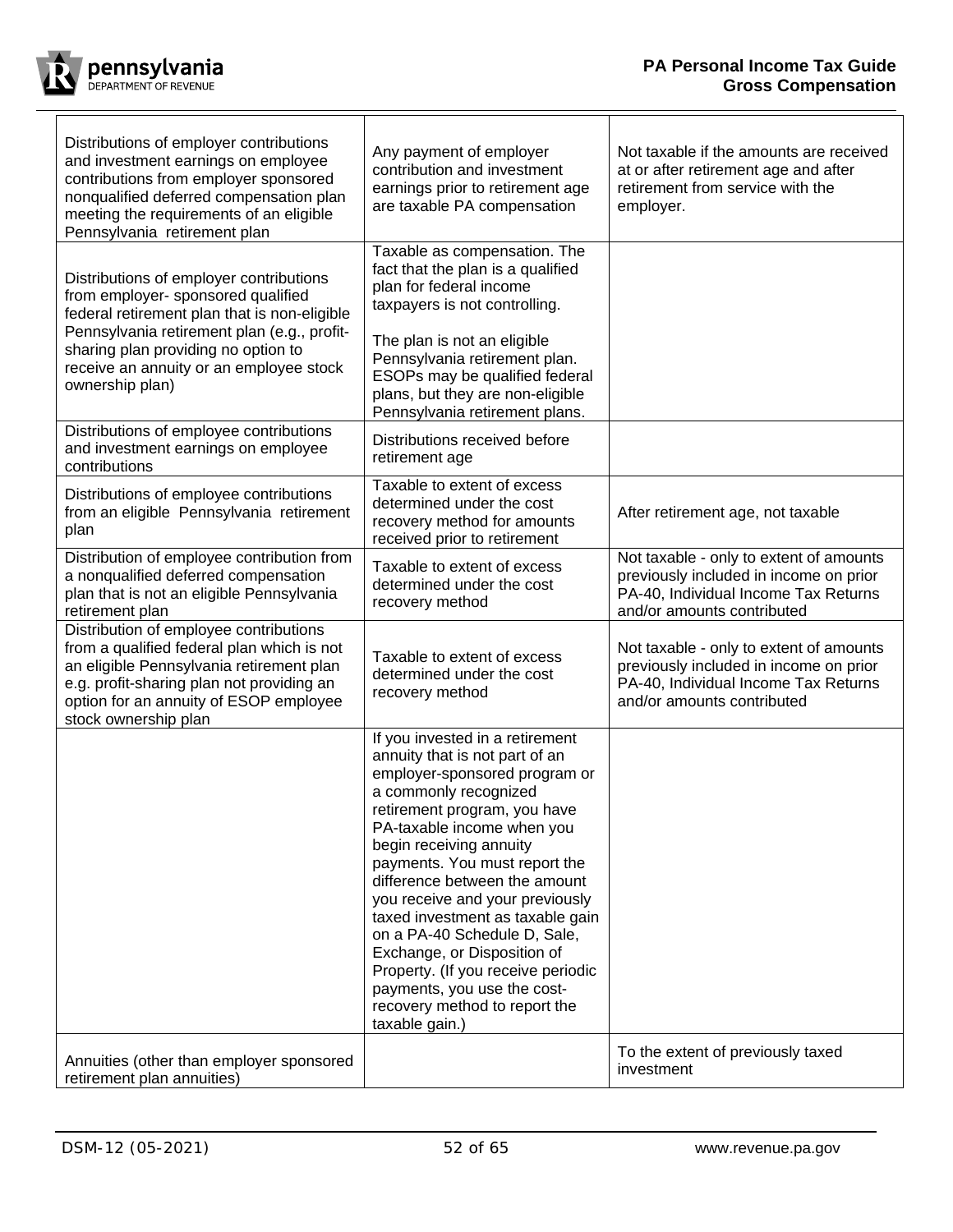| | | |
|---|---|---|
| Distributions of employer contributions and investment earnings on employee contributions from employer sponsored nonqualified deferred compensation plan meeting the requirements of an eligible Pennsylvania retirement plan | Any payment of employer contribution and investment earnings prior to retirement age are taxable PA compensation | Not taxable if the amounts are received at or after retirement age and after retirement from service with the employer. |
| Distributions of employer contributions from employer- sponsored qualified federal retirement plan that is non-eligible Pennsylvania retirement plan (e.g., profit-sharing plan providing no option to receive an annuity or an employee stock ownership plan) | Taxable as compensation. The fact that the plan is a qualified plan for federal income taxpayers is not controlling.<br><br>The plan is not an eligible Pennsylvania retirement plan. ESOPs may be qualified federal plans, but they are non-eligible Pennsylvania retirement plans. | |
| Distributions of employee contributions and investment earnings on employee contributions | Distributions received before retirement age | |
| Distributions of employee contributions from an eligible Pennsylvania retirement plan | Taxable to extent of excess determined under the cost recovery method for amounts received prior to retirement | After retirement age, not taxable |
| Distribution of employee contribution from a nonqualified deferred compensation plan that is not an eligible Pennsylvania retirement plan | Taxable to extent of excess determined under the cost recovery method | Not taxable - only to extent of amounts previously included in income on prior PA-40, Individual Income Tax Returns and/or amounts contributed |
| Distribution of employee contributions from a qualified federal plan which is not an eligible Pennsylvania retirement plan e.g. profit-sharing plan not providing an option for an annuity of ESOP employee stock ownership plan | Taxable to extent of excess determined under the cost recovery method | Not taxable - only to extent of amounts previously included in income on prior PA-40, Individual Income Tax Returns and/or amounts contributed |
| | If you invested in a retirement annuity that is not part of an employer-sponsored program or a commonly recognized retirement program, you have PA-taxable income when you begin receiving annuity payments. You must report the difference between the amount you receive and your previously taxed investment as taxable gain on a PA-40 Schedule D, Sale, Exchange, or Disposition of Property. (If you receive periodic payments, you use the cost-recovery method to report the taxable gain.) | |
| Annuities (other than employer sponsored retirement plan annuities) | | To the extent of previously taxed investment |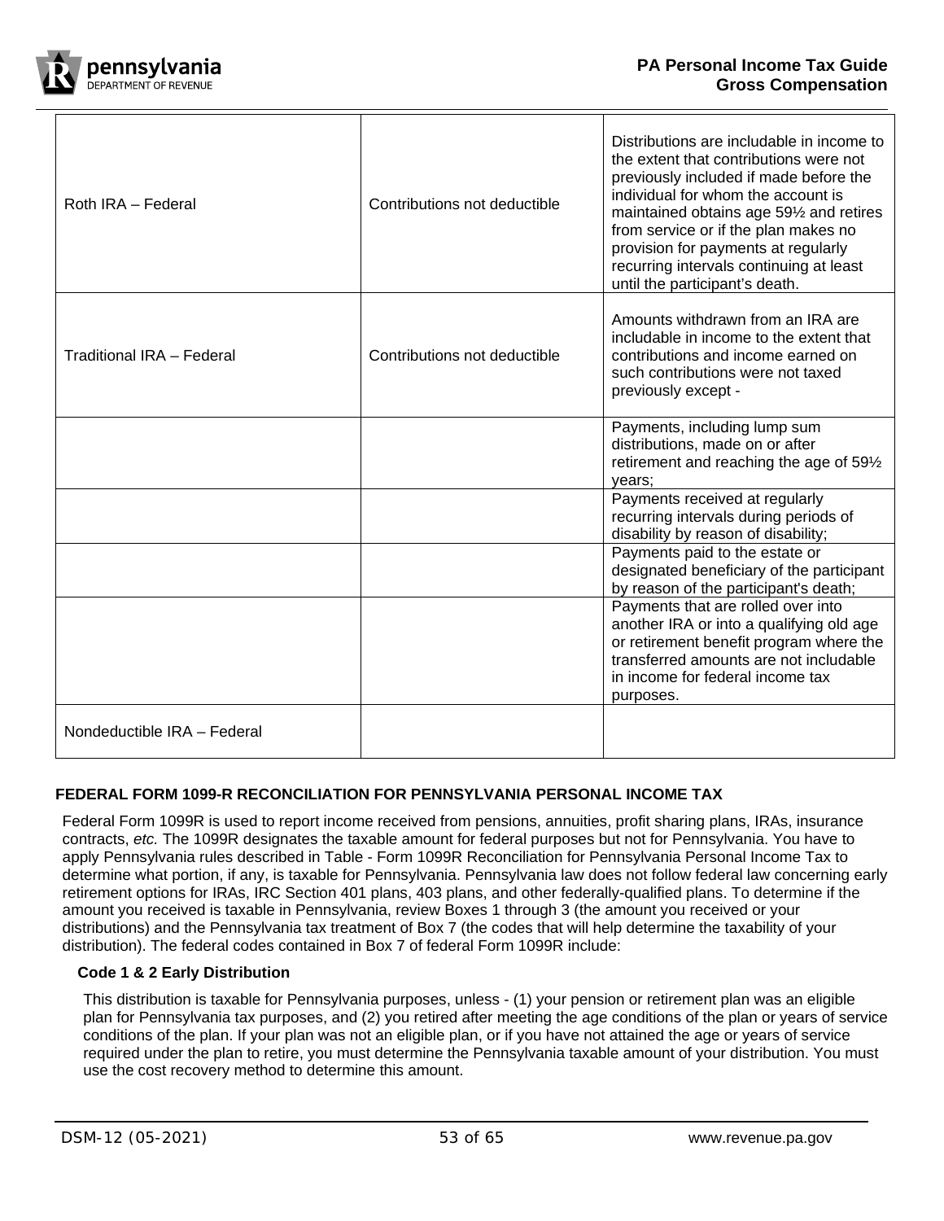| | | |
|---|---|---|
| Roth IRA – Federal | Contributions not deductible | Distributions are includable in income to the extent that contributions were not previously included if made before the individual for whom the account is maintained obtains age 59½ and retires from service or if the plan makes no provision for payments at regularly recurring intervals continuing at least until the participant's death. |
| Traditional IRA – Federal | Contributions not deductible | Amounts withdrawn from an IRA are includable in income to the extent that contributions and income earned on such contributions were not taxed previously except - |
| | | Payments, including lump sum distributions, made on or after retirement and reaching the age of 59½ years; |
| | | Payments received at regularly recurring intervals during periods of disability by reason of disability; |
| | | Payments paid to the estate or designated beneficiary of the participant by reason of the participant's death; |
| | | Payments that are rolled over into another IRA or into a qualifying old age or retirement benefit program where the transferred amounts are not includable in income for federal income tax purposes. |
| Nondeductible IRA – Federal | | |

**FEDERAL FORM 1099-R RECONCILIATION FOR PENNSYLVANIA PERSONAL INCOME TAX**

Federal Form 1099R is used to report income received from pensions, annuities, profit sharing plans, IRAs, insurance contracts, *etc.* The 1099R designates the taxable amount for federal purposes but not for Pennsylvania. You have to apply Pennsylvania rules described in Table - Form 1099R Reconciliation for Pennsylvania Personal Income Tax to determine what portion, if any, is taxable for Pennsylvania. Pennsylvania law does not follow federal law concerning early retirement options for IRAs, IRC Section 401 plans, 403 plans, and other federally-qualified plans. To determine if the amount you received is taxable in Pennsylvania, review Boxes 1 through 3 (the amount you received or your distributions) and the Pennsylvania tax treatment of Box 7 (the codes that will help determine the taxability of your distribution). The federal codes contained in Box 7 of federal Form 1099R include:

**Code 1 & 2 Early Distribution**

This distribution is taxable for Pennsylvania purposes, unless - (1) your pension or retirement plan was an eligible plan for Pennsylvania tax purposes, and (2) you retired after meeting the age conditions of the plan or years of service conditions of the plan. If your plan was not an eligible plan, or if you have not attained the age or years of service required under the plan to retire, you must determine the Pennsylvania taxable amount of your distribution. You must use the cost recovery method to determine this amount.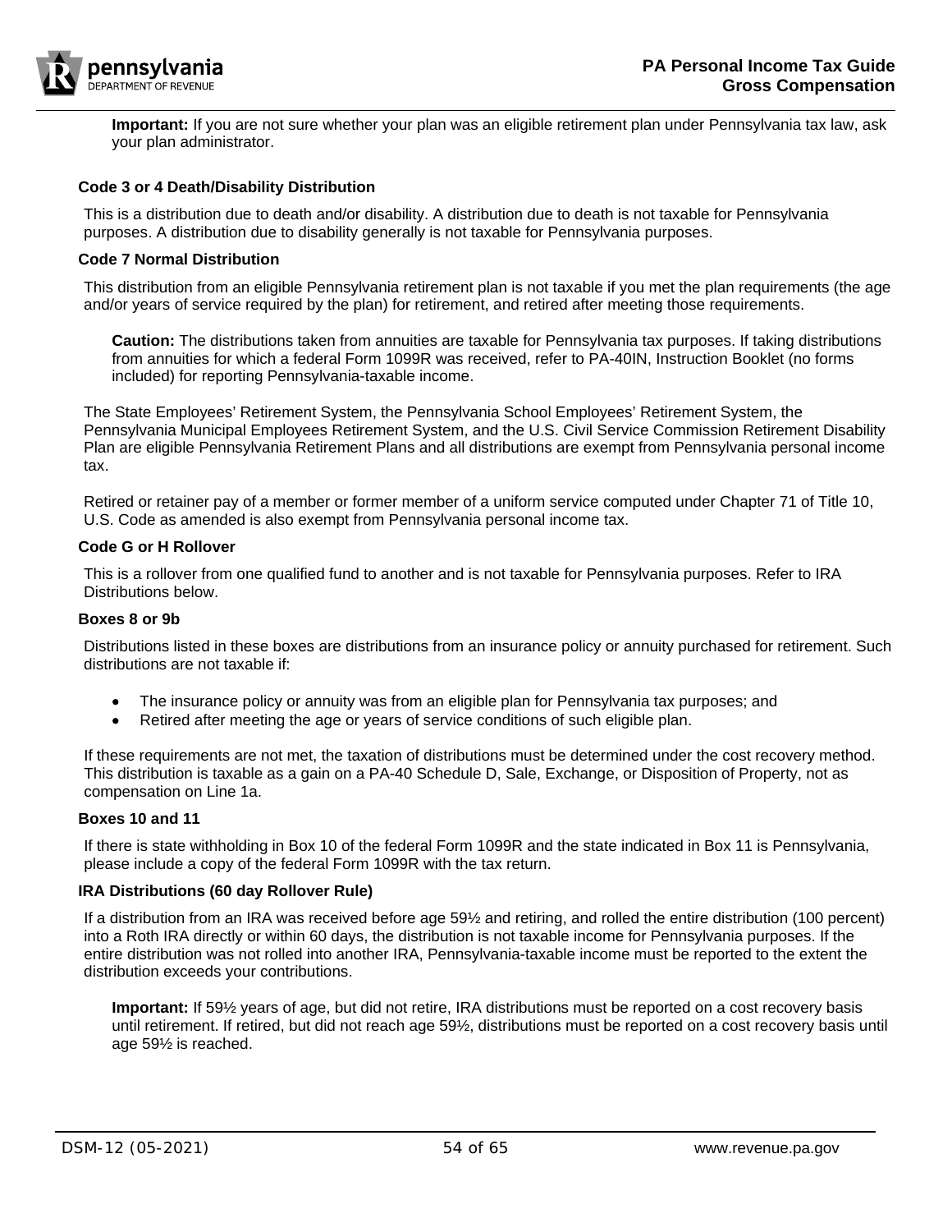**Important:** If you are not sure whether your plan was an eligible retirement plan under Pennsylvania tax law, ask your plan administrator.

#### Code 3 or 4 Death/Disability Distribution

This is a distribution due to death and/or disability. A distribution due to death is not taxable for Pennsylvania purposes. A distribution due to disability generally is not taxable for Pennsylvania purposes.

#### Code 7 Normal Distribution

This distribution from an eligible Pennsylvania retirement plan is not taxable if you met the plan requirements (the age and/or years of service required by the plan) for retirement, and retired after meeting those requirements.

**Caution:** The distributions taken from annuities are taxable for Pennsylvania tax purposes. If taking distributions from annuities for which a federal Form 1099R was received, refer to PA-40IN, Instruction Booklet (no forms included) for reporting Pennsylvania-taxable income.

The State Employees' Retirement System, the Pennsylvania School Employees' Retirement System, the Pennsylvania Municipal Employees Retirement System, and the U.S. Civil Service Commission Retirement Disability Plan are eligible Pennsylvania Retirement Plans and all distributions are exempt from Pennsylvania personal income tax.

Retired or retainer pay of a member or former member of a uniform service computed under Chapter 71 of Title 10, U.S. Code as amended is also exempt from Pennsylvania personal income tax.

#### Code G or H Rollover

This is a rollover from one qualified fund to another and is not taxable for Pennsylvania purposes. Refer to IRA Distributions below.

#### Boxes 8 or 9b

Distributions listed in these boxes are distributions from an insurance policy or annuity purchased for retirement. Such distributions are not taxable if:

- The insurance policy or annuity was from an eligible plan for Pennsylvania tax purposes; and
- Retired after meeting the age or years of service conditions of such eligible plan.

If these requirements are not met, the taxation of distributions must be determined under the cost recovery method. This distribution is taxable as a gain on a PA-40 Schedule D, Sale, Exchange, or Disposition of Property, not as compensation on Line 1a.

#### Boxes 10 and 11

If there is state withholding in Box 10 of the federal Form 1099R and the state indicated in Box 11 is Pennsylvania, please include a copy of the federal Form 1099R with the tax return.

#### IRA Distributions (60 day Rollover Rule)

If a distribution from an IRA was received before age 59½ and retiring, and rolled the entire distribution (100 percent) into a Roth IRA directly or within 60 days, the distribution is not taxable income for Pennsylvania purposes. If the entire distribution was not rolled into another IRA, Pennsylvania-taxable income must be reported to the extent the distribution exceeds your contributions.

**Important:** If 59½ years of age, but did not retire, IRA distributions must be reported on a cost recovery basis until retirement. If retired, but did not reach age 59½, distributions must be reported on a cost recovery basis until age 59½ is reached.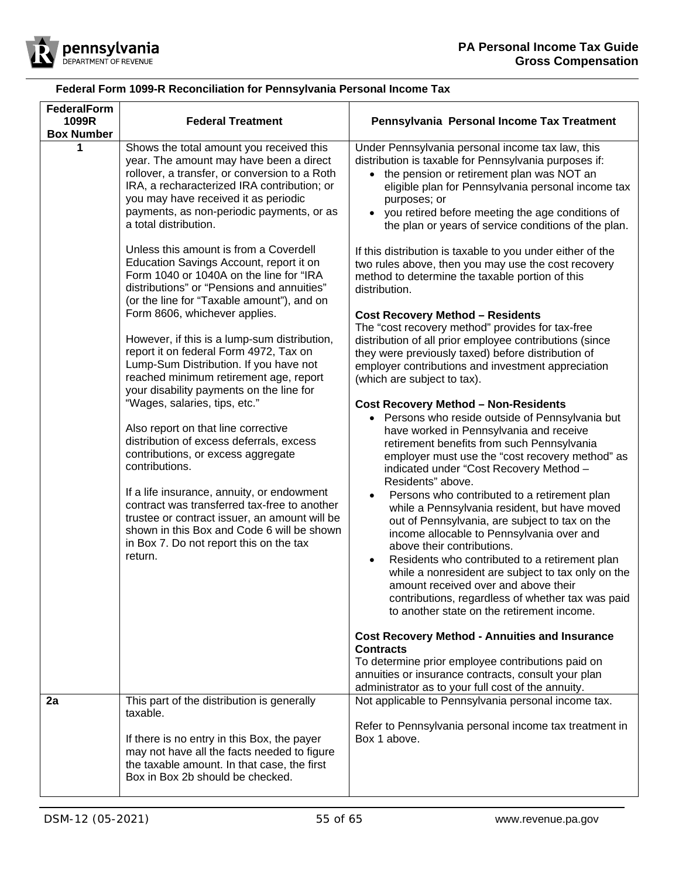**Federal Form 1099-R Reconciliation for Pennsylvania Personal Income Tax**

| FederalForm 1099R Box Number | Federal Treatment | Pennsylvania Personal Income Tax Treatment |
|---|---|---|
| 1 | Shows the total amount you received this year. The amount may have been a direct rollover, a transfer, or conversion to a Roth IRA, a recharacterized IRA contribution; or you may have received it as periodic payments, as non-periodic payments, or as a total distribution.<br><br>Unless this amount is from a Coverdell Education Savings Account, report it on Form 1040 or 1040A on the line for "IRA distributions" or "Pensions and annuities" (or the line for "Taxable amount"), and on Form 8606, whichever applies.<br><br>However, if this is a lump-sum distribution, report it on federal Form 4972, Tax on Lump-Sum Distribution. If you have not reached minimum retirement age, report your disability payments on the line for "Wages, salaries, tips, etc."<br><br>Also report on that line corrective distribution of excess deferrals, excess contributions, or excess aggregate contributions.<br><br>If a life insurance, annuity, or endowment contract was transferred tax-free to another trustee or contract issuer, an amount will be shown in this Box and Code 6 will be shown in Box 7. Do not report this on the tax return. | Under Pennsylvania personal income tax law, this distribution is taxable for Pennsylvania purposes if:<br>• the pension or retirement plan was NOT an eligible plan for Pennsylvania personal income tax purposes; or<br>• you retired before meeting the age conditions of the plan or years of service conditions of the plan.<br><br>If this distribution is taxable to you under either of the two rules above, then you may use the cost recovery method to determine the taxable portion of this distribution.<br><br>**Cost Recovery Method – Residents**<br>The "cost recovery method" provides for tax-free distribution of all prior employee contributions (since they were previously taxed) before distribution of employer contributions and investment appreciation (which are subject to tax).<br><br>**Cost Recovery Method – Non-Residents**<br>• Persons who reside outside of Pennsylvania but have worked in Pennsylvania and receive retirement benefits from such Pennsylvania employer must use the "cost recovery method" as indicated under "Cost Recovery Method – Residents" above.<br>• Persons who contributed to a retirement plan while a Pennsylvania resident, but have moved out of Pennsylvania, are subject to tax on the income allocable to Pennsylvania over and above their contributions.<br>• Residents who contributed to a retirement plan while a nonresident are subject to tax only on the amount received over and above their contributions, regardless of whether tax was paid to another state on the retirement income.<br><br>**Cost Recovery Method - Annuities and Insurance Contracts**<br>To determine prior employee contributions paid on annuities or insurance contracts, consult your plan administrator as to your full cost of the annuity. |
| 2a | This part of the distribution is generally taxable.<br><br>If there is no entry in this Box, the payer may not have all the facts needed to figure the taxable amount. In that case, the first Box in Box 2b should be checked. | Not applicable to Pennsylvania personal income tax.<br><br>Refer to Pennsylvania personal income tax treatment in Box 1 above. |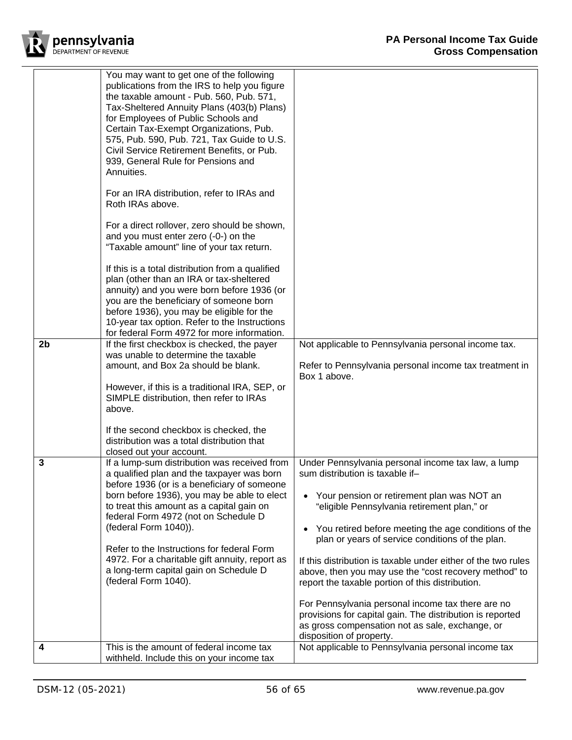| | | |
|---|---|---|
| | You may want to get one of the following publications from the IRS to help you figure the taxable amount - Pub. 560, Pub. 571, Tax-Sheltered Annuity Plans (403(b) Plans) for Employees of Public Schools and Certain Tax-Exempt Organizations, Pub. 575, Pub. 590, Pub. 721, Tax Guide to U.S. Civil Service Retirement Benefits, or Pub. 939, General Rule for Pensions and Annuities.<br><br>For an IRA distribution, refer to IRAs and Roth IRAs above.<br><br>For a direct rollover, zero should be shown, and you must enter zero (-0-) on the "Taxable amount" line of your tax return.<br><br>If this is a total distribution from a qualified plan (other than an IRA or tax-sheltered annuity) and you were born before 1936 (or you are the beneficiary of someone born before 1936), you may be eligible for the 10-year tax option. Refer to the Instructions for federal Form 4972 for more information. | |
| **2b** | If the first checkbox is checked, the payer was unable to determine the taxable amount, and Box 2a should be blank.<br><br>However, if this is a traditional IRA, SEP, or SIMPLE distribution, then refer to IRAs above.<br><br>If the second checkbox is checked, the distribution was a total distribution that closed out your account. | Not applicable to Pennsylvania personal income tax.<br><br>Refer to Pennsylvania personal income tax treatment in Box 1 above. |
| **3** | If a lump-sum distribution was received from a qualified plan and the taxpayer was born before 1936 (or is a beneficiary of someone born before 1936), you may be able to elect to treat this amount as a capital gain on federal Form 4972 (not on Schedule D (federal Form 1040)).<br><br>Refer to the Instructions for federal Form 4972. For a charitable gift annuity, report as a long-term capital gain on Schedule D (federal Form 1040). | Under Pennsylvania personal income tax law, a lump sum distribution is taxable if–<br><br>• Your pension or retirement plan was NOT an "eligible Pennsylvania retirement plan," or<br><br>• You retired before meeting the age conditions of the plan or years of service conditions of the plan.<br><br>If this distribution is taxable under either of the two rules above, then you may use the "cost recovery method" to report the taxable portion of this distribution.<br><br>For Pennsylvania personal income tax there are no provisions for capital gain. The distribution is reported as gross compensation not as sale, exchange, or disposition of property. |
| **4** | This is the amount of federal income tax withheld. Include this on your income tax | Not applicable to Pennsylvania personal income tax |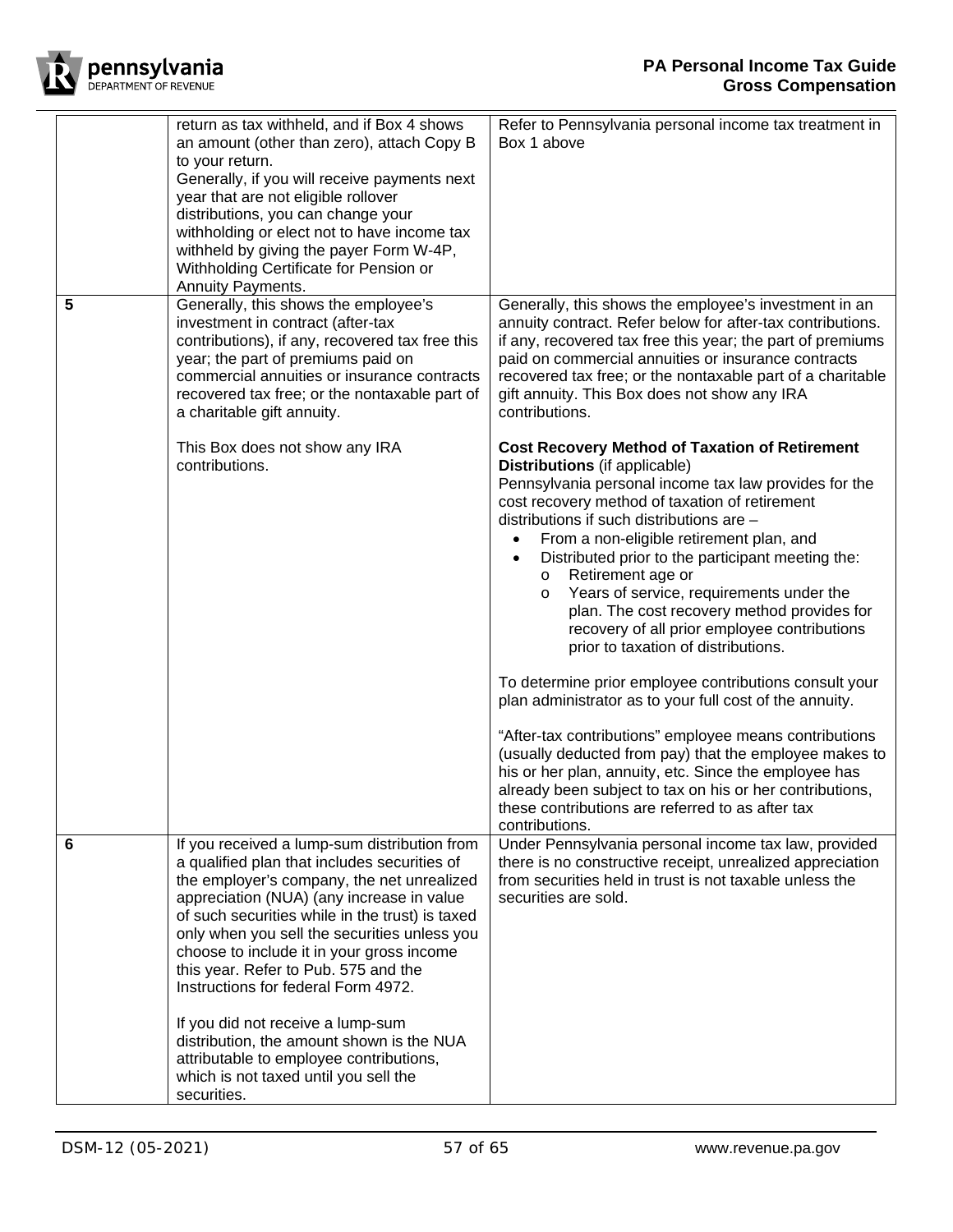| | | |
|---|---|---|
| | return as tax withheld, and if Box 4 shows an amount (other than zero), attach Copy B to your return.<br>Generally, if you will receive payments next year that are not eligible rollover distributions, you can change your withholding or elect not to have income tax withheld by giving the payer Form W-4P, Withholding Certificate for Pension or Annuity Payments. | Refer to Pennsylvania personal income tax treatment in Box 1 above |
| **5** | Generally, this shows the employee's investment in contract (after-tax contributions), if any, recovered tax free this year; the part of premiums paid on commercial annuities or insurance contracts recovered tax free; or the nontaxable part of a charitable gift annuity.<br><br>This Box does not show any IRA contributions. | Generally, this shows the employee's investment in an annuity contract. Refer below for after-tax contributions. if any, recovered tax free this year; the part of premiums paid on commercial annuities or insurance contracts recovered tax free; or the nontaxable part of a charitable gift annuity. This Box does not show any IRA contributions.<br><br>**Cost Recovery Method of Taxation of Retirement Distributions** (if applicable)<br>Pennsylvania personal income tax law provides for the cost recovery method of taxation of retirement distributions if such distributions are –<br>• From a non-eligible retirement plan, and<br>• Distributed prior to the participant meeting the:<br>&nbsp;&nbsp;o Retirement age or<br>&nbsp;&nbsp;o Years of service, requirements under the plan. The cost recovery method provides for recovery of all prior employee contributions prior to taxation of distributions.<br><br>To determine prior employee contributions consult your plan administrator as to your full cost of the annuity.<br><br>"After-tax contributions" employee means contributions (usually deducted from pay) that the employee makes to his or her plan, annuity, etc. Since the employee has already been subject to tax on his or her contributions, these contributions are referred to as after tax contributions. |
| **6** | If you received a lump-sum distribution from a qualified plan that includes securities of the employer's company, the net unrealized appreciation (NUA) (any increase in value of such securities while in the trust) is taxed only when you sell the securities unless you choose to include it in your gross income this year. Refer to Pub. 575 and the Instructions for federal Form 4972.<br><br>If you did not receive a lump-sum distribution, the amount shown is the NUA attributable to employee contributions, which is not taxed until you sell the securities. | Under Pennsylvania personal income tax law, provided there is no constructive receipt, unrealized appreciation from securities held in trust is not taxable unless the securities are sold. |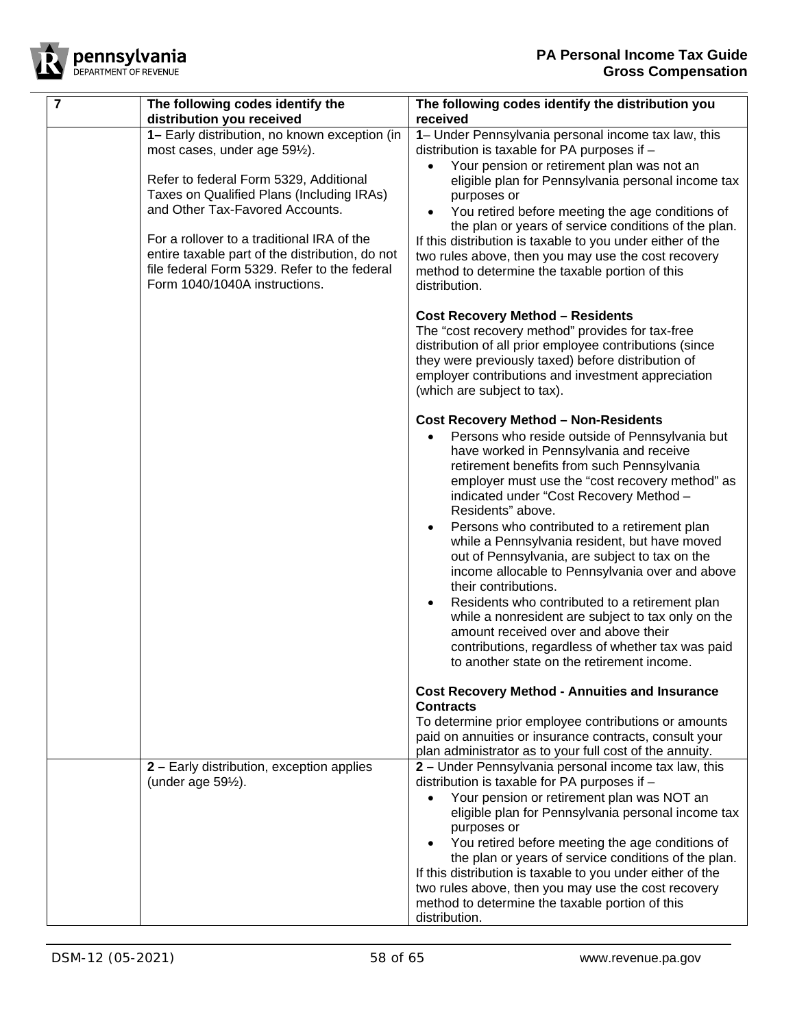| 7 | The following codes identify the distribution you received | The following codes identify the distribution you received |
|---|---|---|
| | **1–** Early distribution, no known exception (in most cases, under age 59½).<br><br>Refer to federal Form 5329, Additional Taxes on Qualified Plans (Including IRAs) and Other Tax-Favored Accounts.<br><br>For a rollover to a traditional IRA of the entire taxable part of the distribution, do not file federal Form 5329. Refer to the federal Form 1040/1040A instructions. | **1**– Under Pennsylvania personal income tax law, this distribution is taxable for PA purposes if –<br>• Your pension or retirement plan was not an eligible plan for Pennsylvania personal income tax purposes or<br>• You retired before meeting the age conditions of the plan or years of service conditions of the plan.<br>If this distribution is taxable to you under either of the two rules above, then you may use the cost recovery method to determine the taxable portion of this distribution.<br><br>**Cost Recovery Method – Residents**<br>The "cost recovery method" provides for tax-free distribution of all prior employee contributions (since they were previously taxed) before distribution of employer contributions and investment appreciation (which are subject to tax).<br><br>**Cost Recovery Method – Non-Residents**<br>• Persons who reside outside of Pennsylvania but have worked in Pennsylvania and receive retirement benefits from such Pennsylvania employer must use the "cost recovery method" as indicated under "Cost Recovery Method – Residents" above.<br>• Persons who contributed to a retirement plan while a Pennsylvania resident, but have moved out of Pennsylvania, are subject to tax on the income allocable to Pennsylvania over and above their contributions.<br>• Residents who contributed to a retirement plan while a nonresident are subject to tax only on the amount received over and above their contributions, regardless of whether tax was paid to another state on the retirement income.<br><br>**Cost Recovery Method - Annuities and Insurance Contracts**<br>To determine prior employee contributions or amounts paid on annuities or insurance contracts, consult your plan administrator as to your full cost of the annuity. |
| | **2 –** Early distribution, exception applies (under age 59½). | **2 –** Under Pennsylvania personal income tax law, this distribution is taxable for PA purposes if –<br>• Your pension or retirement plan was NOT an eligible plan for Pennsylvania personal income tax purposes or<br>• You retired before meeting the age conditions of the plan or years of service conditions of the plan.<br>If this distribution is taxable to you under either of the two rules above, then you may use the cost recovery method to determine the taxable portion of this distribution. |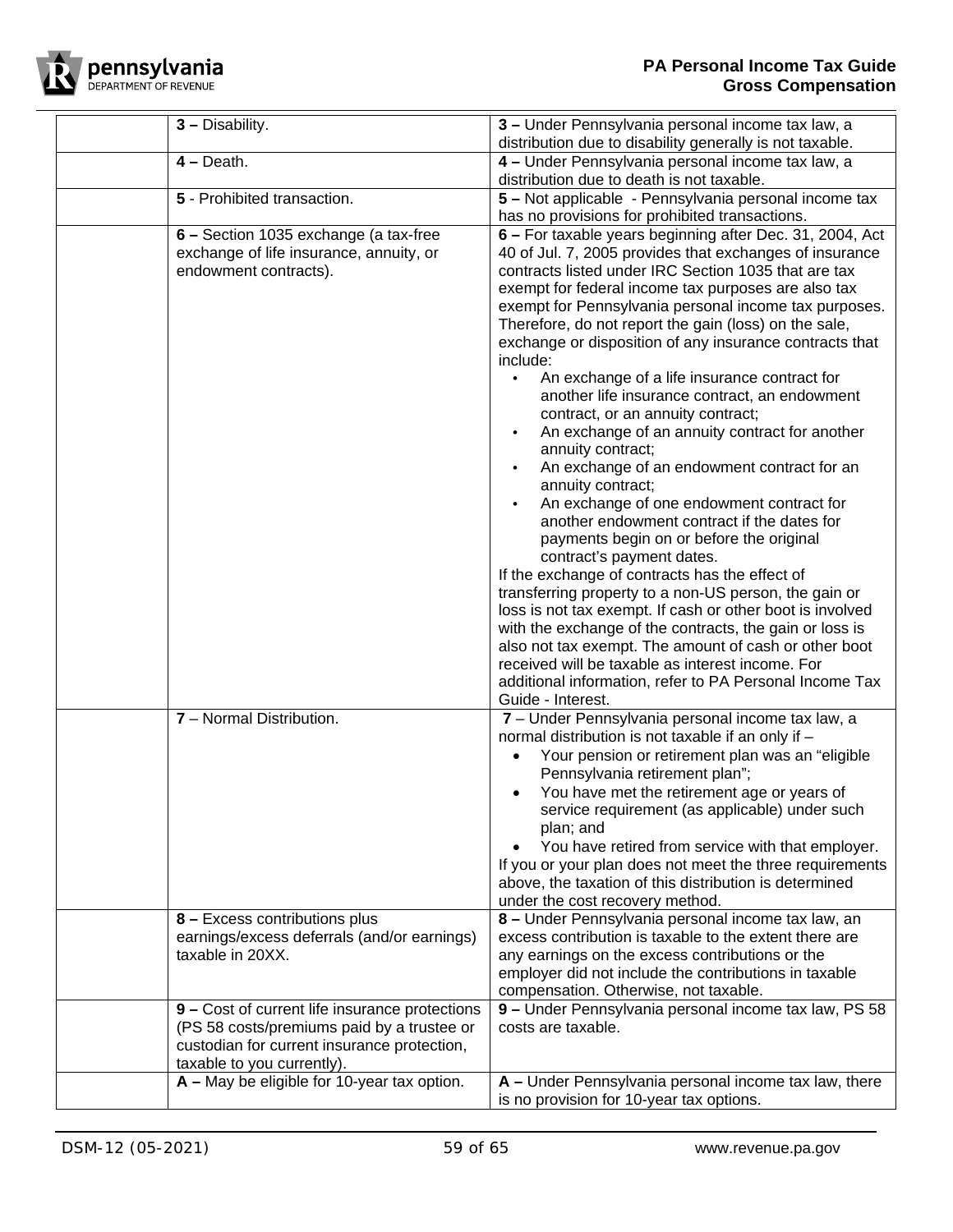| | | |
|---|---|---|
| | **3 –** Disability. | **3 –** Under Pennsylvania personal income tax law, a distribution due to disability generally is not taxable. |
| | **4 –** Death. | **4 –** Under Pennsylvania personal income tax law, a distribution due to death is not taxable. |
| | **5** - Prohibited transaction. | **5 –** Not applicable - Pennsylvania personal income tax has no provisions for prohibited transactions. |
| | **6 –** Section 1035 exchange (a tax-free exchange of life insurance, annuity, or endowment contracts). | **6 –** For taxable years beginning after Dec. 31, 2004, Act 40 of Jul. 7, 2005 provides that exchanges of insurance contracts listed under IRC Section 1035 that are tax exempt for federal income tax purposes are also tax exempt for Pennsylvania personal income tax purposes. Therefore, do not report the gain (loss) on the sale, exchange or disposition of any insurance contracts that include:<br>• An exchange of a life insurance contract for another life insurance contract, an endowment contract, or an annuity contract;<br>• An exchange of an annuity contract for another annuity contract;<br>• An exchange of an endowment contract for an annuity contract;<br>• An exchange of one endowment contract for another endowment contract if the dates for payments begin on or before the original contract's payment dates.<br>If the exchange of contracts has the effect of transferring property to a non-US person, the gain or loss is not tax exempt. If cash or other boot is involved with the exchange of the contracts, the gain or loss is also not tax exempt. The amount of cash or other boot received will be taxable as interest income. For additional information, refer to PA Personal Income Tax Guide - Interest. |
| | **7** – Normal Distribution. | **7** – Under Pennsylvania personal income tax law, a normal distribution is not taxable if an only if –<br>• Your pension or retirement plan was an "eligible Pennsylvania retirement plan";<br>• You have met the retirement age or years of service requirement (as applicable) under such plan; and<br>• You have retired from service with that employer.<br>If you or your plan does not meet the three requirements above, the taxation of this distribution is determined under the cost recovery method. |
| | **8 –** Excess contributions plus earnings/excess deferrals (and/or earnings) taxable in 20XX. | **8 –** Under Pennsylvania personal income tax law, an excess contribution is taxable to the extent there are any earnings on the excess contributions or the employer did not include the contributions in taxable compensation. Otherwise, not taxable. |
| | **9 –** Cost of current life insurance protections (PS 58 costs/premiums paid by a trustee or custodian for current insurance protection, taxable to you currently). | **9 –** Under Pennsylvania personal income tax law, PS 58 costs are taxable. |
| | **A –** May be eligible for 10-year tax option. | **A –** Under Pennsylvania personal income tax law, there is no provision for 10-year tax options. |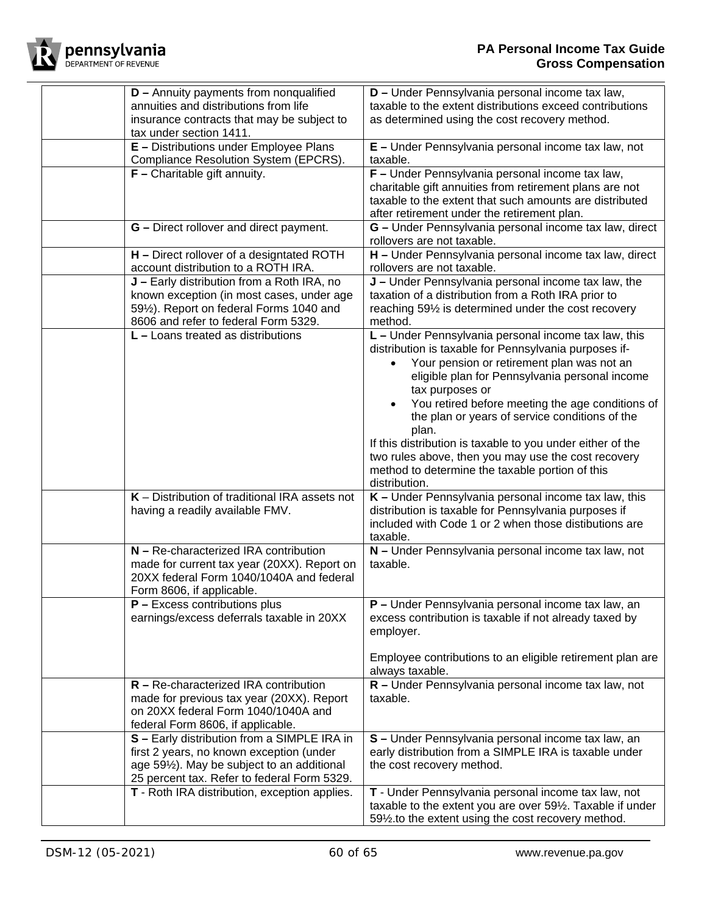| | | |
|---|---|---|
| | **D –** Annuity payments from nonqualified annuities and distributions from life insurance contracts that may be subject to tax under section 1411. | **D –** Under Pennsylvania personal income tax law, taxable to the extent distributions exceed contributions as determined using the cost recovery method. |
| | **E –** Distributions under Employee Plans Compliance Resolution System (EPCRS). | **E –** Under Pennsylvania personal income tax law, not taxable. |
| | **F –** Charitable gift annuity. | **F –** Under Pennsylvania personal income tax law, charitable gift annuities from retirement plans are not taxable to the extent that such amounts are distributed after retirement under the retirement plan. |
| | **G –** Direct rollover and direct payment. | **G –** Under Pennsylvania personal income tax law, direct rollovers are not taxable. |
| | **H –** Direct rollover of a designtated ROTH account distribution to a ROTH IRA. | **H –** Under Pennsylvania personal income tax law, direct rollovers are not taxable. |
| | **J –** Early distribution from a Roth IRA, no known exception (in most cases, under age 59½). Report on federal Forms 1040 and 8606 and refer to federal Form 5329. | **J –** Under Pennsylvania personal income tax law, the taxation of a distribution from a Roth IRA prior to reaching 59½ is determined under the cost recovery method. |
| | **L –** Loans treated as distributions | **L –** Under Pennsylvania personal income tax law, this distribution is taxable for Pennsylvania purposes if-<br>• Your pension or retirement plan was not an eligible plan for Pennsylvania personal income tax purposes or<br>• You retired before meeting the age conditions of the plan or years of service conditions of the plan.<br>If this distribution is taxable to you under either of the two rules above, then you may use the cost recovery method to determine the taxable portion of this distribution. |
| | **K** – Distribution of traditional IRA assets not having a readily available FMV. | **K –** Under Pennsylvania personal income tax law, this distribution is taxable for Pennsylvania purposes if included with Code 1 or 2 when those distibutions are taxable. |
| | **N –** Re-characterized IRA contribution made for current tax year (20XX). Report on 20XX federal Form 1040/1040A and federal Form 8606, if applicable. | **N –** Under Pennsylvania personal income tax law, not taxable. |
| | **P –** Excess contributions plus earnings/excess deferrals taxable in 20XX | **P –** Under Pennsylvania personal income tax law, an excess contribution is taxable if not already taxed by employer.<br><br>Employee contributions to an eligible retirement plan are always taxable. |
| | **R –** Re-characterized IRA contribution made for previous tax year (20XX). Report on 20XX federal Form 1040/1040A and federal Form 8606, if applicable. | **R –** Under Pennsylvania personal income tax law, not taxable. |
| | **S –** Early distribution from a SIMPLE IRA in first 2 years, no known exception (under age 59½). May be subject to an additional 25 percent tax. Refer to federal Form 5329. | **S –** Under Pennsylvania personal income tax law, an early distribution from a SIMPLE IRA is taxable under the cost recovery method. |
| | **T** - Roth IRA distribution, exception applies. | **T** - Under Pennsylvania personal income tax law, not taxable to the extent you are over 59½. Taxable if under 59½.to the extent using the cost recovery method. |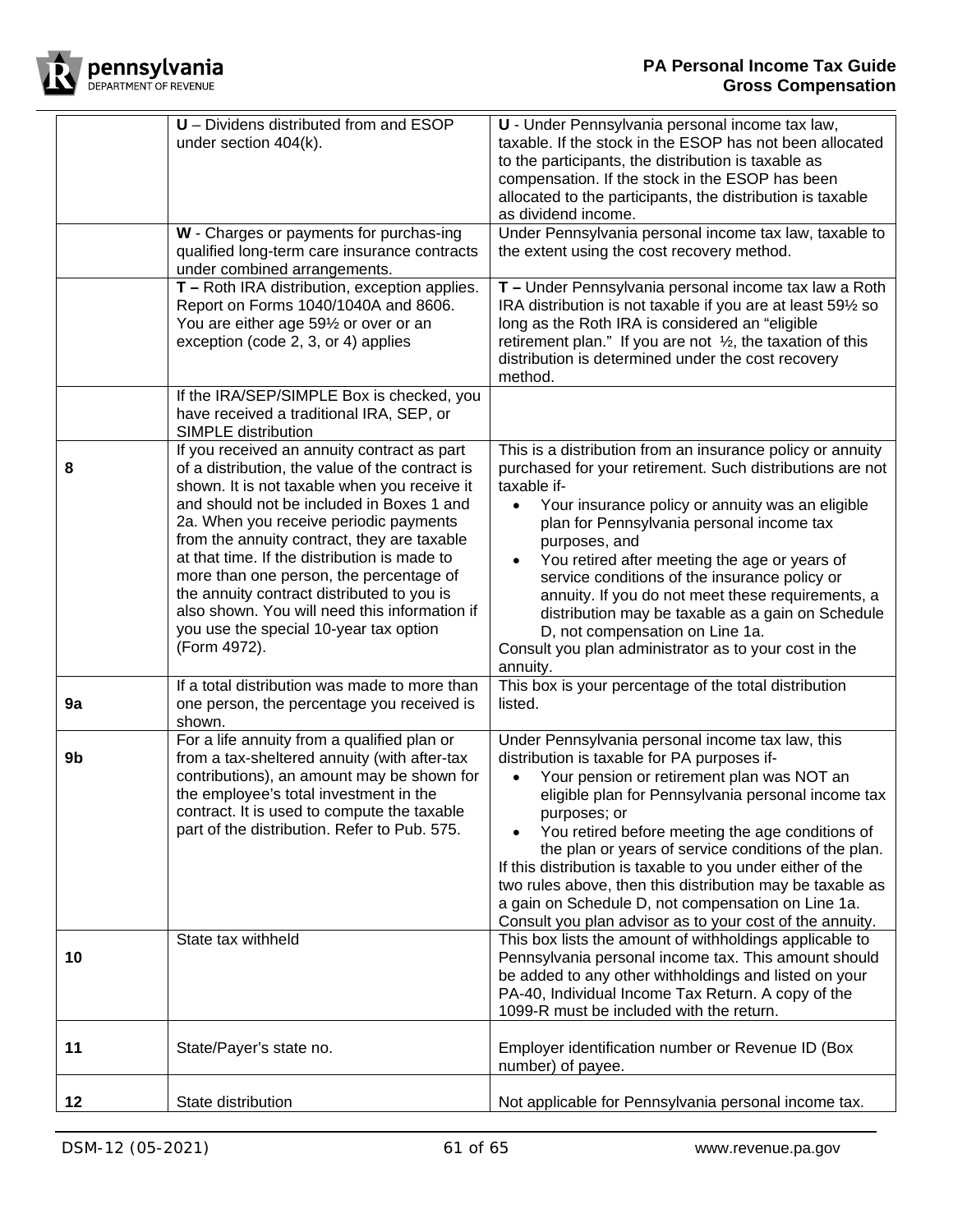| | | |
|---|---|---|
| | **U** – Dividens distributed from and ESOP under section 404(k). | **U** - Under Pennsylvania personal income tax law, taxable. If the stock in the ESOP has not been allocated to the participants, the distribution is taxable as compensation. If the stock in the ESOP has been allocated to the participants, the distribution is taxable as dividend income. |
| | **W** - Charges or payments for purchas-ing qualified long-term care insurance contracts under combined arrangements. | Under Pennsylvania personal income tax law, taxable to the extent using the cost recovery method. |
| | **T –** Roth IRA distribution, exception applies. Report on Forms 1040/1040A and 8606. You are either age 59½ or over or an exception (code 2, 3, or 4) applies | **T –** Under Pennsylvania personal income tax law a Roth IRA distribution is not taxable if you are at least 59½ so long as the Roth IRA is considered an "eligible retirement plan." If you are not ½, the taxation of this distribution is determined under the cost recovery method. |
| | If the IRA/SEP/SIMPLE Box is checked, you have received a traditional IRA, SEP, or SIMPLE distribution | |
| **8** | If you received an annuity contract as part of a distribution, the value of the contract is shown. It is not taxable when you receive it and should not be included in Boxes 1 and 2a. When you receive periodic payments from the annuity contract, they are taxable at that time. If the distribution is made to more than one person, the percentage of the annuity contract distributed to you is also shown. You will need this information if you use the special 10-year tax option (Form 4972). | This is a distribution from an insurance policy or annuity purchased for your retirement. Such distributions are not taxable if-<br>• Your insurance policy or annuity was an eligible plan for Pennsylvania personal income tax purposes, and<br>• You retired after meeting the age or years of service conditions of the insurance policy or annuity. If you do not meet these requirements, a distribution may be taxable as a gain on Schedule D, not compensation on Line 1a.<br>Consult you plan administrator as to your cost in the annuity. |
| **9a** | If a total distribution was made to more than one person, the percentage you received is shown. | This box is your percentage of the total distribution listed. |
| **9b** | For a life annuity from a qualified plan or from a tax-sheltered annuity (with after-tax contributions), an amount may be shown for the employee's total investment in the contract. It is used to compute the taxable part of the distribution. Refer to Pub. 575. | Under Pennsylvania personal income tax law, this distribution is taxable for PA purposes if-<br>• Your pension or retirement plan was NOT an eligible plan for Pennsylvania personal income tax purposes; or<br>• You retired before meeting the age conditions of the plan or years of service conditions of the plan.<br>If this distribution is taxable to you under either of the two rules above, then this distribution may be taxable as a gain on Schedule D, not compensation on Line 1a. Consult you plan advisor as to your cost of the annuity. |
| **10** | State tax withheld | This box lists the amount of withholdings applicable to Pennsylvania personal income tax. This amount should be added to any other withholdings and listed on your PA-40, Individual Income Tax Return. A copy of the 1099-R must be included with the return. |
| **11** | State/Payer's state no. | Employer identification number or Revenue ID (Box number) of payee. |
| **12** | State distribution | Not applicable for Pennsylvania personal income tax. |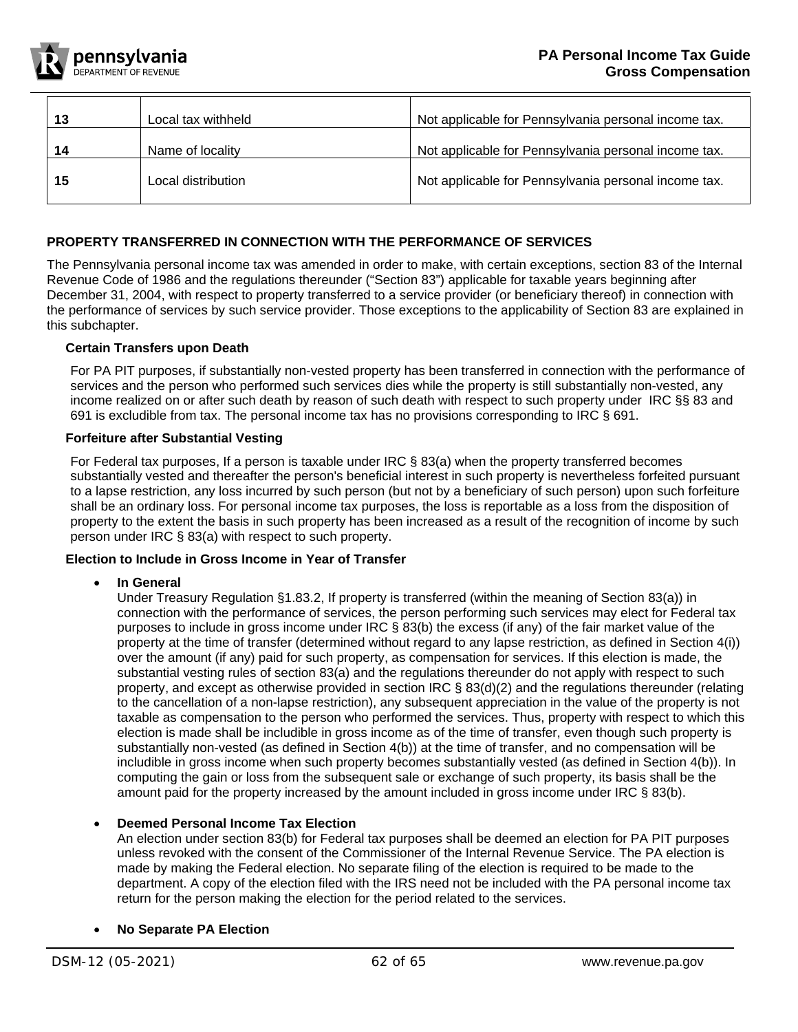| 13 | Local tax withheld | Not applicable for Pennsylvania personal income tax. |
|---|---|---|
| 14 | Name of locality | Not applicable for Pennsylvania personal income tax. |
| 15 | Local distribution | Not applicable for Pennsylvania personal income tax. |

## PROPERTY TRANSFERRED IN CONNECTION WITH THE PERFORMANCE OF SERVICES

The Pennsylvania personal income tax was amended in order to make, with certain exceptions, section 83 of the Internal Revenue Code of 1986 and the regulations thereunder ("Section 83") applicable for taxable years beginning after December 31, 2004, with respect to property transferred to a service provider (or beneficiary thereof) in connection with the performance of services by such service provider. Those exceptions to the applicability of Section 83 are explained in this subchapter.

### Certain Transfers upon Death

For PA PIT purposes, if substantially non-vested property has been transferred in connection with the performance of services and the person who performed such services dies while the property is still substantially non-vested, any income realized on or after such death by reason of such death with respect to such property under IRC §§ 83 and 691 is excludible from tax. The personal income tax has no provisions corresponding to IRC § 691.

### Forfeiture after Substantial Vesting

For Federal tax purposes, If a person is taxable under IRC § 83(a) when the property transferred becomes substantially vested and thereafter the person's beneficial interest in such property is nevertheless forfeited pursuant to a lapse restriction, any loss incurred by such person (but not by a beneficiary of such person) upon such forfeiture shall be an ordinary loss. For personal income tax purposes, the loss is reportable as a loss from the disposition of property to the extent the basis in such property has been increased as a result of the recognition of income by such person under IRC § 83(a) with respect to such property.

### Election to Include in Gross Income in Year of Transfer

- **In General**
  Under Treasury Regulation §1.83.2, If property is transferred (within the meaning of Section 83(a)) in connection with the performance of services, the person performing such services may elect for Federal tax purposes to include in gross income under IRC § 83(b) the excess (if any) of the fair market value of the property at the time of transfer (determined without regard to any lapse restriction, as defined in Section 4(i)) over the amount (if any) paid for such property, as compensation for services. If this election is made, the substantial vesting rules of section 83(a) and the regulations thereunder do not apply with respect to such property, and except as otherwise provided in section IRC § 83(d)(2) and the regulations thereunder (relating to the cancellation of a non-lapse restriction), any subsequent appreciation in the value of the property is not taxable as compensation to the person who performed the services. Thus, property with respect to which this election is made shall be includible in gross income as of the time of transfer, even though such property is substantially non-vested (as defined in Section 4(b)) at the time of transfer, and no compensation will be includible in gross income when such property becomes substantially vested (as defined in Section 4(b)). In computing the gain or loss from the subsequent sale or exchange of such property, its basis shall be the amount paid for the property increased by the amount included in gross income under IRC § 83(b).

- **Deemed Personal Income Tax Election**
  An election under section 83(b) for Federal tax purposes shall be deemed an election for PA PIT purposes unless revoked with the consent of the Commissioner of the Internal Revenue Service. The PA election is made by making the Federal election. No separate filing of the election is required to be made to the department. A copy of the election filed with the IRS need not be included with the PA personal income tax return for the person making the election for the period related to the services.

- **No Separate PA Election**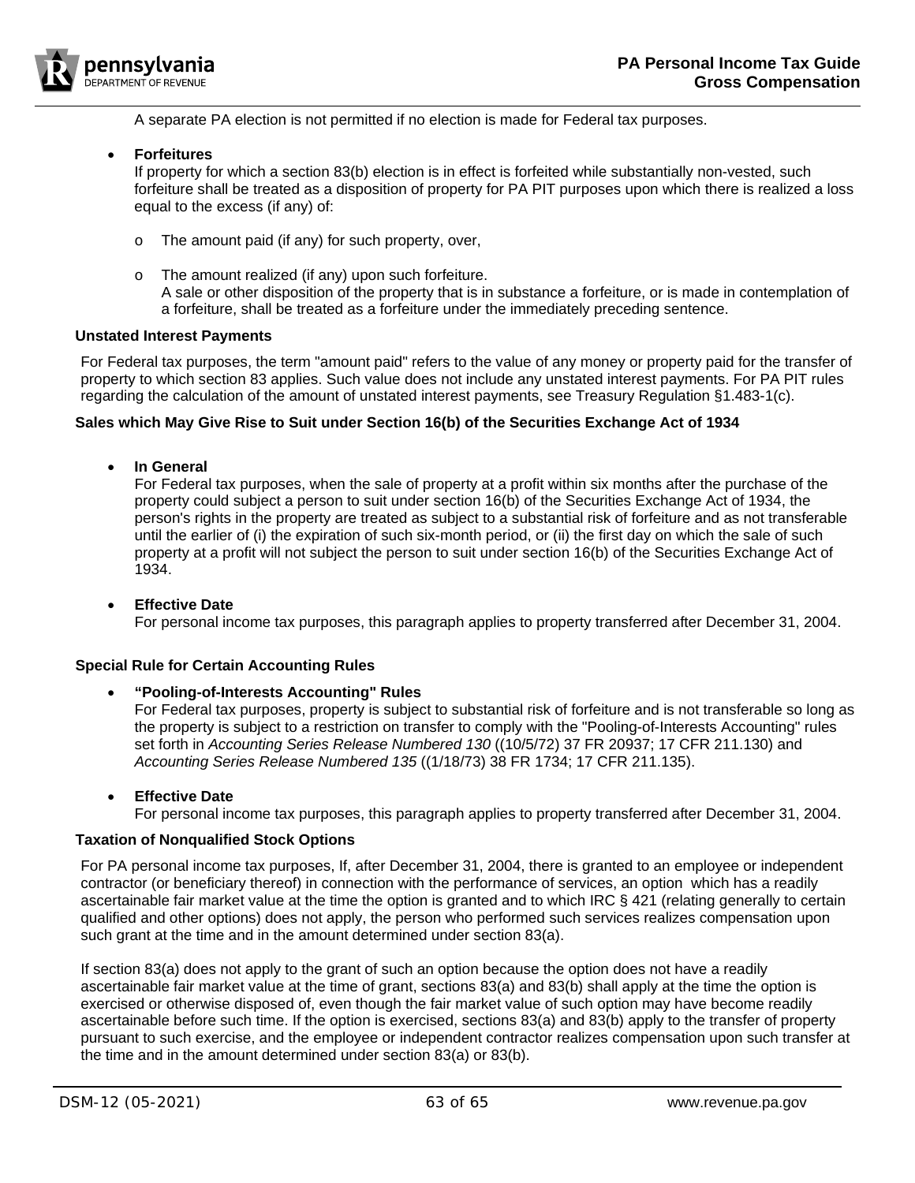A separate PA election is not permitted if no election is made for Federal tax purposes.

- **Forfeitures**
  If property for which a section 83(b) election is in effect is forfeited while substantially non-vested, such forfeiture shall be treated as a disposition of property for PA PIT purposes upon which there is realized a loss equal to the excess (if any) of:

  - The amount paid (if any) for such property, over,
  - The amount realized (if any) upon such forfeiture.
    A sale or other disposition of the property that is in substance a forfeiture, or is made in contemplation of a forfeiture, shall be treated as a forfeiture under the immediately preceding sentence.

### Unstated Interest Payments

For Federal tax purposes, the term "amount paid" refers to the value of any money or property paid for the transfer of property to which section 83 applies. Such value does not include any unstated interest payments. For PA PIT rules regarding the calculation of the amount of unstated interest payments, see Treasury Regulation §1.483-1(c).

### Sales which May Give Rise to Suit under Section 16(b) of the Securities Exchange Act of 1934

- **In General**
  For Federal tax purposes, when the sale of property at a profit within six months after the purchase of the property could subject a person to suit under section 16(b) of the Securities Exchange Act of 1934, the person's rights in the property are treated as subject to a substantial risk of forfeiture and as not transferable until the earlier of (i) the expiration of such six-month period, or (ii) the first day on which the sale of such property at a profit will not subject the person to suit under section 16(b) of the Securities Exchange Act of 1934.

- **Effective Date**
  For personal income tax purposes, this paragraph applies to property transferred after December 31, 2004.

### Special Rule for Certain Accounting Rules

- **"Pooling-of-Interests Accounting" Rules**
  For Federal tax purposes, property is subject to substantial risk of forfeiture and is not transferable so long as the property is subject to a restriction on transfer to comply with the "Pooling-of-Interests Accounting" rules set forth in *Accounting Series Release Numbered 130* ((10/5/72) 37 FR 20937; 17 CFR 211.130) and *Accounting Series Release Numbered 135* ((1/18/73) 38 FR 1734; 17 CFR 211.135).

- **Effective Date**
  For personal income tax purposes, this paragraph applies to property transferred after December 31, 2004.

### Taxation of Nonqualified Stock Options

For PA personal income tax purposes, If, after December 31, 2004, there is granted to an employee or independent contractor (or beneficiary thereof) in connection with the performance of services, an option which has a readily ascertainable fair market value at the time the option is granted and to which IRC § 421 (relating generally to certain qualified and other options) does not apply, the person who performed such services realizes compensation upon such grant at the time and in the amount determined under section 83(a).

If section 83(a) does not apply to the grant of such an option because the option does not have a readily ascertainable fair market value at the time of grant, sections 83(a) and 83(b) shall apply at the time the option is exercised or otherwise disposed of, even though the fair market value of such option may have become readily ascertainable before such time. If the option is exercised, sections 83(a) and 83(b) apply to the transfer of property pursuant to such exercise, and the employee or independent contractor realizes compensation upon such transfer at the time and in the amount determined under section 83(a) or 83(b).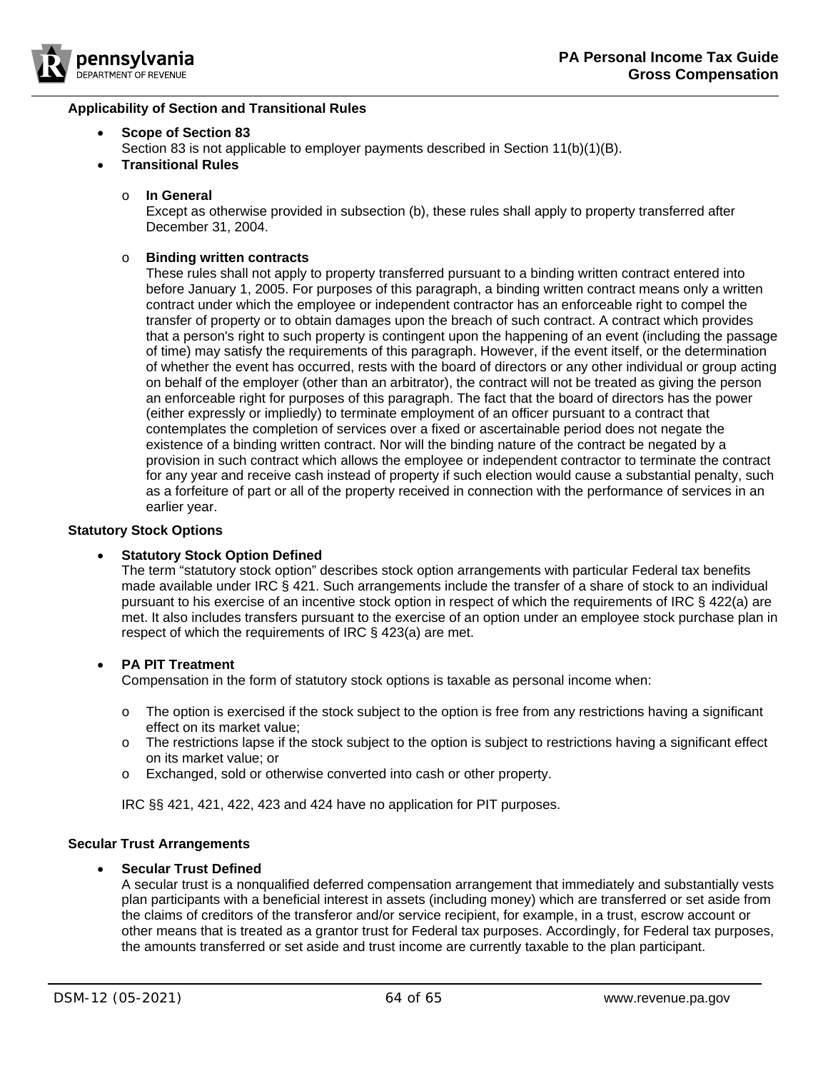### Applicability of Section and Transitional Rules

- **Scope of Section 83**
  Section 83 is not applicable to employer payments described in Section 11(b)(1)(B).
- **Transitional Rules**
  - **In General**
    Except as otherwise provided in subsection (b), these rules shall apply to property transferred after December 31, 2004.
  - **Binding written contracts**
    These rules shall not apply to property transferred pursuant to a binding written contract entered into before January 1, 2005. For purposes of this paragraph, a binding written contract means only a written contract under which the employee or independent contractor has an enforceable right to compel the transfer of property or to obtain damages upon the breach of such contract. A contract which provides that a person's right to such property is contingent upon the happening of an event (including the passage of time) may satisfy the requirements of this paragraph. However, if the event itself, or the determination of whether the event has occurred, rests with the board of directors or any other individual or group acting on behalf of the employer (other than an arbitrator), the contract will not be treated as giving the person an enforceable right for purposes of this paragraph. The fact that the board of directors has the power (either expressly or impliedly) to terminate employment of an officer pursuant to a contract that contemplates the completion of services over a fixed or ascertainable period does not negate the existence of a binding written contract. Nor will the binding nature of the contract be negated by a provision in such contract which allows the employee or independent contractor to terminate the contract for any year and receive cash instead of property if such election would cause a substantial penalty, such as a forfeiture of part or all of the property received in connection with the performance of services in an earlier year.

### Statutory Stock Options

- **Statutory Stock Option Defined**
  The term "statutory stock option" describes stock option arrangements with particular Federal tax benefits made available under IRC § 421. Such arrangements include the transfer of a share of stock to an individual pursuant to his exercise of an incentive stock option in respect of which the requirements of IRC § 422(a) are met. It also includes transfers pursuant to the exercise of an option under an employee stock purchase plan in respect of which the requirements of IRC § 423(a) are met.

- **PA PIT Treatment**
  Compensation in the form of statutory stock options is taxable as personal income when:

  - The option is exercised if the stock subject to the option is free from any restrictions having a significant effect on its market value;
  - The restrictions lapse if the stock subject to the option is subject to restrictions having a significant effect on its market value; or
  - Exchanged, sold or otherwise converted into cash or other property.

  IRC §§ 421, 421, 422, 423 and 424 have no application for PIT purposes.

### Secular Trust Arrangements

- **Secular Trust Defined**
  A secular trust is a nonqualified deferred compensation arrangement that immediately and substantially vests plan participants with a beneficial interest in assets (including money) which are transferred or set aside from the claims of creditors of the transferor and/or service recipient, for example, in a trust, escrow account or other means that is treated as a grantor trust for Federal tax purposes. Accordingly, for Federal tax purposes, the amounts transferred or set aside and trust income are currently taxable to the plan participant.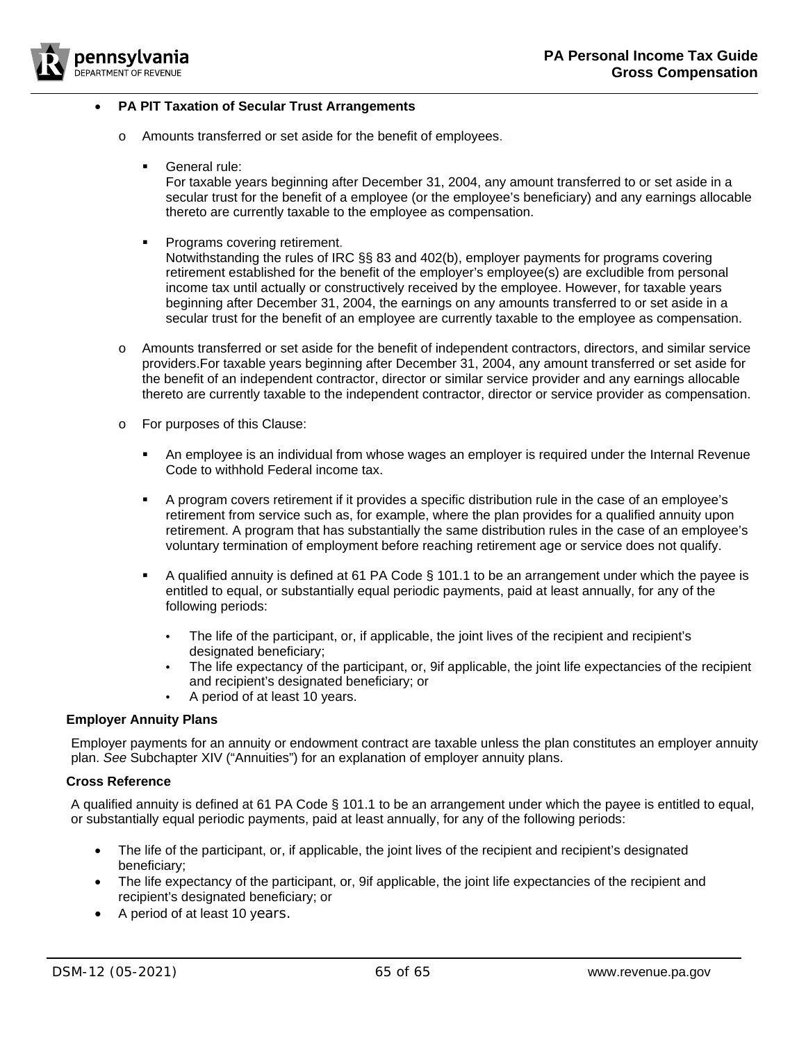- **PA PIT Taxation of Secular Trust Arrangements**

  - Amounts transferred or set aside for the benefit of employees.

    - General rule:
      For taxable years beginning after December 31, 2004, any amount transferred to or set aside in a secular trust for the benefit of a employee (or the employee's beneficiary) and any earnings allocable thereto are currently taxable to the employee as compensation.

    - Programs covering retirement.
      Notwithstanding the rules of IRC §§ 83 and 402(b), employer payments for programs covering retirement established for the benefit of the employer's employee(s) are excludible from personal income tax until actually or constructively received by the employee. However, for taxable years beginning after December 31, 2004, the earnings on any amounts transferred to or set aside in a secular trust for the benefit of an employee are currently taxable to the employee as compensation.

  - Amounts transferred or set aside for the benefit of independent contractors, directors, and similar service providers.For taxable years beginning after December 31, 2004, any amount transferred or set aside for the benefit of an independent contractor, director or similar service provider and any earnings allocable thereto are currently taxable to the independent contractor, director or service provider as compensation.

  - For purposes of this Clause:

    - An employee is an individual from whose wages an employer is required under the Internal Revenue Code to withhold Federal income tax.

    - A program covers retirement if it provides a specific distribution rule in the case of an employee's retirement from service such as, for example, where the plan provides for a qualified annuity upon retirement. A program that has substantially the same distribution rules in the case of an employee's voluntary termination of employment before reaching retirement age or service does not qualify.

    - A qualified annuity is defined at 61 PA Code § 101.1 to be an arrangement under which the payee is entitled to equal, or substantially equal periodic payments, paid at least annually, for any of the following periods:

      - The life of the participant, or, if applicable, the joint lives of the recipient and recipient's designated beneficiary;
      - The life expectancy of the participant, or, 9if applicable, the joint life expectancies of the recipient and recipient's designated beneficiary; or
      - A period of at least 10 years.

### Employer Annuity Plans

Employer payments for an annuity or endowment contract are taxable unless the plan constitutes an employer annuity plan. *See* Subchapter XIV ("Annuities") for an explanation of employer annuity plans.

### Cross Reference

A qualified annuity is defined at 61 PA Code § 101.1 to be an arrangement under which the payee is entitled to equal, or substantially equal periodic payments, paid at least annually, for any of the following periods:

- The life of the participant, or, if applicable, the joint lives of the recipient and recipient's designated beneficiary;
- The life expectancy of the participant, or, 9if applicable, the joint life expectancies of the recipient and recipient's designated beneficiary; or
- A period of at least 10 years.